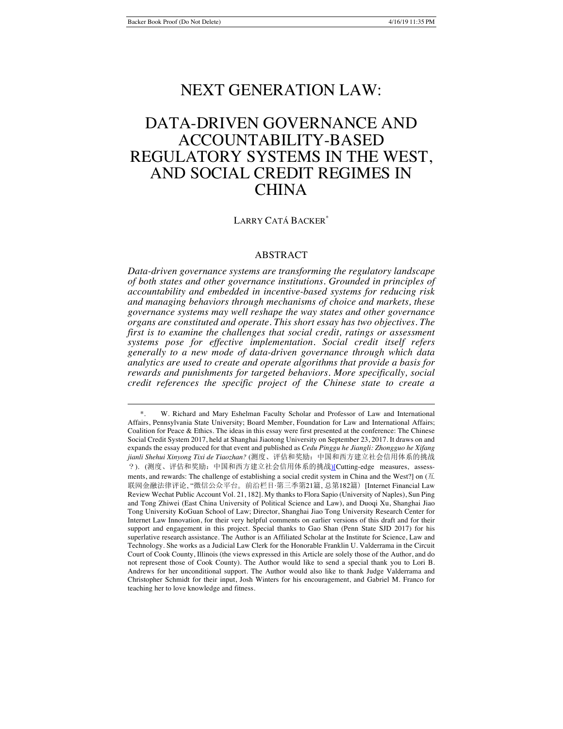# NEXT GENERATION LAW:

# DATA-DRIVEN GOVERNANCE AND ACCOUNTABILITY-BASED REGULATORY SYSTEMS IN THE WEST, AND SOCIAL CREDIT REGIMES IN CHINA

LARRY CATÁ BACKER*

## ABSTRACT

*Data-driven governance systems are transforming the regulatory landscape of both states and other governance institutions. Grounded in principles of accountability and embedded in incentive-based systems for reducing risk and managing behaviors through mechanisms of choice and markets, these governance systems may well reshape the way states and other governance organs are constituted and operate. This short essay has two objectives. The first is to examine the challenges that social credit, ratings or assessment systems pose for effective implementation. Social credit itself refers generally to a new mode of data-driven governance through which data analytics are used to create and operate algorithms that provide a basis for rewards and punishments for targeted behaviors. More specifically, social credit references the specific project of the Chinese state to create a*

---

\*. W. Richard and Mary Eshelman Faculty Scholar and Professor of Law and International Affairs, Pennsylvania State University; Board Member, Foundation for Law and International Affairs; Coalition for Peace & Ethics. The ideas in this essay were first presented at the conference: The Chinese Social Credit System 2017, held at Shanghai Jiaotong University on September 23, 2017. It draws on and expands the essay produced for that event and published as *Cedu Pinggu he Jiangli: Zhongguo he Xifang jianli Shehui Xinyong Tixi de Tiaozhan?* (测度、评估和奖励：中国和西方建立社会信用体系的挑战？). (测度、评估和奖励：中国和西方建立社会信用体系的挑战)[Cutting-edge measures, assessments, and rewards: The challenge of establishing a social credit system in China and the West?] on (互联网金融法律评论, "微信公众平台。前沿栏目·第三季第21篇, 总第182篇) [Internet Financial Law Review Wechat Public Account Vol. 21, 182]. My thanks to Flora Sapio (University of Naples), Sun Ping and Tong Zhiwei (East China University of Political Science and Law), and Duoqi Xu, Shanghai Jiao Tong University KoGuan School of Law; Director, Shanghai Jiao Tong University Research Center for Internet Law Innovation, for their very helpful comments on earlier versions of this draft and for their support and engagement in this project. Special thanks to Gao Shan (Penn State SJD 2017) for his superlative research assistance. The Author is an Affiliated Scholar at the Institute for Science, Law and Technology. She works as a Judicial Law Clerk for the Honorable Franklin U. Valderrama in the Circuit Court of Cook County, Illinois (the views expressed in this Article are solely those of the Author, and do not represent those of Cook County). The Author would like to send a special thank you to Lori B. Andrews for her unconditional support. The Author would also like to thank Judge Valderrama and Christopher Schmidt for their input, Josh Winters for his encouragement, and Gabriel M. Franco for teaching her to love knowledge and fitness.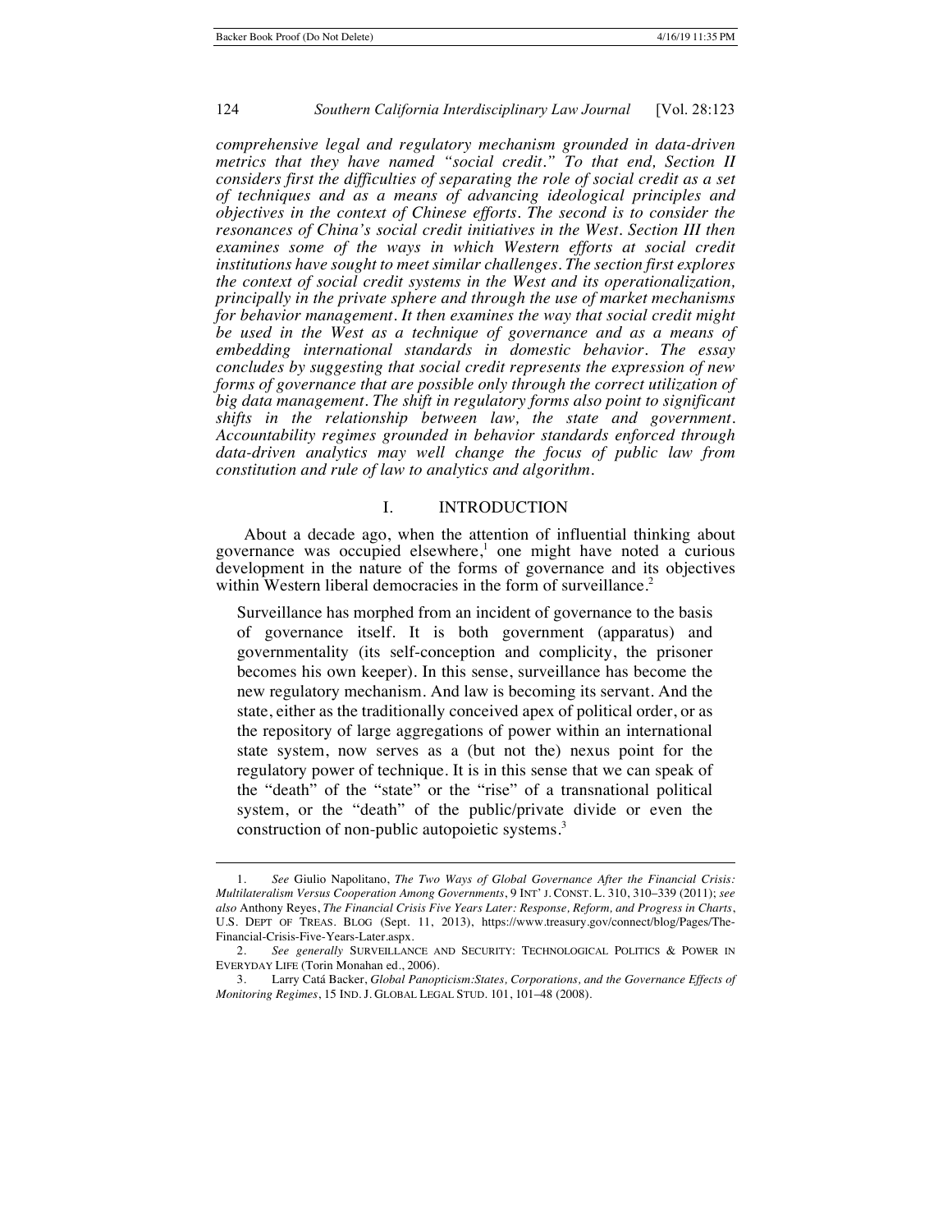*comprehensive legal and regulatory mechanism grounded in data-driven metrics that they have named "social credit." To that end, Section II considers first the difficulties of separating the role of social credit as a set of techniques and as a means of advancing ideological principles and objectives in the context of Chinese efforts. The second is to consider the resonances of China's social credit initiatives in the West. Section III then examines some of the ways in which Western efforts at social credit institutions have sought to meet similar challenges. The section first explores the context of social credit systems in the West and its operationalization, principally in the private sphere and through the use of market mechanisms for behavior management. It then examines the way that social credit might be used in the West as a technique of governance and as a means of embedding international standards in domestic behavior. The essay concludes by suggesting that social credit represents the expression of new forms of governance that are possible only through the correct utilization of big data management. The shift in regulatory forms also point to significant shifts in the relationship between law, the state and government. Accountability regimes grounded in behavior standards enforced through data-driven analytics may well change the focus of public law from constitution and rule of law to analytics and algorithm.*

## I. INTRODUCTION

About a decade ago, when the attention of influential thinking about governance was occupied elsewhere,[1] one might have noted a curious development in the nature of the forms of governance and its objectives within Western liberal democracies in the form of surveillance.[2]

> Surveillance has morphed from an incident of governance to the basis of governance itself. It is both government (apparatus) and governmentality (its self-conception and complicity, the prisoner becomes his own keeper). In this sense, surveillance has become the new regulatory mechanism. And law is becoming its servant. And the state, either as the traditionally conceived apex of political order, or as the repository of large aggregations of power within an international state system, now serves as a (but not the) nexus point for the regulatory power of technique. It is in this sense that we can speak of the "death" of the "state" or the "rise" of a transnational political system, or the "death" of the public/private divide or even the construction of non-public autopoietic systems.[3]

---

1. *See* Giulio Napolitano, *The Two Ways of Global Governance After the Financial Crisis: Multilateralism Versus Cooperation Among Governments*, 9 INT' J. CONST. L. 310, 310–339 (2011); *see also* Anthony Reyes, *The Financial Crisis Five Years Later: Response, Reform, and Progress in Charts*, U.S. DEPT OF TREAS. BLOG (Sept. 11, 2013), https://www.treasury.gov/connect/blog/Pages/The-Financial-Crisis-Five-Years-Later.aspx.

2. *See generally* SURVEILLANCE AND SECURITY: TECHNOLOGICAL POLITICS & POWER IN EVERYDAY LIFE (Torin Monahan ed., 2006).

3. Larry Catá Backer, *Global Panopticism:States, Corporations, and the Governance Effects of Monitoring Regimes*, 15 IND. J. GLOBAL LEGAL STUD. 101, 101–48 (2008).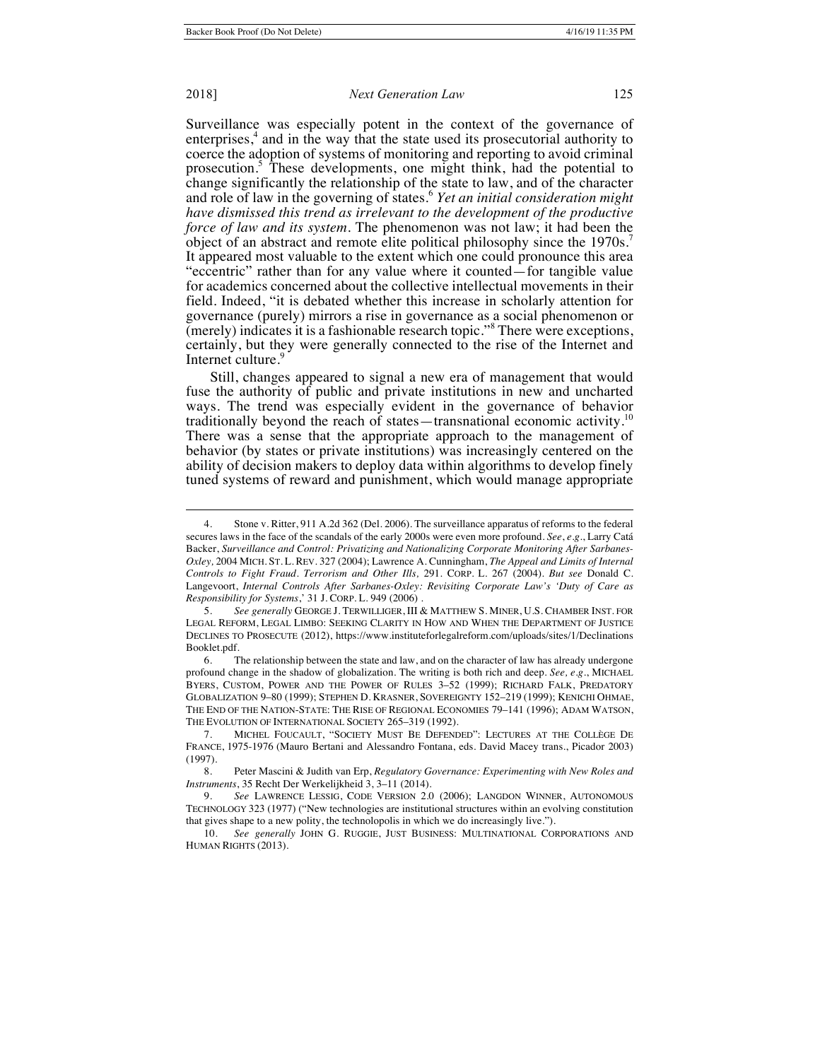Surveillance was especially potent in the context of the governance of enterprises,[4] and in the way that the state used its prosecutorial authority to coerce the adoption of systems of monitoring and reporting to avoid criminal prosecution.[5] These developments, one might think, had the potential to change significantly the relationship of the state to law, and of the character and role of law in the governing of states.[6] *Yet an initial consideration might have dismissed this trend as irrelevant to the development of the productive force of law and its system*. The phenomenon was not law; it had been the object of an abstract and remote elite political philosophy since the 1970s.[7] It appeared most valuable to the extent which one could pronounce this area "eccentric" rather than for any value where it counted—for tangible value for academics concerned about the collective intellectual movements in their field. Indeed, "it is debated whether this increase in scholarly attention for governance (purely) mirrors a rise in governance as a social phenomenon or (merely) indicates it is a fashionable research topic."[8] There were exceptions, certainly, but they were generally connected to the rise of the Internet and Internet culture.[9]

Still, changes appeared to signal a new era of management that would fuse the authority of public and private institutions in new and uncharted ways. The trend was especially evident in the governance of behavior traditionally beyond the reach of states—transnational economic activity.[10] There was a sense that the appropriate approach to the management of behavior (by states or private institutions) was increasingly centered on the ability of decision makers to deploy data within algorithms to develop finely tuned systems of reward and punishment, which would manage appropriate

---

4. Stone v. Ritter, 911 A.2d 362 (Del. 2006). The surveillance apparatus of reforms to the federal secures laws in the face of the scandals of the early 2000s were even more profound. *See*, *e.g*., Larry Catá Backer, *Surveillance and Control: Privatizing and Nationalizing Corporate Monitoring After Sarbanes-Oxley,* 2004 MICH. ST. L. REV. 327 (2004); Lawrence A. Cunningham, *The Appeal and Limits of Internal Controls to Fight Fraud. Terrorism and Other Ills,* 291. CORP. L. 267 (2004). *But see* Donald C. Langevoort, *Internal Controls After Sarbanes-Oxley: Revisiting Corporate Law's 'Duty of Care as Responsibility for Systems*,' 31 J. CORP. L. 949 (2006) .

5. *See generally* GEORGE J. TERWILLIGER, III & MATTHEW S. MINER, U.S. CHAMBER INST. FOR LEGAL REFORM, LEGAL LIMBO: SEEKING CLARITY IN HOW AND WHEN THE DEPARTMENT OF JUSTICE DECLINES TO PROSECUTE (2012), https://www.instituteforlegalreform.com/uploads/sites/1/DeclinationsBooklet.pdf.

6. The relationship between the state and law, and on the character of law has already undergone profound change in the shadow of globalization. The writing is both rich and deep. *See, e.g*., MICHAEL BYERS, CUSTOM, POWER AND THE POWER OF RULES 3–52 (1999); RICHARD FALK, PREDATORY GLOBALIZATION 9–80 (1999); STEPHEN D. KRASNER, SOVEREIGNTY 152–219 (1999); KENICHI OHMAE, THE END OF THE NATION-STATE: THE RISE OF REGIONAL ECONOMIES 79–141 (1996); ADAM WATSON, THE EVOLUTION OF INTERNATIONAL SOCIETY 265–319 (1992).

7. MICHEL FOUCAULT, "SOCIETY MUST BE DEFENDED": LECTURES AT THE COLLÈGE DE FRANCE, 1975-1976 (Mauro Bertani and Alessandro Fontana, eds. David Macey trans., Picador 2003) (1997).

8. Peter Mascini & Judith van Erp, *Regulatory Governance: Experimenting with New Roles and Instruments*, 35 Recht Der Werkelijkheid 3, 3–11 (2014).

9. *See* LAWRENCE LESSIG, CODE VERSION 2.0 (2006); LANGDON WINNER, AUTONOMOUS TECHNOLOGY 323 (1977) ("New technologies are institutional structures within an evolving constitution that gives shape to a new polity, the technolopolis in which we do increasingly live.").

10. *See generally* JOHN G. RUGGIE, JUST BUSINESS: MULTINATIONAL CORPORATIONS AND HUMAN RIGHTS (2013).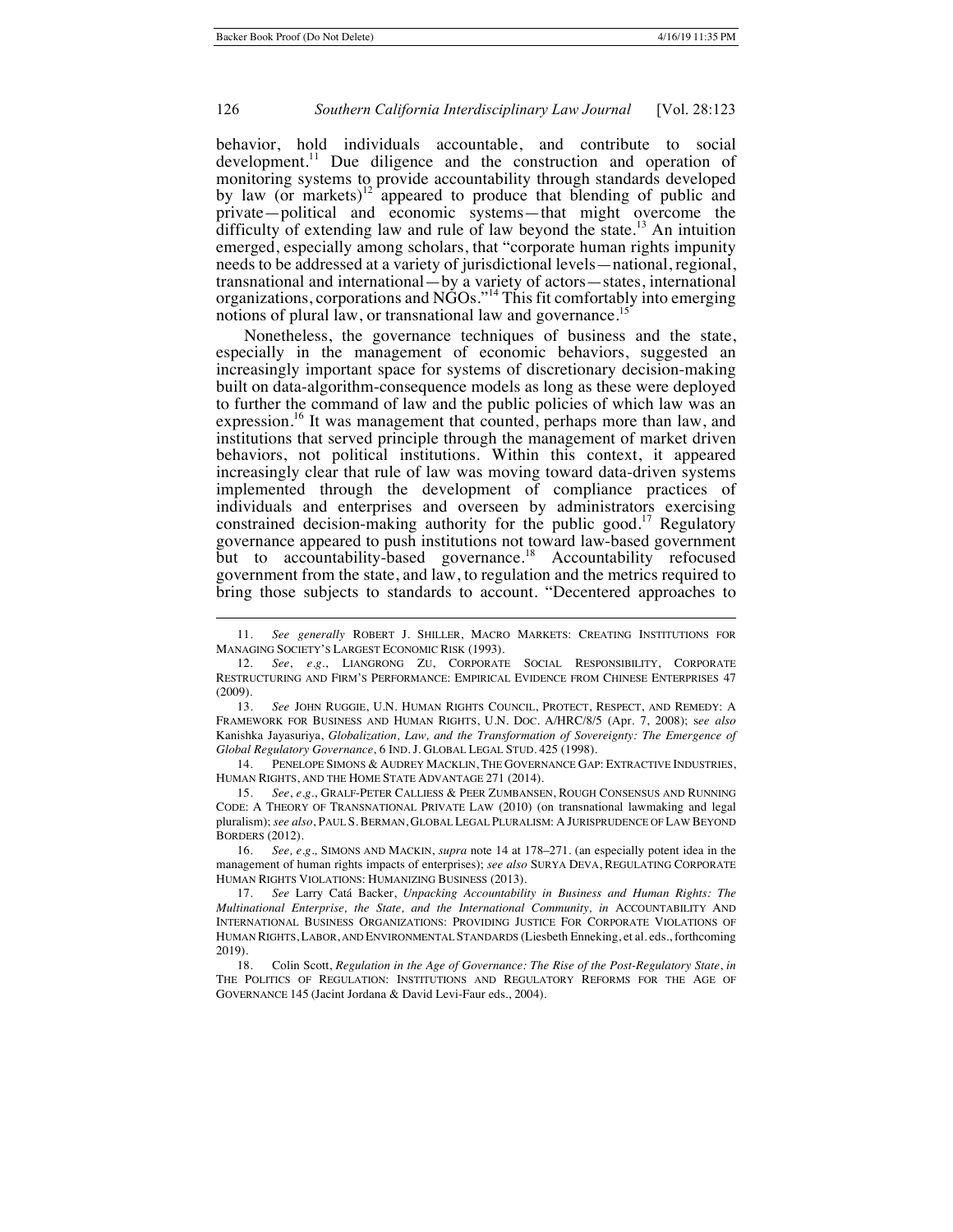behavior, hold individuals accountable, and contribute to social development.[11] Due diligence and the construction and operation of monitoring systems to provide accountability through standards developed by law (or markets)[12] appeared to produce that blending of public and private—political and economic systems—that might overcome the difficulty of extending law and rule of law beyond the state.[13] An intuition emerged, especially among scholars, that "corporate human rights impunity needs to be addressed at a variety of jurisdictional levels—national, regional, transnational and international—by a variety of actors—states, international organizations, corporations and NGOs."[14] This fit comfortably into emerging notions of plural law, or transnational law and governance.[15]

Nonetheless, the governance techniques of business and the state, especially in the management of economic behaviors, suggested an increasingly important space for systems of discretionary decision-making built on data-algorithm-consequence models as long as these were deployed to further the command of law and the public policies of which law was an expression.[16] It was management that counted, perhaps more than law, and institutions that served principle through the management of market driven behaviors, not political institutions. Within this context, it appeared increasingly clear that rule of law was moving toward data-driven systems implemented through the development of compliance practices of individuals and enterprises and overseen by administrators exercising constrained decision-making authority for the public good.[17] Regulatory governance appeared to push institutions not toward law-based government but to accountability-based governance.[18] Accountability refocused government from the state, and law, to regulation and the metrics required to bring those subjects to standards to account. "Decentered approaches to

---

11. *See generally* ROBERT J. SHILLER, MACRO MARKETS: CREATING INSTITUTIONS FOR MANAGING SOCIETY'S LARGEST ECONOMIC RISK (1993).

12. *See*, *e.g.*, LIANGRONG ZU, CORPORATE SOCIAL RESPONSIBILITY, CORPORATE RESTRUCTURING AND FIRM'S PERFORMANCE: EMPIRICAL EVIDENCE FROM CHINESE ENTERPRISES 47 (2009).

13. *See* JOHN RUGGIE, U.N. HUMAN RIGHTS COUNCIL, PROTECT, RESPECT, AND REMEDY: A FRAMEWORK FOR BUSINESS AND HUMAN RIGHTS, U.N. DOC. A/HRC/8/5 (Apr. 7, 2008); *see also* Kanishka Jayasuriya, *Globalization, Law, and the Transformation of Sovereignty: The Emergence of Global Regulatory Governance*, 6 IND. J. GLOBAL LEGAL STUD. 425 (1998).

14. PENELOPE SIMONS & AUDREY MACKLIN, THE GOVERNANCE GAP: EXTRACTIVE INDUSTRIES, HUMAN RIGHTS, AND THE HOME STATE ADVANTAGE 271 (2014).

15. *See*, *e.g.*, GRALF-PETER CALLIESS & PEER ZUMBANSEN, ROUGH CONSENSUS AND RUNNING CODE: A THEORY OF TRANSNATIONAL PRIVATE LAW (2010) (on transnational lawmaking and legal pluralism); *see also*, PAUL S. BERMAN, GLOBAL LEGAL PLURALISM: A JURISPRUDENCE OF LAW BEYOND BORDERS (2012).

16. *See, e.g.,* SIMONS AND MACKIN, *supra* note 14 at 178–271. (an especially potent idea in the management of human rights impacts of enterprises); *see also* SURYA DEVA, REGULATING CORPORATE HUMAN RIGHTS VIOLATIONS: HUMANIZING BUSINESS (2013).

17. *See* Larry Catá Backer, *Unpacking Accountability in Business and Human Rights: The Multinational Enterprise, the State, and the International Community, in* ACCOUNTABILITY AND INTERNATIONAL BUSINESS ORGANIZATIONS: PROVIDING JUSTICE FOR CORPORATE VIOLATIONS OF HUMAN RIGHTS, LABOR, AND ENVIRONMENTAL STANDARDS (Liesbeth Enneking, et al. eds., forthcoming 2019).

18. Colin Scott, *Regulation in the Age of Governance: The Rise of the Post-Regulatory State*, *in* THE POLITICS OF REGULATION: INSTITUTIONS AND REGULATORY REFORMS FOR THE AGE OF GOVERNANCE 145 (Jacint Jordana & David Levi-Faur eds., 2004).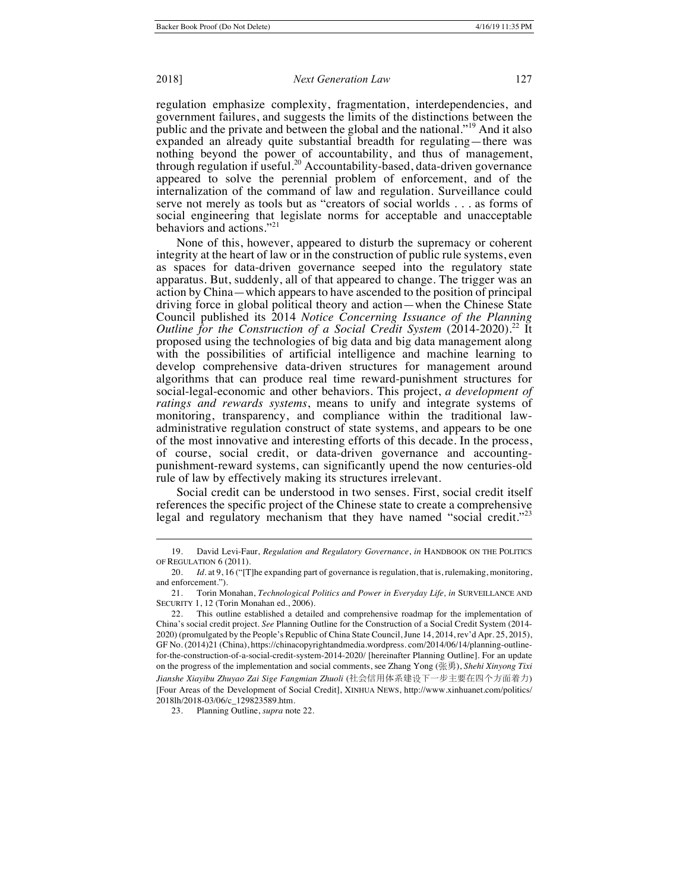regulation emphasize complexity, fragmentation, interdependencies, and government failures, and suggests the limits of the distinctions between the public and the private and between the global and the national."[19] And it also expanded an already quite substantial breadth for regulating—there was nothing beyond the power of accountability, and thus of management, through regulation if useful.[20] Accountability-based, data-driven governance appeared to solve the perennial problem of enforcement, and of the internalization of the command of law and regulation. Surveillance could serve not merely as tools but as "creators of social worlds . . . as forms of social engineering that legislate norms for acceptable and unacceptable behaviors and actions."[21]

None of this, however, appeared to disturb the supremacy or coherent integrity at the heart of law or in the construction of public rule systems, even as spaces for data-driven governance seeped into the regulatory state apparatus. But, suddenly, all of that appeared to change. The trigger was an action by China—which appears to have ascended to the position of principal driving force in global political theory and action—when the Chinese State Council published its 2014 *Notice Concerning Issuance of the Planning Outline for the Construction of a Social Credit System* (2014-2020).[22] It proposed using the technologies of big data and big data management along with the possibilities of artificial intelligence and machine learning to develop comprehensive data-driven structures for management around algorithms that can produce real time reward-punishment structures for social-legal-economic and other behaviors. This project, *a development of ratings and rewards systems*, means to unify and integrate systems of monitoring, transparency, and compliance within the traditional law-administrative regulation construct of state systems, and appears to be one of the most innovative and interesting efforts of this decade. In the process, of course, social credit, or data-driven governance and accounting-punishment-reward systems, can significantly upend the now centuries-old rule of law by effectively making its structures irrelevant.

Social credit can be understood in two senses. First, social credit itself references the specific project of the Chinese state to create a comprehensive legal and regulatory mechanism that they have named "social credit."[23]

---

19. David Levi-Faur, *Regulation and Regulatory Governance*, *in* HANDBOOK ON THE POLITICS OF REGULATION 6 (2011).

20. *Id.* at 9, 16 ("[T]he expanding part of governance is regulation, that is, rulemaking, monitoring, and enforcement.").

21. Torin Monahan, *Technological Politics and Power in Everyday Life, in* SURVEILLANCE AND SECURITY 1, 12 (Torin Monahan ed., 2006).

22. This outline established a detailed and comprehensive roadmap for the implementation of China's social credit project. *See* Planning Outline for the Construction of a Social Credit System (2014-2020) (promulgated by the People's Republic of China State Council, June 14, 2014, rev'd Apr. 25, 2015), GF No. (2014)21 (China), https://chinacopyrightandmedia.wordpress.com/2014/06/14/planning-outline-for-the-construction-of-a-social-credit-system-2014-2020/ [hereinafter Planning Outline]. For an update on the progress of the implementation and social comments, see Zhang Yong (张勇), *Shehi Xinyong Tixi Jianshe Xiayibu Zhuyao Zai Sige Fangmian Zhuoli* (社会信用体系建设下一步主要在四个方面着力) [Four Areas of the Development of Social Credit], XINHUA NEWS, http://www.xinhuanet.com/politics/2018lh/2018-03/06/c_129823589.htm.

23. Planning Outline, *supra* note 22.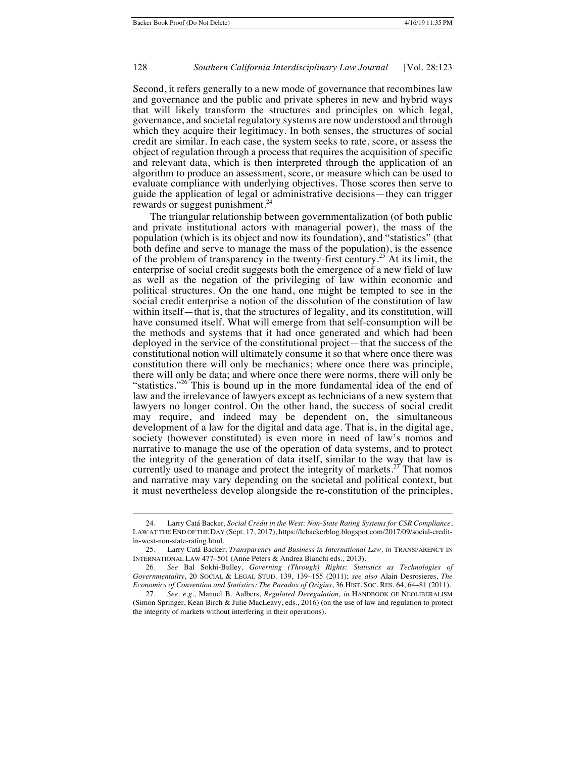Second, it refers generally to a new mode of governance that recombines law and governance and the public and private spheres in new and hybrid ways that will likely transform the structures and principles on which legal, governance, and societal regulatory systems are now understood and through which they acquire their legitimacy. In both senses, the structures of social credit are similar. In each case, the system seeks to rate, score, or assess the object of regulation through a process that requires the acquisition of specific and relevant data, which is then interpreted through the application of an algorithm to produce an assessment, score, or measure which can be used to evaluate compliance with underlying objectives. Those scores then serve to guide the application of legal or administrative decisions—they can trigger rewards or suggest punishment.[24]

The triangular relationship between governmentalization (of both public and private institutional actors with managerial power), the mass of the population (which is its object and now its foundation), and "statistics" (that both define and serve to manage the mass of the population), is the essence of the problem of transparency in the twenty-first century.[25] At its limit, the enterprise of social credit suggests both the emergence of a new field of law as well as the negation of the privileging of law within economic and political structures. On the one hand, one might be tempted to see in the social credit enterprise a notion of the dissolution of the constitution of law within itself—that is, that the structures of legality, and its constitution, will have consumed itself. What will emerge from that self-consumption will be the methods and systems that it had once generated and which had been deployed in the service of the constitutional project—that the success of the constitutional notion will ultimately consume it so that where once there was constitution there will only be mechanics; where once there was principle, there will only be data; and where once there were norms, there will only be "statistics."[26] This is bound up in the more fundamental idea of the end of law and the irrelevance of lawyers except as technicians of a new system that lawyers no longer control. On the other hand, the success of social credit may require, and indeed may be dependent on, the simultaneous development of a law for the digital and data age. That is, in the digital age, society (however constituted) is even more in need of law's nomos and narrative to manage the use of the operation of data systems, and to protect the integrity of the generation of data itself, similar to the way that law is currently used to manage and protect the integrity of markets.[27] That nomos and narrative may vary depending on the societal and political context, but it must nevertheless develop alongside the re-constitution of the principles,

---

24. Larry Catá Backer, *Social Credit in the West: Non-State Rating Systems for CSR Compliance*, LAW AT THE END OF THE DAY (Sept. 17, 2017), https://lcbackerblog.blogspot.com/2017/09/social-credit-in-west-non-state-rating.html.

25. Larry Catá Backer, *Transparency and Business in International Law, in* TRANSPARENCY IN INTERNATIONAL LAW 477–501 (Anne Peters & Andrea Bianchi eds., 2013).

26. *See* Bal Sokhi-Bulley, *Governing (Through) Rights: Statistics as Technologies of Governmentality*, 20 SOCIAL & LEGAL STUD. 139, 139–155 (2011); *see also* Alain Desrosieres, *The Economics of Convention and Statistics: The Paradox of Origins*, 36 HIST. SOC. RES. 64, 64–81 (2011).

27. *See, e.g.*, Manuel B. Aalbers, *Regulated Deregulation, in* HANDBOOK OF NEOLIBERALISM (Simon Springer, Kean Birch & Julie MacLeavy, eds., 2016) (on the use of law and regulation to protect the integrity of markets without interfering in their operations).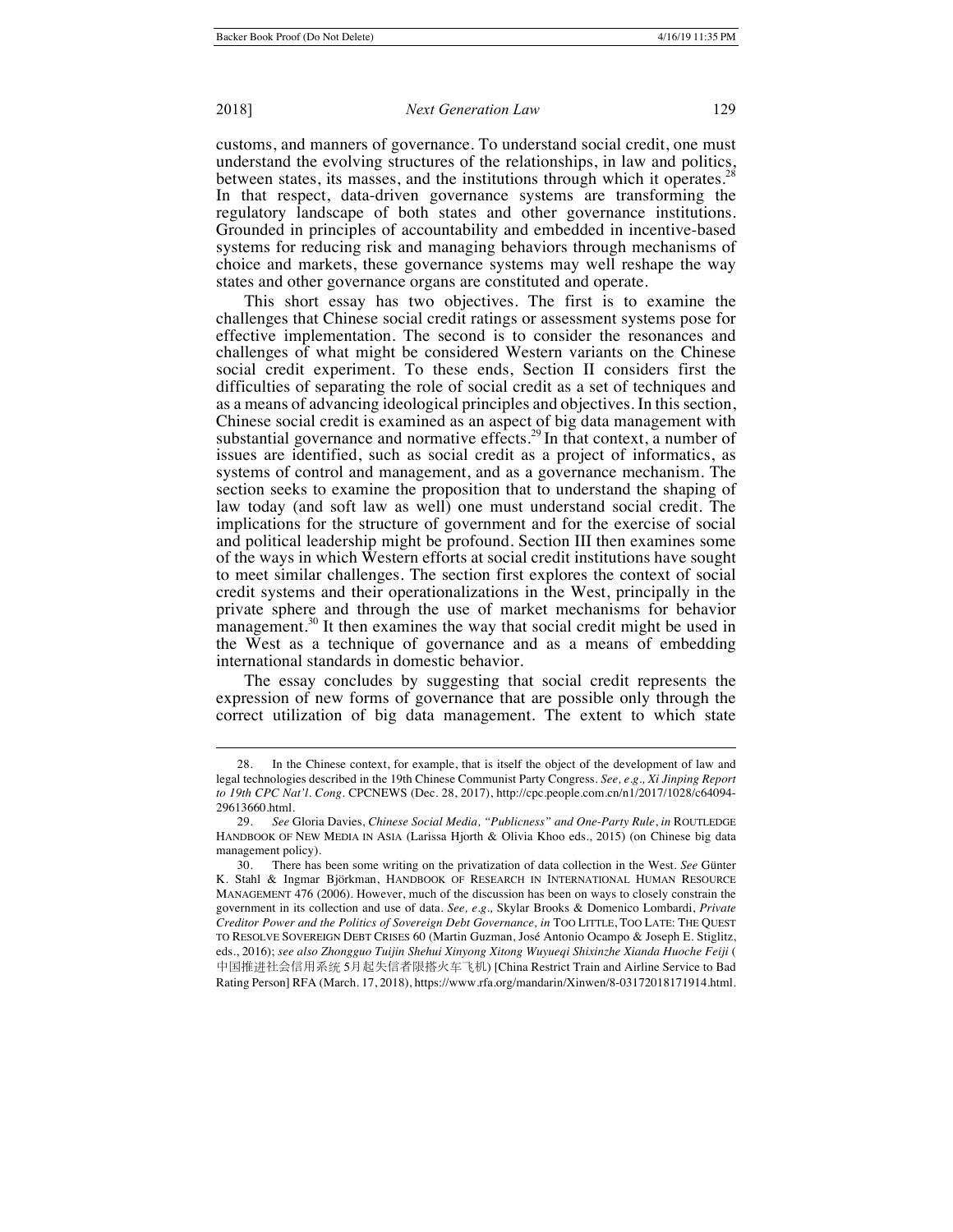customs, and manners of governance. To understand social credit, one must understand the evolving structures of the relationships, in law and politics, between states, its masses, and the institutions through which it operates.[28] In that respect, data-driven governance systems are transforming the regulatory landscape of both states and other governance institutions. Grounded in principles of accountability and embedded in incentive-based systems for reducing risk and managing behaviors through mechanisms of choice and markets, these governance systems may well reshape the way states and other governance organs are constituted and operate.

This short essay has two objectives. The first is to examine the challenges that Chinese social credit ratings or assessment systems pose for effective implementation. The second is to consider the resonances and challenges of what might be considered Western variants on the Chinese social credit experiment. To these ends, Section II considers first the difficulties of separating the role of social credit as a set of techniques and as a means of advancing ideological principles and objectives. In this section, Chinese social credit is examined as an aspect of big data management with substantial governance and normative effects.[29] In that context, a number of issues are identified, such as social credit as a project of informatics, as systems of control and management, and as a governance mechanism. The section seeks to examine the proposition that to understand the shaping of law today (and soft law as well) one must understand social credit. The implications for the structure of government and for the exercise of social and political leadership might be profound. Section III then examines some of the ways in which Western efforts at social credit institutions have sought to meet similar challenges. The section first explores the context of social credit systems and their operationalizations in the West, principally in the private sphere and through the use of market mechanisms for behavior management.[30] It then examines the way that social credit might be used in the West as a technique of governance and as a means of embedding international standards in domestic behavior.

The essay concludes by suggesting that social credit represents the expression of new forms of governance that are possible only through the correct utilization of big data management. The extent to which state

---

28. In the Chinese context, for example, that is itself the object of the development of law and legal technologies described in the 19th Chinese Communist Party Congress. *See, e.g., Xi Jinping Report to 19th CPC Nat'l. Cong.* CPCNEWS (Dec. 28, 2017), http://cpc.people.com.cn/n1/2017/1028/c64094-29613660.html.

29. *See* Gloria Davies, *Chinese Social Media, "Publicness" and One-Party Rule*, *in* ROUTLEDGE HANDBOOK OF NEW MEDIA IN ASIA (Larissa Hjorth & Olivia Khoo eds., 2015) (on Chinese big data management policy).

30. There has been some writing on the privatization of data collection in the West. *See* Günter K. Stahl & Ingmar Björkman, HANDBOOK OF RESEARCH IN INTERNATIONAL HUMAN RESOURCE MANAGEMENT 476 (2006). However, much of the discussion has been on ways to closely constrain the government in its collection and use of data. *See, e.g.,* Skylar Brooks & Domenico Lombardi, *Private Creditor Power and the Politics of Sovereign Debt Governance, in* TOO LITTLE, TOO LATE: THE QUEST TO RESOLVE SOVEREIGN DEBT CRISES 60 (Martin Guzman, José Antonio Ocampo & Joseph E. Stiglitz, eds., 2016); *see also Zhongguo Tuijin Shehui Xinyong Xitong Wuyueqi Shixinzhe Xianda Huoche Feiji* (中国推进社会信用系统 5月起失信者限搭火车飞机) [China Restrict Train and Airline Service to Bad Rating Person] RFA (March. 17, 2018), https://www.rfa.org/mandarin/Xinwen/8-03172018171914.html.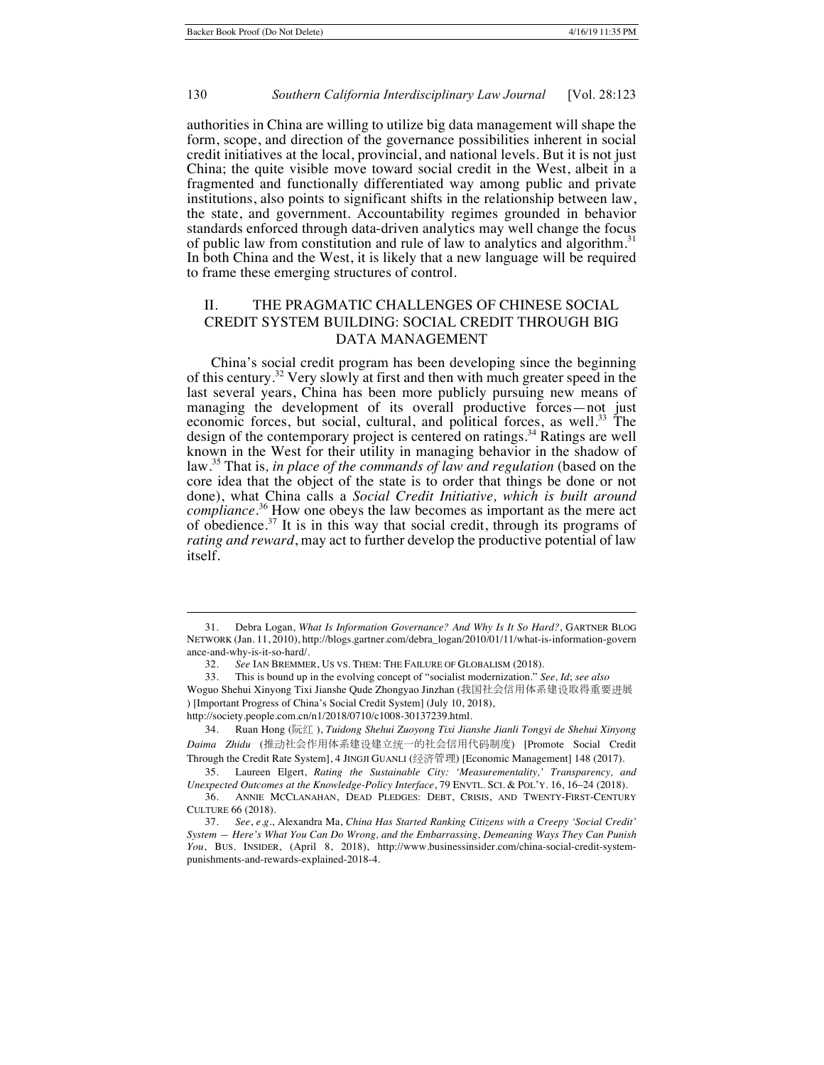authorities in China are willing to utilize big data management will shape the form, scope, and direction of the governance possibilities inherent in social credit initiatives at the local, provincial, and national levels. But it is not just China; the quite visible move toward social credit in the West, albeit in a fragmented and functionally differentiated way among public and private institutions, also points to significant shifts in the relationship between law, the state, and government. Accountability regimes grounded in behavior standards enforced through data-driven analytics may well change the focus of public law from constitution and rule of law to analytics and algorithm.[31] In both China and the West, it is likely that a new language will be required to frame these emerging structures of control.

## II. THE PRAGMATIC CHALLENGES OF CHINESE SOCIAL CREDIT SYSTEM BUILDING: SOCIAL CREDIT THROUGH BIG DATA MANAGEMENT

China's social credit program has been developing since the beginning of this century.[32] Very slowly at first and then with much greater speed in the last several years, China has been more publicly pursuing new means of managing the development of its overall productive forces—not just economic forces, but social, cultural, and political forces, as well.[33] The design of the contemporary project is centered on ratings.[34] Ratings are well known in the West for their utility in managing behavior in the shadow of law.[35] That is, *in place of the commands of law and regulation* (based on the core idea that the object of the state is to order that things be done or not done), what China calls a *Social Credit Initiative, which is built around compliance*.[36] How one obeys the law becomes as important as the mere act of obedience.[37] It is in this way that social credit, through its programs of *rating and reward*, may act to further develop the productive potential of law itself.

---

31. Debra Logan, *What Is Information Governance? And Why Is It So Hard?*, GARTNER BLOG NETWORK (Jan. 11, 2010), http://blogs.gartner.com/debra_logan/2010/01/11/what-is-information-governance-and-why-is-it-so-hard/.

32. *See* IAN BREMMER, US VS. THEM: THE FAILURE OF GLOBALISM (2018).

33. This is bound up in the evolving concept of "socialist modernization." *See, Id*; *see also* Woguo Shehui Xinyong Tixi Jianshe Qude Zhongyao Jinzhan (我国社会信用体系建设取得重要进展) [Important Progress of China's Social Credit System] (July 10, 2018), http://society.people.com.cn/n1/2018/0710/c1008-30137239.html.

34. Ruan Hong (阮红), *Tuidong Shehui Zuoyong Tixi Jianshe Jianli Tongyi de Shehui Xinyong Daima Zhidu* (推动社会作用体系建设建立统一的社会信用代码制度) [Promote Social Credit Through the Credit Rate System], 4 JINGJI GUANLI (经济管理) [Economic Management] 148 (2017).

35. Laureen Elgert, *Rating the Sustainable City: 'Measurementality,' Transparency, and Unexpected Outcomes at the Knowledge-Policy Interface*, 79 ENVTL. SCI. & POL'Y. 16, 16–24 (2018).

36. ANNIE MCCLANAHAN, DEAD PLEDGES: DEBT, CRISIS, AND TWENTY-FIRST-CENTURY CULTURE 66 (2018).

37. *See, e.g.*, Alexandra Ma, *China Has Started Ranking Citizens with a Creepy 'Social Credit' System — Here's What You Can Do Wrong, and the Embarrassing, Demeaning Ways They Can Punish You*, BUS. INSIDER, (April 8, 2018), http://www.businessinsider.com/china-social-credit-system-punishments-and-rewards-explained-2018-4.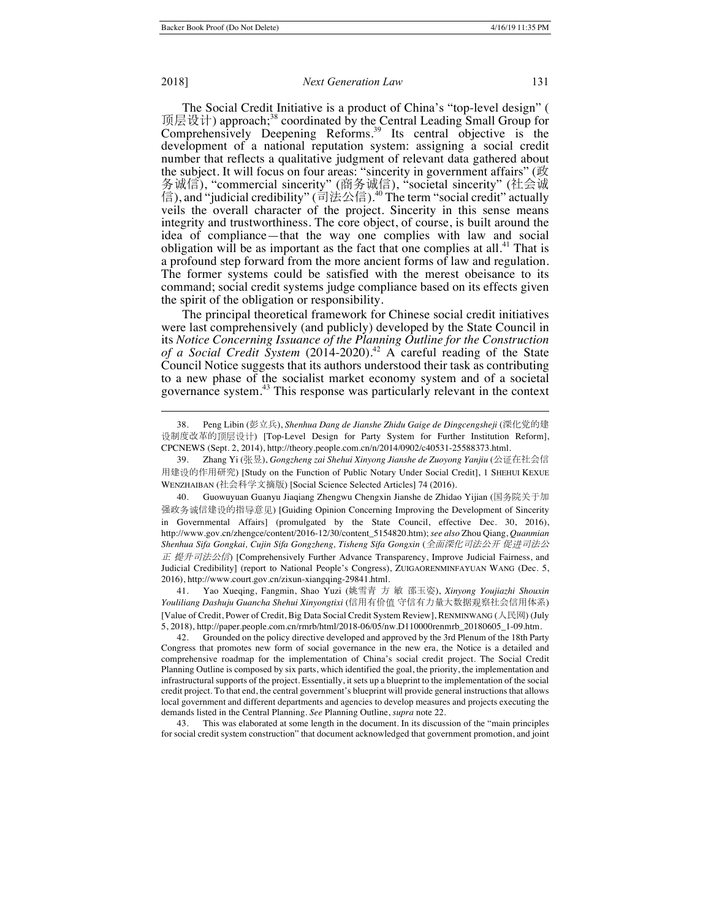The Social Credit Initiative is a product of China's "top-level design" (顶层设计) approach;[38] coordinated by the Central Leading Small Group for Comprehensively Deepening Reforms.[39] Its central objective is the development of a national reputation system: assigning a social credit number that reflects a qualitative judgment of relevant data gathered about the subject. It will focus on four areas: "sincerity in government affairs" (政务诚信), "commercial sincerity" (商务诚信), "societal sincerity" (社会诚信), and "judicial credibility" (司法公信).[40] The term "social credit" actually veils the overall character of the project. Sincerity in this sense means integrity and trustworthiness. The core object, of course, is built around the idea of compliance—that the way one complies with law and social obligation will be as important as the fact that one complies at all.[41] That is a profound step forward from the more ancient forms of law and regulation. The former systems could be satisfied with the merest obeisance to its command; social credit systems judge compliance based on its effects given the spirit of the obligation or responsibility.

The principal theoretical framework for Chinese social credit initiatives were last comprehensively (and publicly) developed by the State Council in its *Notice Concerning Issuance of the Planning Outline for the Construction of a Social Credit System* (2014-2020).[42] A careful reading of the State Council Notice suggests that its authors understood their task as contributing to a new phase of the socialist market economy system and of a societal governance system.[43] This response was particularly relevant in the context

---

38. Peng Libin (彭立兵), *Shenhua Dang de Jianshe Zhidu Gaige de Dingcengsheji* (深化党的建设制度改革的顶层设计) [Top-Level Design for Party System for Further Institution Reform], CPCNEWS (Sept. 2, 2014), http://theory.people.com.cn/n/2014/0902/c40531-25588373.html.

39. Zhang Yi (张昱), *Gongzheng zai Shehui Xinyong Jianshe de Zuoyong Yanjiu* (公证在社会信用建设的作用研究) [Study on the Function of Public Notary Under Social Credit], 1 SHEHUI KEXUE WENZHAIBAN (社会科学文摘版) [Social Science Selected Articles] 74 (2016).

40. Guowuyuan Guanyu Jiaqiang Zhengwu Chengxin Jianshe de Zhidao Yijian (国务院关于加强政务诚信建设的指导意见) [Guiding Opinion Concerning Improving the Development of Sincerity in Governmental Affairs] (promulgated by the State Council, effective Dec. 30, 2016), http://www.gov.cn/zhengce/content/2016-12/30/content_5154820.htm); *see also* Zhou Qiang, *Quanmian Shenhua Sifa Gongkai, Cujin Sifa Gongzheng, Tisheng Sifa Gongxin* (*全面深化司法公开 促进司法公正 提升司法公信*) [Comprehensively Further Advance Transparency, Improve Judicial Fairness, and Judicial Credibility] (report to National People's Congress), ZUIGAORENMINFAYUAN WANG (Dec. 5, 2016), http://www.court.gov.cn/zixun-xiangqing-29841.html.

41. Yao Xueqing, Fangmin, Shao Yuzi (姚雪青 方 敏 邵玉姿), *Xinyong Youjiazhi Shouxin Youliliang Dashuju Guancha Shehui Xinyongtixi* (信用有价值 守信有力量大数据观察社会信用体系) [Value of Credit, Power of Credit, Big Data Social Credit System Review], RENMINWANG (人民网) (July 5, 2018), http://paper.people.com.cn/rmrb/html/2018-06/05/nw.D110000renmrb_20180605_1-09.htm.

42. Grounded on the policy directive developed and approved by the 3rd Plenum of the 18th Party Congress that promotes new form of social governance in the new era, the Notice is a detailed and comprehensive roadmap for the implementation of China's social credit project. The Social Credit Planning Outline is composed by six parts, which identified the goal, the priority, the implementation and infrastructural supports of the project. Essentially, it sets up a blueprint to the implementation of the social credit project. To that end, the central government's blueprint will provide general instructions that allows local government and different departments and agencies to develop measures and projects executing the demands listed in the Central Planning. *See* Planning Outline, *supra* note 22.

43. This was elaborated at some length in the document. In its discussion of the "main principles for social credit system construction" that document acknowledged that government promotion, and joint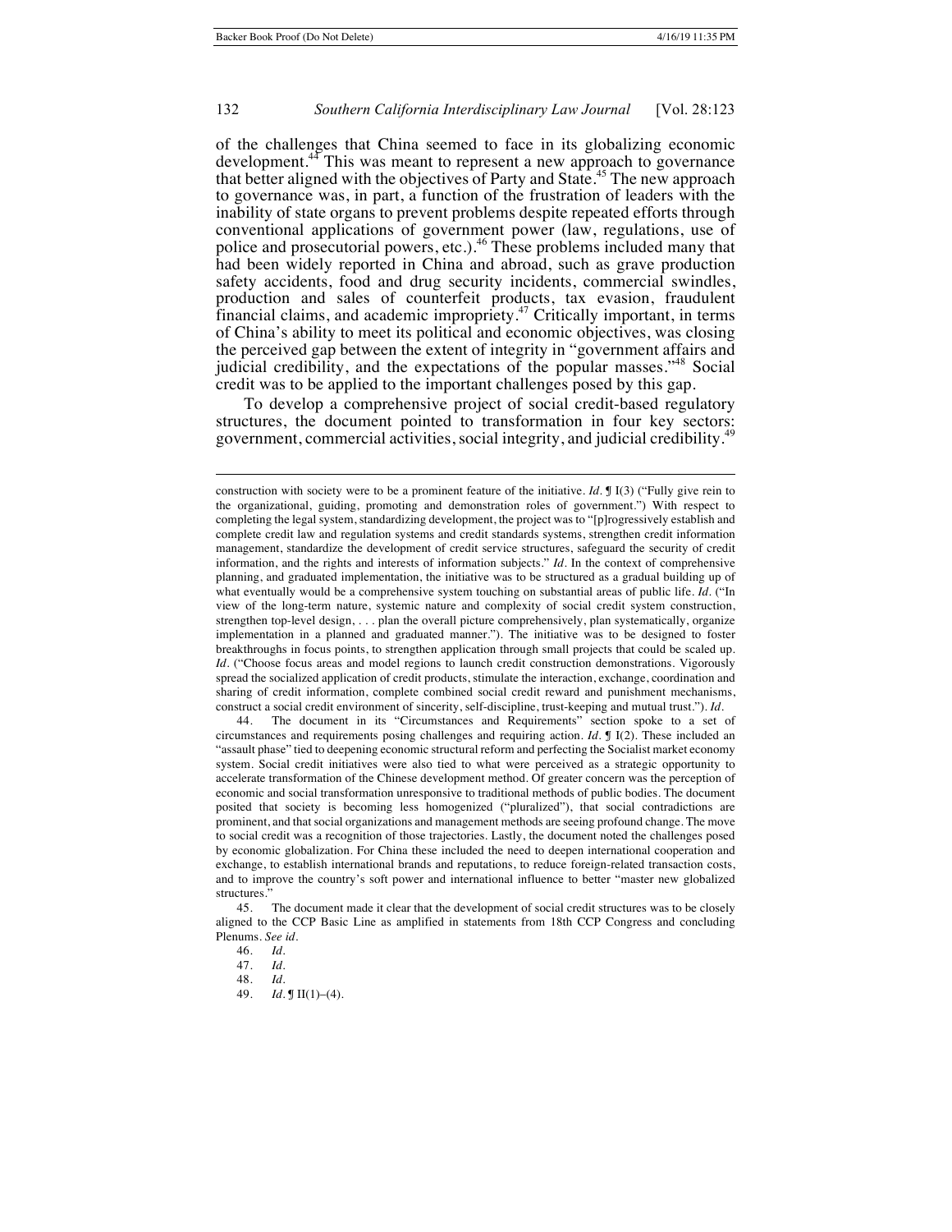of the challenges that China seemed to face in its globalizing economic development.[44] This was meant to represent a new approach to governance that better aligned with the objectives of Party and State.[45] The new approach to governance was, in part, a function of the frustration of leaders with the inability of state organs to prevent problems despite repeated efforts through conventional applications of government power (law, regulations, use of police and prosecutorial powers, etc.).[46] These problems included many that had been widely reported in China and abroad, such as grave production safety accidents, food and drug security incidents, commercial swindles, production and sales of counterfeit products, tax evasion, fraudulent financial claims, and academic impropriety.[47] Critically important, in terms of China's ability to meet its political and economic objectives, was closing the perceived gap between the extent of integrity in "government affairs and judicial credibility, and the expectations of the popular masses."[48] Social credit was to be applied to the important challenges posed by this gap.

To develop a comprehensive project of social credit-based regulatory structures, the document pointed to transformation in four key sectors: government, commercial activities, social integrity, and judicial credibility.[49]

---

construction with society were to be a prominent feature of the initiative. *Id.* ¶ I(3) ("Fully give rein to the organizational, guiding, promoting and demonstration roles of government.") With respect to completing the legal system, standardizing development, the project was to "[p]rogressively establish and complete credit law and regulation systems and credit standards systems, strengthen credit information management, standardize the development of credit service structures, safeguard the security of credit information, and the rights and interests of information subjects." *Id.* In the context of comprehensive planning, and graduated implementation, the initiative was to be structured as a gradual building up of what eventually would be a comprehensive system touching on substantial areas of public life. *Id.* ("In view of the long-term nature, systemic nature and complexity of social credit system construction, strengthen top-level design, . . . plan the overall picture comprehensively, plan systematically, organize implementation in a planned and graduated manner."). The initiative was to be designed to foster breakthroughs in focus points, to strengthen application through small projects that could be scaled up. *Id.* ("Choose focus areas and model regions to launch credit construction demonstrations. Vigorously spread the socialized application of credit products, stimulate the interaction, exchange, coordination and sharing of credit information, complete combined social credit reward and punishment mechanisms, construct a social credit environment of sincerity, self-discipline, trust-keeping and mutual trust."). *Id.*

44. The document in its "Circumstances and Requirements" section spoke to a set of circumstances and requirements posing challenges and requiring action. *Id.* ¶ I(2). These included an "assault phase" tied to deepening economic structural reform and perfecting the Socialist market economy system. Social credit initiatives were also tied to what were perceived as a strategic opportunity to accelerate transformation of the Chinese development method. Of greater concern was the perception of economic and social transformation unresponsive to traditional methods of public bodies. The document posited that society is becoming less homogenized ("pluralized"), that social contradictions are prominent, and that social organizations and management methods are seeing profound change. The move to social credit was a recognition of those trajectories. Lastly, the document noted the challenges posed by economic globalization. For China these included the need to deepen international cooperation and exchange, to establish international brands and reputations, to reduce foreign-related transaction costs, and to improve the country's soft power and international influence to better "master new globalized structures."

45. The document made it clear that the development of social credit structures was to be closely aligned to the CCP Basic Line as amplified in statements from 18th CCP Congress and concluding Plenums. *See id.*

46. *Id.*

47. *Id.*

48. *Id.*

49. *Id.* ¶ II(1)–(4).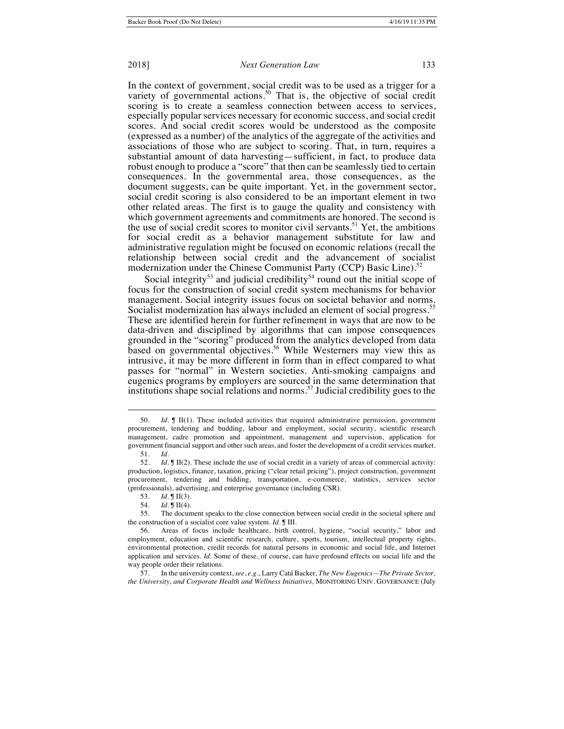In the context of government, social credit was to be used as a trigger for a variety of governmental actions.[50] That is, the objective of social credit scoring is to create a seamless connection between access to services, especially popular services necessary for economic success, and social credit scores. And social credit scores would be understood as the composite (expressed as a number) of the analytics of the aggregate of the activities and associations of those who are subject to scoring. That, in turn, requires a substantial amount of data harvesting—sufficient, in fact, to produce data robust enough to produce a "score" that then can be seamlessly tied to certain consequences. In the governmental area, those consequences, as the document suggests, can be quite important. Yet, in the government sector, social credit scoring is also considered to be an important element in two other related areas. The first is to gauge the quality and consistency with which government agreements and commitments are honored. The second is the use of social credit scores to monitor civil servants.[51] Yet, the ambitions for social credit as a behavior management substitute for law and administrative regulation might be focused on economic relations (recall the relationship between social credit and the advancement of socialist modernization under the Chinese Communist Party (CCP) Basic Line).[52]

Social integrity[53] and judicial credibility[54] round out the initial scope of focus for the construction of social credit system mechanisms for behavior management. Social integrity issues focus on societal behavior and norms. Socialist modernization has always included an element of social progress.[55] These are identified herein for further refinement in ways that are now to be data-driven and disciplined by algorithms that can impose consequences grounded in the "scoring" produced from the analytics developed from data based on governmental objectives.[56] While Westerners may view this as intrusive, it may be more different in form than in effect compared to what passes for "normal" in Western societies. Anti-smoking campaigns and eugenics programs by employers are sourced in the same determination that institutions shape social relations and norms.[57] Judicial credibility goes to the

---

50. *Id.* ¶ II(1). These included activities that required administrative permission, government procurement, tendering and budding, labour and employment, social security, scientific research management, cadre promotion and appointment, management and supervision, application for government financial support and other such areas, and foster the development of a credit services market.

51. *Id.*

52. *Id.* ¶ II(2). These include the use of social credit in a variety of areas of commercial activity: production, logistics, finance, taxation, pricing ("clear retail pricing"), project construction, government procurement, tendering and bidding, transportation, e-commerce, statistics, services sector (professionals), advertising, and enterprise governance (including CSR).

53. *Id.* ¶ II(3).

54. *Id.* ¶ II(4).

55. The document speaks to the close connection between social credit in the societal sphere and the construction of a socialist core value system. *Id.* ¶ III.

56. Areas of focus include healthcare, birth control, hygiene, "social security," labor and employment, education and scientific research, culture, sports, tourism, intellectual property rights, environmental protection, credit records for natural persons in economic and social life, and Internet application and services. *Id.* Some of these, of course, can have profound effects on social life and the way people order their relations.

57. In the university context, *see, e.g.*, Larry Catá Backer, *The New Eugenics—The Private Sector, the University, and Corporate Health and Wellness Initiatives,* MONITORING UNIV. GOVERNANCE (July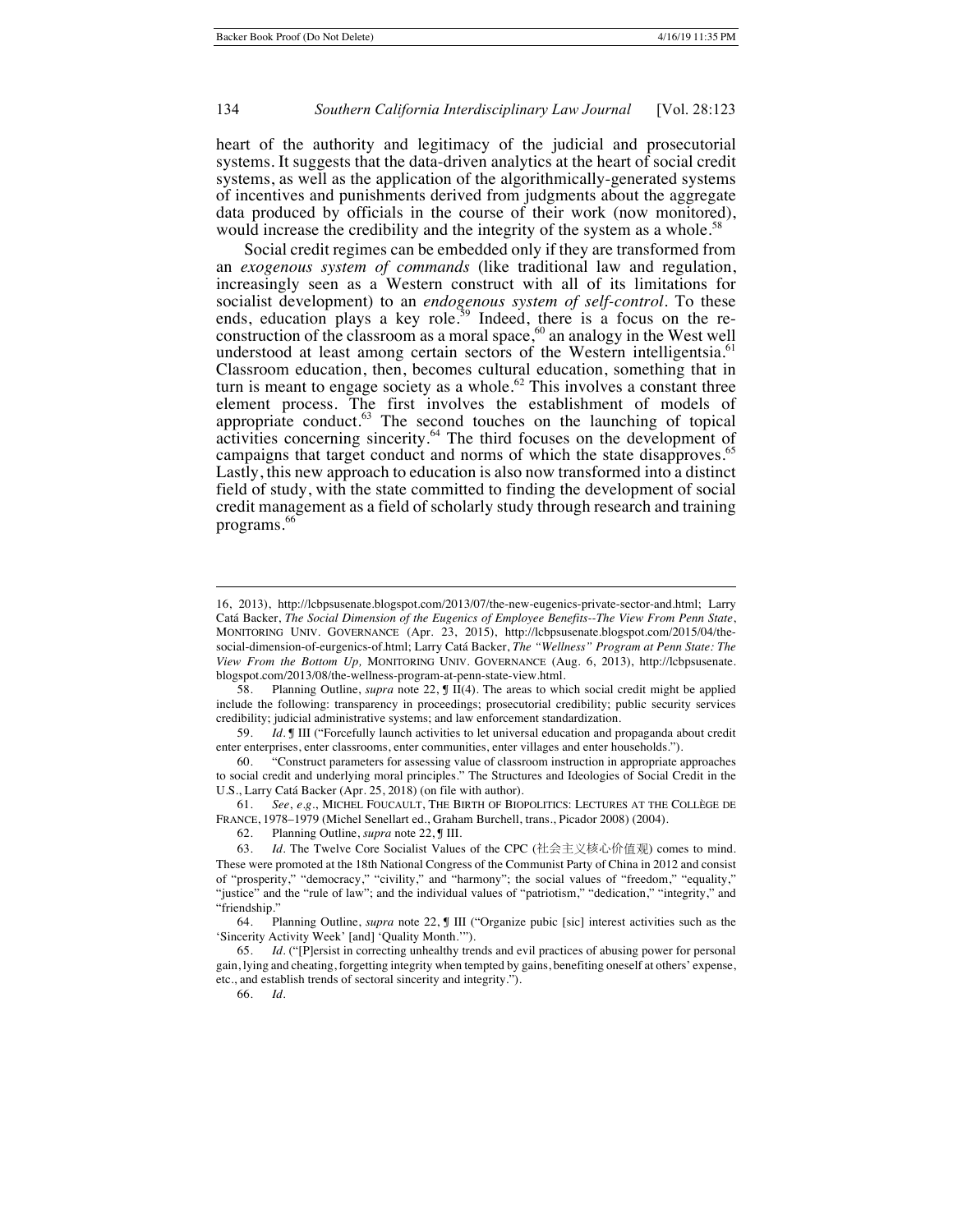heart of the authority and legitimacy of the judicial and prosecutorial systems. It suggests that the data-driven analytics at the heart of social credit systems, as well as the application of the algorithmically-generated systems of incentives and punishments derived from judgments about the aggregate data produced by officials in the course of their work (now monitored), would increase the credibility and the integrity of the system as a whole.[58]

Social credit regimes can be embedded only if they are transformed from an *exogenous system of commands* (like traditional law and regulation, increasingly seen as a Western construct with all of its limitations for socialist development) to an *endogenous system of self-control*. To these ends, education plays a key role.[59] Indeed, there is a focus on the re-construction of the classroom as a moral space,[60] an analogy in the West well understood at least among certain sectors of the Western intelligentsia.[61] Classroom education, then, becomes cultural education, something that in turn is meant to engage society as a whole.[62] This involves a constant three element process. The first involves the establishment of models of appropriate conduct.[63] The second touches on the launching of topical activities concerning sincerity.[64] The third focuses on the development of campaigns that target conduct and norms of which the state disapproves.[65] Lastly, this new approach to education is also now transformed into a distinct field of study, with the state committed to finding the development of social credit management as a field of scholarly study through research and training programs.[66]

---

16, 2013), http://lcbpsusenate.blogspot.com/2013/07/the-new-eugenics-private-sector-and.html; Larry Catá Backer, *The Social Dimension of the Eugenics of Employee Benefits--The View From Penn State*, MONITORING UNIV. GOVERNANCE (Apr. 23, 2015), http://lcbpsusenate.blogspot.com/2015/04/the-social-dimension-of-eurgenics-of.html; Larry Catá Backer, *The "Wellness" Program at Penn State: The View From the Bottom Up,* MONITORING UNIV. GOVERNANCE (Aug. 6, 2013), http://lcbpsusenate.blogspot.com/2013/08/the-wellness-program-at-penn-state-view.html.

58. Planning Outline, *supra* note 22, ¶ II(4). The areas to which social credit might be applied include the following: transparency in proceedings; prosecutorial credibility; public security services credibility; judicial administrative systems; and law enforcement standardization.

59. *Id*. ¶ III ("Forcefully launch activities to let universal education and propaganda about credit enter enterprises, enter classrooms, enter communities, enter villages and enter households.").

60. "Construct parameters for assessing value of classroom instruction in appropriate approaches to social credit and underlying moral principles." The Structures and Ideologies of Social Credit in the U.S., Larry Catá Backer (Apr. 25, 2018) (on file with author).

61. *See*, *e.g*., MICHEL FOUCAULT, THE BIRTH OF BIOPOLITICS: LECTURES AT THE COLLÈGE DE FRANCE, 1978–1979 (Michel Senellart ed., Graham Burchell, trans., Picador 2008) (2004).

62. Planning Outline, *supra* note 22, ¶ III.

63. *Id*. The Twelve Core Socialist Values of the CPC (社会主义核心价值观) comes to mind. These were promoted at the 18th National Congress of the Communist Party of China in 2012 and consist of "prosperity," "democracy," "civility," and "harmony"; the social values of "freedom," "equality," "justice" and the "rule of law"; and the individual values of "patriotism," "dedication," "integrity," and "friendship."

64. Planning Outline, *supra* note 22, ¶ III ("Organize pubic [sic] interest activities such as the 'Sincerity Activity Week' [and] 'Quality Month.'").

65. *Id*. ("[P]ersist in correcting unhealthy trends and evil practices of abusing power for personal gain, lying and cheating, forgetting integrity when tempted by gains, benefiting oneself at others' expense, etc., and establish trends of sectoral sincerity and integrity.").

66. *Id*.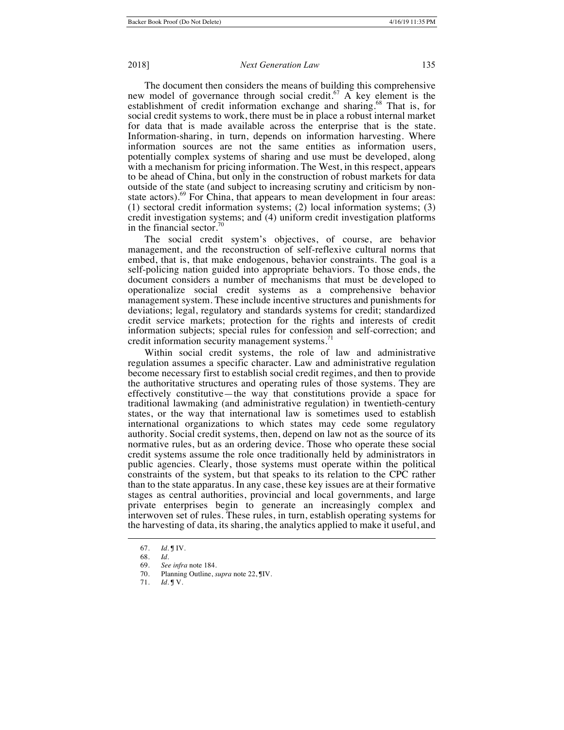The document then considers the means of building this comprehensive new model of governance through social credit.[67] A key element is the establishment of credit information exchange and sharing.[68] That is, for social credit systems to work, there must be in place a robust internal market for data that is made available across the enterprise that is the state. Information-sharing, in turn, depends on information harvesting. Where information sources are not the same entities as information users, potentially complex systems of sharing and use must be developed, along with a mechanism for pricing information. The West, in this respect, appears to be ahead of China, but only in the construction of robust markets for data outside of the state (and subject to increasing scrutiny and criticism by non-state actors).[69] For China, that appears to mean development in four areas: (1) sectoral credit information systems; (2) local information systems; (3) credit investigation systems; and (4) uniform credit investigation platforms in the financial sector.[70]

The social credit system's objectives, of course, are behavior management, and the reconstruction of self-reflexive cultural norms that embed, that is, that make endogenous, behavior constraints. The goal is a self-policing nation guided into appropriate behaviors. To those ends, the document considers a number of mechanisms that must be developed to operationalize social credit systems as a comprehensive behavior management system. These include incentive structures and punishments for deviations; legal, regulatory and standards systems for credit; standardized credit service markets; protection for the rights and interests of credit information subjects; special rules for confession and self-correction; and credit information security management systems.[71]

Within social credit systems, the role of law and administrative regulation assumes a specific character. Law and administrative regulation become necessary first to establish social credit regimes, and then to provide the authoritative structures and operating rules of those systems. They are effectively constitutive—the way that constitutions provide a space for traditional lawmaking (and administrative regulation) in twentieth-century states, or the way that international law is sometimes used to establish international organizations to which states may cede some regulatory authority. Social credit systems, then, depend on law not as the source of its normative rules, but as an ordering device. Those who operate these social credit systems assume the role once traditionally held by administrators in public agencies. Clearly, those systems must operate within the political constraints of the system, but that speaks to its relation to the CPC rather than to the state apparatus. In any case, these key issues are at their formative stages as central authorities, provincial and local governments, and large private enterprises begin to generate an increasingly complex and interwoven set of rules. These rules, in turn, establish operating systems for the harvesting of data, its sharing, the analytics applied to make it useful, and

---

67. *Id.* ¶ IV.

68. *Id.*

69. *See infra* note 184.

70. Planning Outline, *supra* note 22, ¶IV.

71. *Id.* ¶ V.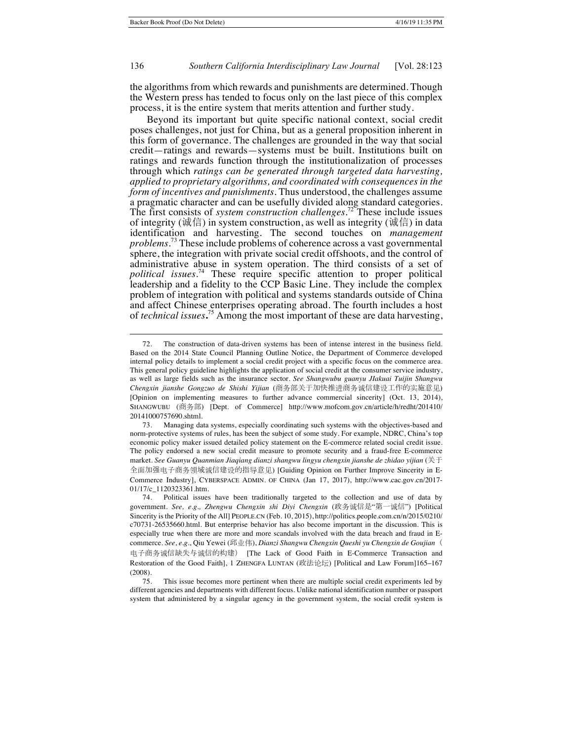the algorithms from which rewards and punishments are determined. Though the Western press has tended to focus only on the last piece of this complex process, it is the entire system that merits attention and further study.

Beyond its important but quite specific national context, social credit poses challenges, not just for China, but as a general proposition inherent in this form of governance. The challenges are grounded in the way that social credit—ratings and rewards—systems must be built. Institutions built on ratings and rewards function through the institutionalization of processes through which *ratings can be generated through targeted data harvesting, applied to proprietary algorithms, and coordinated with consequences in the form of incentives and punishments*. Thus understood, the challenges assume a pragmatic character and can be usefully divided along standard categories. The first consists of *system construction challenges*.[72] These include issues of integrity (诚信) in system construction, as well as integrity (诚信) in data identification and harvesting. The second touches on *management problems*.[73] These include problems of coherence across a vast governmental sphere, the integration with private social credit offshoots, and the control of administrative abuse in system operation. The third consists of a set of *political issues*.[74] These require specific attention to proper political leadership and a fidelity to the CCP Basic Line. They include the complex problem of integration with political and systems standards outside of China and affect Chinese enterprises operating abroad. The fourth includes a host of *technical issues*.[75] Among the most important of these are data harvesting,

---

72. The construction of data-driven systems has been of intense interest in the business field. Based on the 2014 State Council Planning Outline Notice, the Department of Commerce developed internal policy details to implement a social credit project with a specific focus on the commerce area. This general policy guideline highlights the application of social credit at the consumer service industry, as well as large fields such as the insurance sector. *See Shangwubu guanyu JIakuai Tuijin Shangwu Chengxin jianshe Gongzuo de Shishi Yijian* (商务部关于加快推进商务诚信建设工作的实施意见) [Opinion on implementing measures to further advance commercial sincerity] (Oct. 13, 2014), SHANGWUBU (商务部) [Dept. of Commerce] http://www.mofcom.gov.cn/article/h/redht/201410/20141000757690.shtml.

73. Managing data systems, especially coordinating such systems with the objectives-based and norm-protective systems of rules, has been the subject of some study. For example, NDRC, China's top economic policy maker issued detailed policy statement on the E-commerce related social credit issue. The policy endorsed a new social credit measure to promote security and a fraud-free E-commerce market. *See Guanyu Quanmian Jiaqiang dianzi shangwu lingyu chengxin jianshe de zhidao yijian* (关于全面加强电子商务领域诚信建设的指导意见) [Guiding Opinion on Further Improve Sincerity in E-Commerce Industry], CYBERSPACE ADMIN. OF CHINA (Jan 17, 2017), http://www.cac.gov.cn/2017-01/17/c_1120323361.htm.

74. Political issues have been traditionally targeted to the collection and use of data by government. *See, e.g., Zhengwu Chengxin shi Diyi Chengxin* (政务诚信是"第一诚信") [Political Sincerity is the Priority of the All] PEOPLE.CN (Feb. 10, 2015), http://politics.people.com.cn/n/2015/0210/c70731-26535660.html. But enterprise behavior has also become important in the discussion. This is especially true when there are more and more scandals involved with the data breach and fraud in E-commerce. *See, e.g.*, Qiu Yewei (邱业伟), *Dianzi Shangwu Chengxin Queshi yu Chengxin de Goujian*（电子商务诚信缺失与诚信的构建） [The Lack of Good Faith in E-Commerce Transaction and Restoration of the Good Faith], 1 ZHENGFA LUNTAN (政法论坛) [Political and Law Forum]165–167 (2008).

75. This issue becomes more pertinent when there are multiple social credit experiments led by different agencies and departments with different focus. Unlike national identification number or passport system that administered by a singular agency in the government system, the social credit system is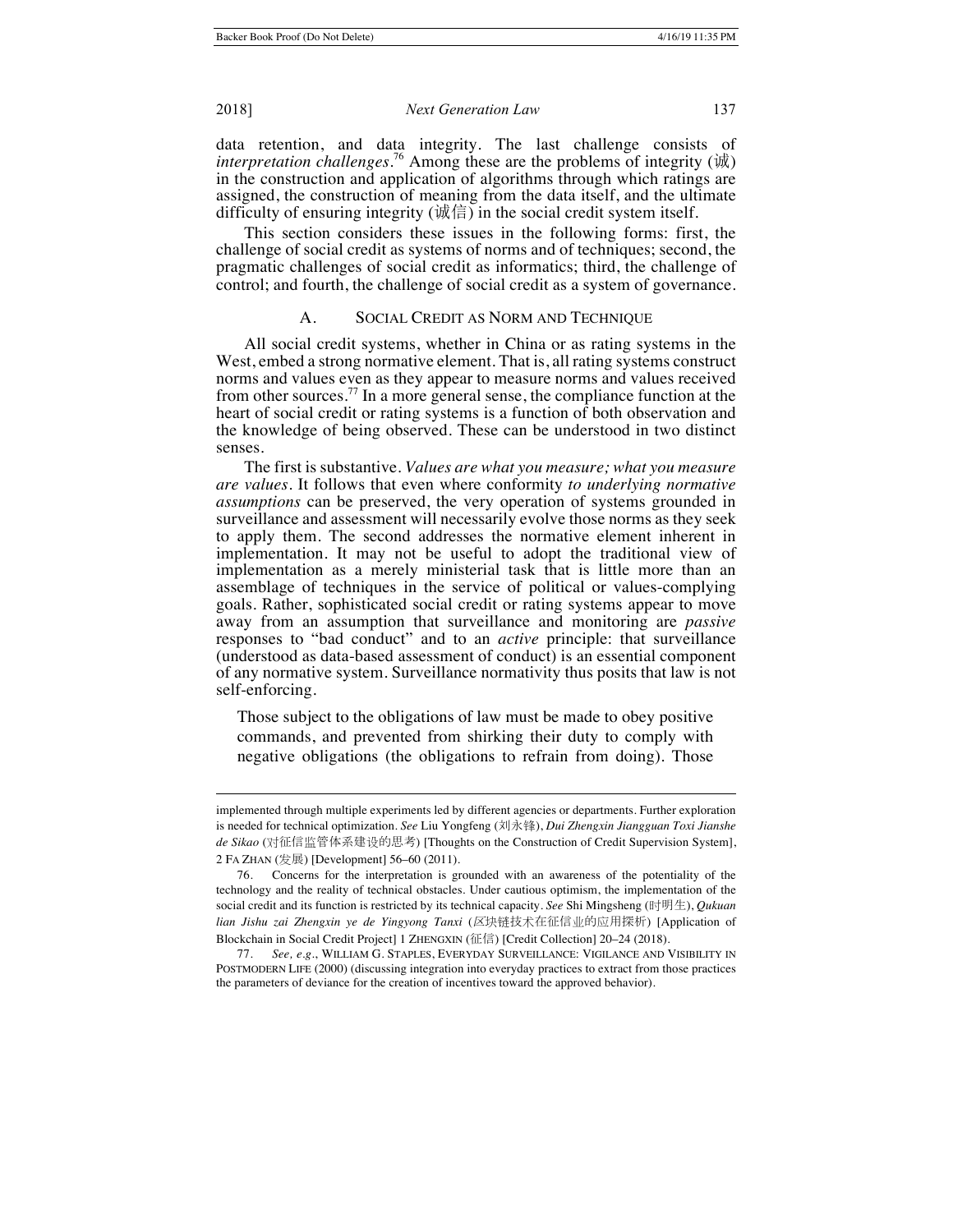data retention, and data integrity. The last challenge consists of *interpretation challenges*.[76] Among these are the problems of integrity (诚) in the construction and application of algorithms through which ratings are assigned, the construction of meaning from the data itself, and the ultimate difficulty of ensuring integrity (诚信) in the social credit system itself.

This section considers these issues in the following forms: first, the challenge of social credit as systems of norms and of techniques; second, the pragmatic challenges of social credit as informatics; third, the challenge of control; and fourth, the challenge of social credit as a system of governance.

### A. Social Credit as Norm and Technique

All social credit systems, whether in China or as rating systems in the West, embed a strong normative element. That is, all rating systems construct norms and values even as they appear to measure norms and values received from other sources.[77] In a more general sense, the compliance function at the heart of social credit or rating systems is a function of both observation and the knowledge of being observed. These can be understood in two distinct senses.

The first is substantive. *Values are what you measure; what you measure are values*. It follows that even where conformity *to underlying normative assumptions* can be preserved, the very operation of systems grounded in surveillance and assessment will necessarily evolve those norms as they seek to apply them. The second addresses the normative element inherent in implementation. It may not be useful to adopt the traditional view of implementation as a merely ministerial task that is little more than an assemblage of techniques in the service of political or values-complying goals. Rather, sophisticated social credit or rating systems appear to move away from an assumption that surveillance and monitoring are *passive* responses to "bad conduct" and to an *active* principle: that surveillance (understood as data-based assessment of conduct) is an essential component of any normative system. Surveillance normativity thus posits that law is not self-enforcing.

> Those subject to the obligations of law must be made to obey positive commands, and prevented from shirking their duty to comply with negative obligations (the obligations to refrain from doing). Those

---

implemented through multiple experiments led by different agencies or departments. Further exploration is needed for technical optimization. *See* Liu Yongfeng (刘永锋), *Dui Zhengxin Jiangguan Toxi Jianshe de Sikao* (对征信监管体系建设的思考) [Thoughts on the Construction of Credit Supervision System], 2 FA ZHAN (发展) [Development] 56–60 (2011).

76. Concerns for the interpretation is grounded with an awareness of the potentiality of the technology and the reality of technical obstacles. Under cautious optimism, the implementation of the social credit and its function is restricted by its technical capacity. *See* Shi Mingsheng (时明生), *Qukuan lian Jishu zai Zhengxin ye de Yingyong Tanxi* (区块链技术在征信业的应用探析) [Application of Blockchain in Social Credit Project] 1 ZHENGXIN (征信) [Credit Collection] 20–24 (2018).

77. *See, e.g.*, WILLIAM G. STAPLES, EVERYDAY SURVEILLANCE: VIGILANCE AND VISIBILITY IN POSTMODERN LIFE (2000) (discussing integration into everyday practices to extract from those practices the parameters of deviance for the creation of incentives toward the approved behavior).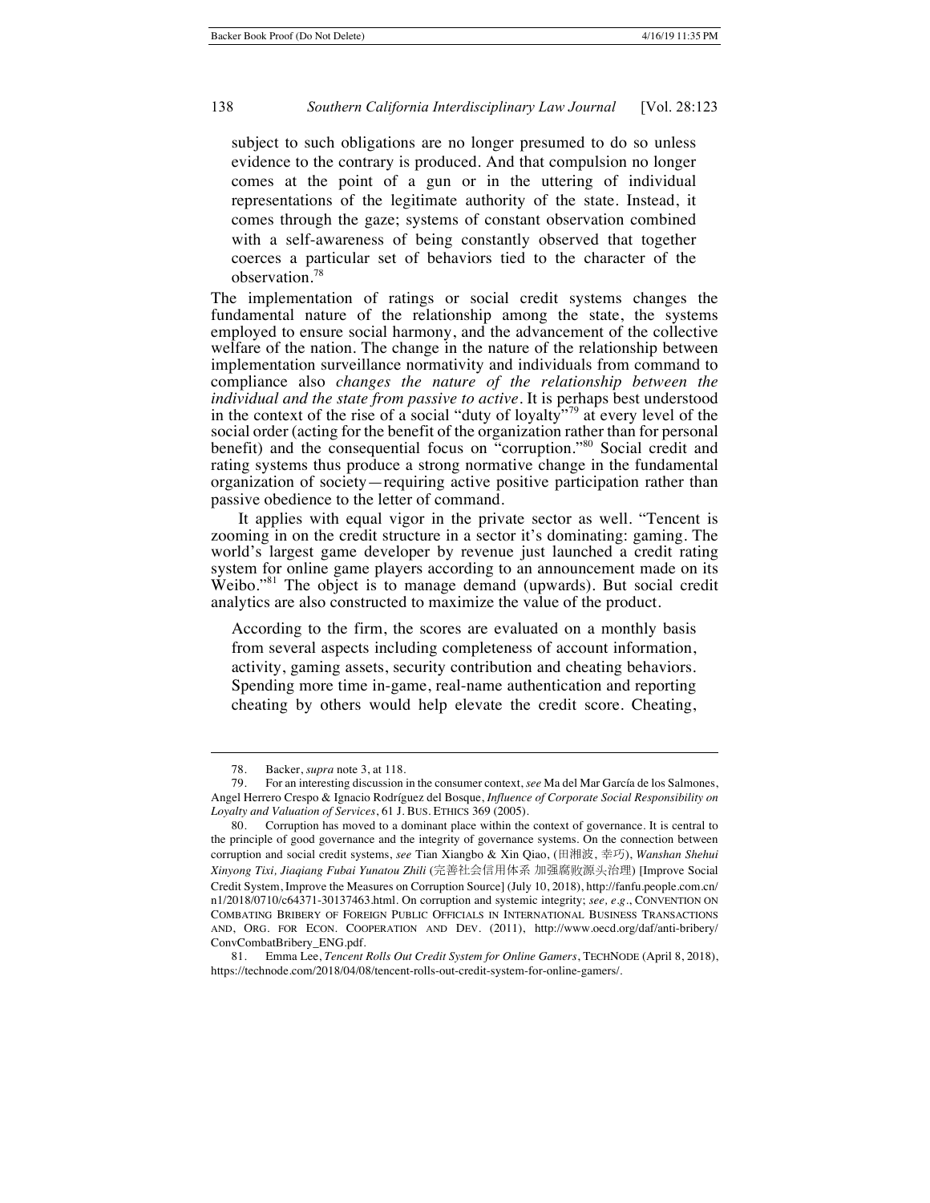> subject to such obligations are no longer presumed to do so unless evidence to the contrary is produced. And that compulsion no longer comes at the point of a gun or in the uttering of individual representations of the legitimate authority of the state. Instead, it comes through the gaze; systems of constant observation combined with a self-awareness of being constantly observed that together coerces a particular set of behaviors tied to the character of the observation.[78]

The implementation of ratings or social credit systems changes the fundamental nature of the relationship among the state, the systems employed to ensure social harmony, and the advancement of the collective welfare of the nation. The change in the nature of the relationship between implementation surveillance normativity and individuals from command to compliance also *changes the nature of the relationship between the individual and the state from passive to active*. It is perhaps best understood in the context of the rise of a social "duty of loyalty"[79] at every level of the social order (acting for the benefit of the organization rather than for personal benefit) and the consequential focus on "corruption."[80] Social credit and rating systems thus produce a strong normative change in the fundamental organization of society—requiring active positive participation rather than passive obedience to the letter of command.

It applies with equal vigor in the private sector as well. "Tencent is zooming in on the credit structure in a sector it's dominating: gaming. The world's largest game developer by revenue just launched a credit rating system for online game players according to an announcement made on its Weibo."[81] The object is to manage demand (upwards). But social credit analytics are also constructed to maximize the value of the product.

> According to the firm, the scores are evaluated on a monthly basis from several aspects including completeness of account information, activity, gaming assets, security contribution and cheating behaviors. Spending more time in-game, real-name authentication and reporting cheating by others would help elevate the credit score. Cheating,

---

78. Backer, *supra* note 3, at 118.

79. For an interesting discussion in the consumer context, *see* Ma del Mar García de los Salmones, Angel Herrero Crespo & Ignacio Rodríguez del Bosque, *Influence of Corporate Social Responsibility on Loyalty and Valuation of Services*, 61 J. BUS. ETHICS 369 (2005).

80. Corruption has moved to a dominant place within the context of governance. It is central to the principle of good governance and the integrity of governance systems. On the connection between corruption and social credit systems, *see* Tian Xiangbo & Xin Qiao, (田湘波, 幸巧), *Wanshan Shehui Xinyong Tixi, Jiaqiang Fubai Yunatou Zhili* (完善社会信用体系 加强腐败源头治理) [Improve Social Credit System, Improve the Measures on Corruption Source] (July 10, 2018), http://fanfu.people.com.cn/n1/2018/0710/c64371-30137463.html. On corruption and systemic integrity; *see, e.g.*, CONVENTION ON COMBATING BRIBERY OF FOREIGN PUBLIC OFFICIALS IN INTERNATIONAL BUSINESS TRANSACTIONS AND, ORG. FOR ECON. COOPERATION AND DEV. (2011), http://www.oecd.org/daf/anti-bribery/ConvCombatBribery_ENG.pdf.

81. Emma Lee, *Tencent Rolls Out Credit System for Online Gamers*, TECHNODE (April 8, 2018), https://technode.com/2018/04/08/tencent-rolls-out-credit-system-for-online-gamers/.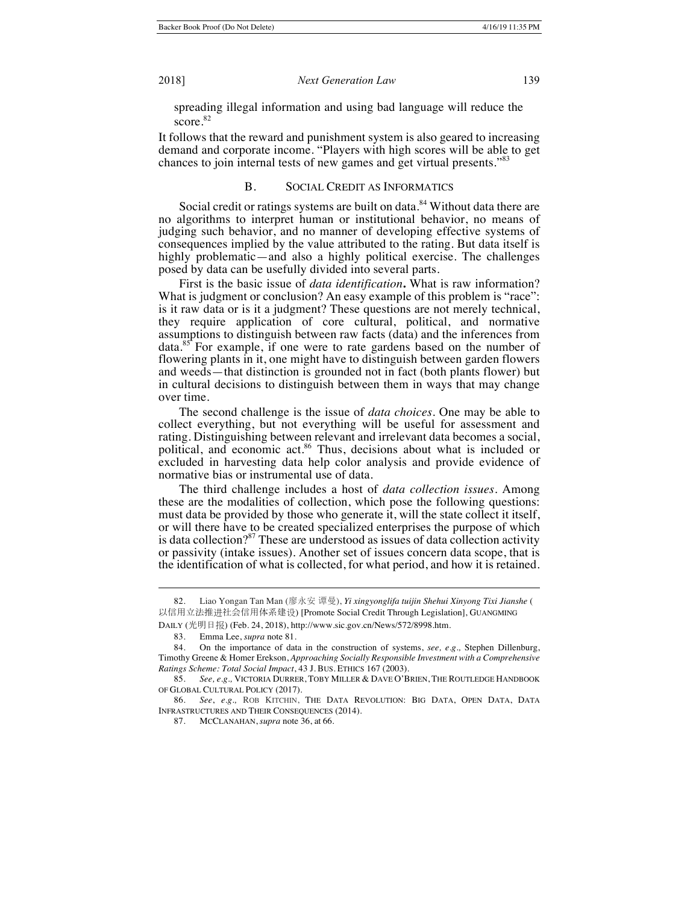spreading illegal information and using bad language will reduce the score.[82]

It follows that the reward and punishment system is also geared to increasing demand and corporate income. "Players with high scores will be able to get chances to join internal tests of new games and get virtual presents."[83]

## B. SOCIAL CREDIT AS INFORMATICS

Social credit or ratings systems are built on data.[84] Without data there are no algorithms to interpret human or institutional behavior, no means of judging such behavior, and no manner of developing effective systems of consequences implied by the value attributed to the rating. But data itself is highly problematic—and also a highly political exercise. The challenges posed by data can be usefully divided into several parts.

First is the basic issue of *data identification***.** What is raw information? What is judgment or conclusion? An easy example of this problem is "race": is it raw data or is it a judgment? These questions are not merely technical, they require application of core cultural, political, and normative assumptions to distinguish between raw facts (data) and the inferences from data.[85] For example, if one were to rate gardens based on the number of flowering plants in it, one might have to distinguish between garden flowers and weeds—that distinction is grounded not in fact (both plants flower) but in cultural decisions to distinguish between them in ways that may change over time.

The second challenge is the issue of *data choices*. One may be able to collect everything, but not everything will be useful for assessment and rating. Distinguishing between relevant and irrelevant data becomes a social, political, and economic act.[86] Thus, decisions about what is included or excluded in harvesting data help color analysis and provide evidence of normative bias or instrumental use of data.

The third challenge includes a host of *data collection issues*. Among these are the modalities of collection, which pose the following questions: must data be provided by those who generate it, will the state collect it itself, or will there have to be created specialized enterprises the purpose of which is data collection?[87] These are understood as issues of data collection activity or passivity (intake issues). Another set of issues concern data scope, that is the identification of what is collected, for what period, and how it is retained.

---

82. Liao Yongan Tan Man (廖永安 谭曼), *Yi xingyonglifa tuijin Shehui Xinyong Tixi Jianshe* (以信用立法推进社会信用体系建设) [Promote Social Credit Through Legislation], GUANGMING DAILY (光明日报) (Feb. 24, 2018), http://www.sic.gov.cn/News/572/8998.htm.

83. Emma Lee, *supra* note 81.

84. On the importance of data in the construction of systems, *see, e.g.,* Stephen Dillenburg, Timothy Greene & Homer Erekson, *Approaching Socially Responsible Investment with a Comprehensive Ratings Scheme: Total Social Impact*, 43 J. BUS. ETHICS 167 (2003).

85. *See, e.g.,* VICTORIA DURRER, TOBY MILLER & DAVE O'BRIEN, THE ROUTLEDGE HANDBOOK OF GLOBAL CULTURAL POLICY (2017).

86. *See, e.g.,* ROB KITCHIN, THE DATA REVOLUTION: BIG DATA, OPEN DATA, DATA INFRASTRUCTURES AND THEIR CONSEQUENCES (2014).

87. MCCLANAHAN, *supra* note 36, at 66.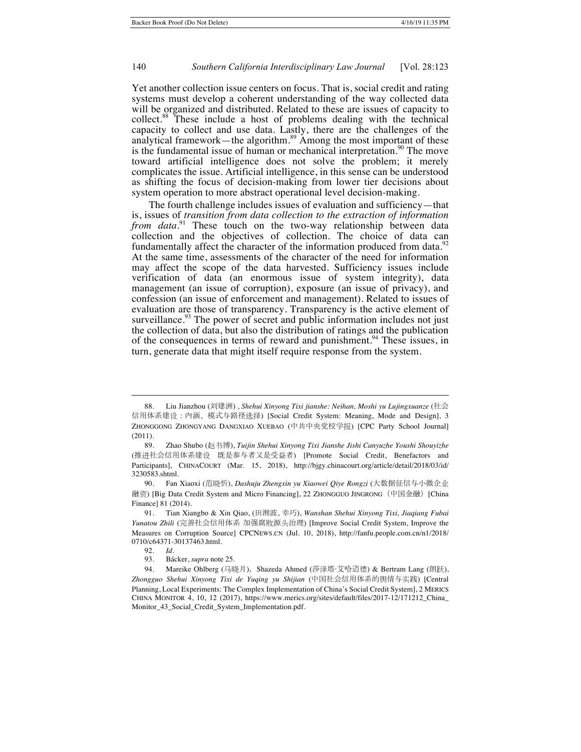Yet another collection issue centers on focus. That is, social credit and rating systems must develop a coherent understanding of the way collected data will be organized and distributed. Related to these are issues of capacity to collect.[88] These include a host of problems dealing with the technical capacity to collect and use data. Lastly, there are the challenges of the analytical framework—the algorithm.[89] Among the most important of these is the fundamental issue of human or mechanical interpretation.[90] The move toward artificial intelligence does not solve the problem; it merely complicates the issue. Artificial intelligence, in this sense can be understood as shifting the focus of decision-making from lower tier decisions about system operation to more abstract operational level decision-making.

The fourth challenge includes issues of evaluation and sufficiency—that is, issues of *transition from data collection to the extraction of information from data*.[91] These touch on the two-way relationship between data collection and the objectives of collection. The choice of data can fundamentally affect the character of the information produced from data.[92] At the same time, assessments of the character of the need for information may affect the scope of the data harvested. Sufficiency issues include verification of data (an enormous issue of system integrity), data management (an issue of corruption), exposure (an issue of privacy), and confession (an issue of enforcement and management). Related to issues of evaluation are those of transparency. Transparency is the active element of surveillance.[93] The power of secret and public information includes not just the collection of data, but also the distribution of ratings and the publication of the consequences in terms of reward and punishment.[94] These issues, in turn, generate data that might itself require response from the system.

---

88. Liu Jianzhou (刘建洲) , *Shehui Xinyong Tixi jianshe: Neihan, Moshi yu Lujingxuanze* (社会信用体系建设：内涵、模式与路径选择) [Social Credit System: Meaning, Mode and Design], 3 ZHONGGONG ZHONGYANG DANGXIAO XUEBAO (中共中央党校学报) [CPC Party School Journal] (2011).

89. Zhao Shubo (赵书博), *Tuijin Shehui Xinyong Tixi Jianshe Jishi Canyuzhe Youshi Shouyizhe* (推进社会信用体系建设 既是参与者又是受益者) [Promote Social Credit, Benefactors and Participants], CHINACOURT (Mar. 15, 2018), http://bjgy.chinacourt.org/article/detail/2018/03/id/3230583.shtml.

90. Fan Xiaoxi (范晓忻), *Dashuju Zhengxin yu Xiaowei Qiye Rongzi* (大数据征信与小微企业融资) [Big Data Credit System and Micro Financing], 22 ZHONGGUO JINGRONG（中国金融）[China Finance] 81 (2014).

91. Tian Xiangbo & Xin Qiao, (田湘波, 幸巧), *Wanshan Shehui Xinyong Tixi, Jiaqiang Fubai Yunatou Zhili* (完善社会信用体系 加强腐败源头治理) [Improve Social Credit System, Improve the Measures on Corruption Source] CPCNEWS.CN (Jul. 10, 2018), http://fanfu.people.com.cn/n1/2018/0710/c64371-30137463.html.

92. *Id*.

93. Bácker, *supra* note 25.

94. Mareike Ohlberg (马晓月), Shazeda Ahmed (莎泽塔·艾哈迈德) & Bertram Lang (朗跃), *Zhongguo Shehui Xinyong Tixi de Yuqing yu Shijian* (中国社会信用体系的舆情与实践) [Central Planning, Local Experiments: The Complex Implementation of China's Social Credit System], 2 MERICS CHINA MONITOR 4, 10, 12 (2017), https://www.merics.org/sites/default/files/2017-12/171212_China_Monitor_43_Social_Credit_System_Implementation.pdf.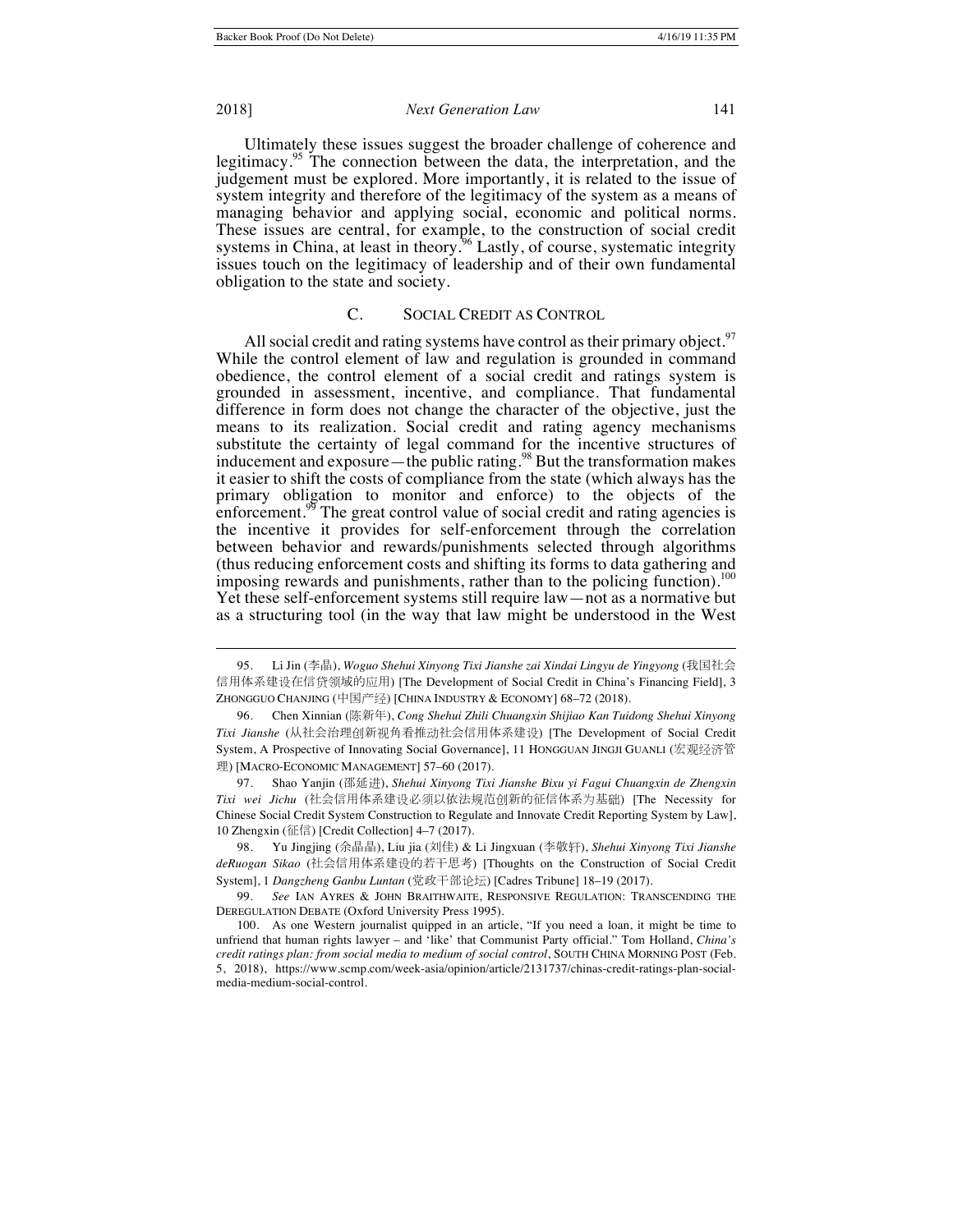Ultimately these issues suggest the broader challenge of coherence and legitimacy.[95] The connection between the data, the interpretation, and the judgement must be explored. More importantly, it is related to the issue of system integrity and therefore of the legitimacy of the system as a means of managing behavior and applying social, economic and political norms. These issues are central, for example, to the construction of social credit systems in China, at least in theory.[96] Lastly, of course, systematic integrity issues touch on the legitimacy of leadership and of their own fundamental obligation to the state and society.

### C. SOCIAL CREDIT AS CONTROL

All social credit and rating systems have control as their primary object.[97] While the control element of law and regulation is grounded in command obedience, the control element of a social credit and ratings system is grounded in assessment, incentive, and compliance. That fundamental difference in form does not change the character of the objective, just the means to its realization. Social credit and rating agency mechanisms substitute the certainty of legal command for the incentive structures of inducement and exposure—the public rating.[98] But the transformation makes it easier to shift the costs of compliance from the state (which always has the primary obligation to monitor and enforce) to the objects of the enforcement.[99] The great control value of social credit and rating agencies is the incentive it provides for self-enforcement through the correlation between behavior and rewards/punishments selected through algorithms (thus reducing enforcement costs and shifting its forms to data gathering and imposing rewards and punishments, rather than to the policing function).[100] Yet these self-enforcement systems still require law—not as a normative but as a structuring tool (in the way that law might be understood in the West

---

95. Li Jin (李晶), *Woguo Shehui Xinyong Tixi Jianshe zai Xindai Lingyu de Yingyong* (我国社会信用体系建设在信贷领域的应用) [The Development of Social Credit in China's Financing Field], 3 ZHONGGUO CHANJING (中国产经) [CHINA INDUSTRY & ECONOMY] 68–72 (2018).

96. Chen Xinnian (陈新年), *Cong Shehui Zhili Chuangxin Shijiao Kan Tuidong Shehui Xinyong Tixi Jianshe* (从社会治理创新视角看推动社会信用体系建设) [The Development of Social Credit System, A Prospective of Innovating Social Governance], 11 HONGGUAN JINGJI GUANLI (宏观经济管理) [MACRO-ECONOMIC MANAGEMENT] 57–60 (2017).

97. Shao Yanjin (邵延进), *Shehui Xinyong Tixi Jianshe Bixu yi Fagui Chuangxin de Zhengxin Tixi wei Jichu* (社会信用体系建设必须以依法规范创新的征信体系为基础) [The Necessity for Chinese Social Credit System Construction to Regulate and Innovate Credit Reporting System by Law], 10 Zhengxin (征信) [Credit Collection] 4–7 (2017).

98. Yu Jingjing (余晶晶), Liu jia (刘佳) & Li Jingxuan (李敬轩), *Shehui Xinyong Tixi Jianshe deRuogan Sikao* (社会信用体系建设的若干思考) [Thoughts on the Construction of Social Credit System], 1 *Dangzheng Ganbu Luntan* (党政干部论坛) [Cadres Tribune] 18–19 (2017).

99. *See* IAN AYRES & JOHN BRAITHWAITE, RESPONSIVE REGULATION: TRANSCENDING THE DEREGULATION DEBATE (Oxford University Press 1995).

100. As one Western journalist quipped in an article, "If you need a loan, it might be time to unfriend that human rights lawyer – and 'like' that Communist Party official." Tom Holland, *China's credit ratings plan: from social media to medium of social control*, SOUTH CHINA MORNING POST (Feb. 5, 2018), https://www.scmp.com/week-asia/opinion/article/2131737/chinas-credit-ratings-plan-social-media-medium-social-control.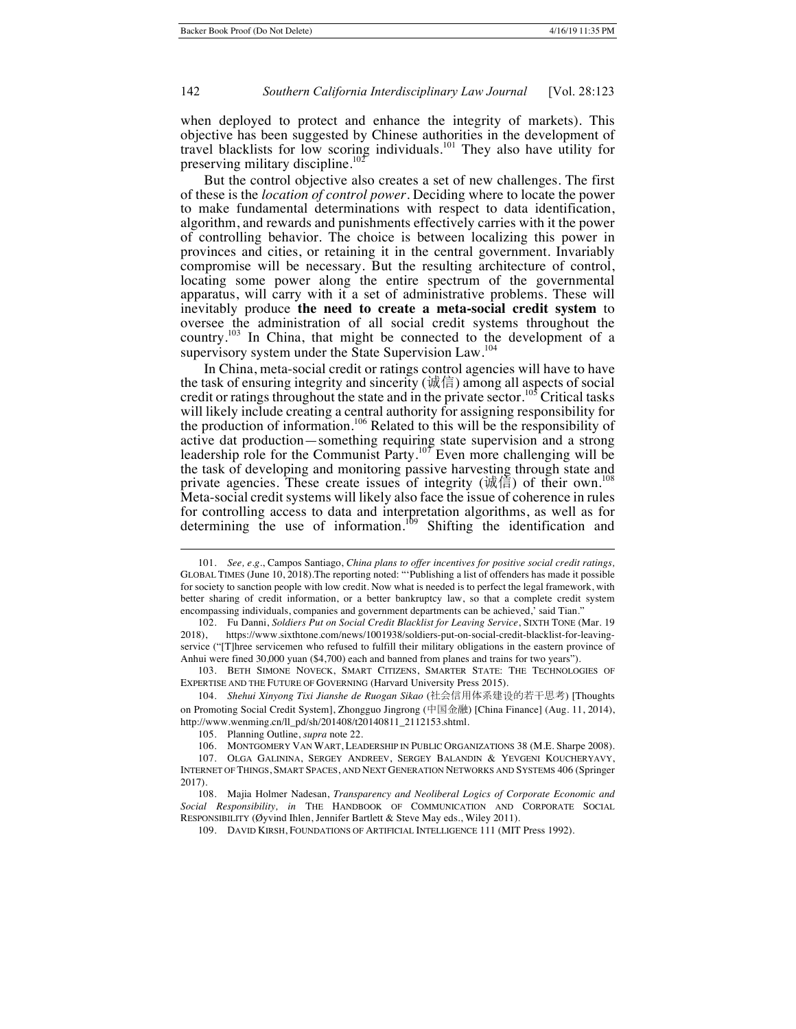when deployed to protect and enhance the integrity of markets). This objective has been suggested by Chinese authorities in the development of travel blacklists for low scoring individuals.[101] They also have utility for preserving military discipline.[102]

But the control objective also creates a set of new challenges. The first of these is the *location of control power*. Deciding where to locate the power to make fundamental determinations with respect to data identification, algorithm, and rewards and punishments effectively carries with it the power of controlling behavior. The choice is between localizing this power in provinces and cities, or retaining it in the central government. Invariably compromise will be necessary. But the resulting architecture of control, locating some power along the entire spectrum of the governmental apparatus, will carry with it a set of administrative problems. These will inevitably produce **the need to create a meta-social credit system** to oversee the administration of all social credit systems throughout the country.[103] In China, that might be connected to the development of a supervisory system under the State Supervision Law.[104]

In China, meta-social credit or ratings control agencies will have to have the task of ensuring integrity and sincerity (诚信) among all aspects of social credit or ratings throughout the state and in the private sector.[105] Critical tasks will likely include creating a central authority for assigning responsibility for the production of information.[106] Related to this will be the responsibility of active dat production—something requiring state supervision and a strong leadership role for the Communist Party.[107] Even more challenging will be the task of developing and monitoring passive harvesting through state and private agencies. These create issues of integrity (诚信) of their own.[108] Meta-social credit systems will likely also face the issue of coherence in rules for controlling access to data and interpretation algorithms, as well as for determining the use of information.[109] Shifting the identification and

---

101. *See, e.g.*, Campos Santiago, *China plans to offer incentives for positive social credit ratings,* GLOBAL TIMES (June 10, 2018).The reporting noted: "'Publishing a list of offenders has made it possible for society to sanction people with low credit. Now what is needed is to perfect the legal framework, with better sharing of credit information, or a better bankruptcy law, so that a complete credit system encompassing individuals, companies and government departments can be achieved,' said Tian."

102. Fu Danni, *Soldiers Put on Social Credit Blacklist for Leaving Service*, SIXTH TONE (Mar. 19 2018), https://www.sixthtone.com/news/1001938/soldiers-put-on-social-credit-blacklist-for-leaving-service ("[T]hree servicemen who refused to fulfill their military obligations in the eastern province of Anhui were fined 30,000 yuan ($4,700) each and banned from planes and trains for two years").

103. BETH SIMONE NOVECK, SMART CITIZENS, SMARTER STATE: THE TECHNOLOGIES OF EXPERTISE AND THE FUTURE OF GOVERNING (Harvard University Press 2015).

104. *Shehui Xinyong Tixi Jianshe de Ruogan Sikao* (社会信用体系建设的若干思考) [Thoughts on Promoting Social Credit System], Zhongguo Jingrong (中国金融) [China Finance] (Aug. 11, 2014), http://www.wenming.cn/ll_pd/sh/201408/t20140811_2112153.shtml.

105. Planning Outline, *supra* note 22.

106. MONTGOMERY VAN WART, LEADERSHIP IN PUBLIC ORGANIZATIONS 38 (M.E. Sharpe 2008).

107. OLGA GALININA, SERGEY ANDREEV, SERGEY BALANDIN & YEVGENI KOUCHERYAVY, INTERNET OF THINGS, SMART SPACES, AND NEXT GENERATION NETWORKS AND SYSTEMS 406 (Springer 2017).

108. Majia Holmer Nadesan, *Transparency and Neoliberal Logics of Corporate Economic and Social Responsibility, in* THE HANDBOOK OF COMMUNICATION AND CORPORATE SOCIAL RESPONSIBILITY (Øyvind Ihlen, Jennifer Bartlett & Steve May eds., Wiley 2011).

109. DAVID KIRSH, FOUNDATIONS OF ARTIFICIAL INTELLIGENCE 111 (MIT Press 1992).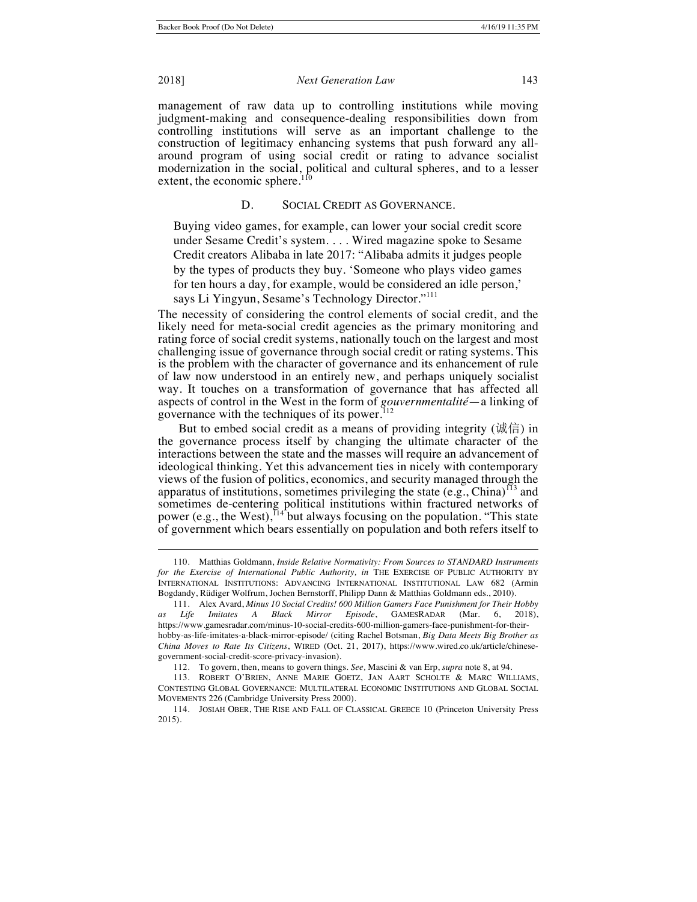management of raw data up to controlling institutions while moving judgment-making and consequence-dealing responsibilities down from controlling institutions will serve as an important challenge to the construction of legitimacy enhancing systems that push forward any all-around program of using social credit or rating to advance socialist modernization in the social, political and cultural spheres, and to a lesser extent, the economic sphere.[110]

### D. SOCIAL CREDIT AS GOVERNANCE.

> Buying video games, for example, can lower your social credit score under Sesame Credit's system. . . . Wired magazine spoke to Sesame Credit creators Alibaba in late 2017: "Alibaba admits it judges people by the types of products they buy. 'Someone who plays video games for ten hours a day, for example, would be considered an idle person,' says Li Yingyun, Sesame's Technology Director."[111]

The necessity of considering the control elements of social credit, and the likely need for meta-social credit agencies as the primary monitoring and rating force of social credit systems, nationally touch on the largest and most challenging issue of governance through social credit or rating systems. This is the problem with the character of governance and its enhancement of rule of law now understood in an entirely new, and perhaps uniquely socialist way. It touches on a transformation of governance that has affected all aspects of control in the West in the form of *gouvernmentalité*—a linking of governance with the techniques of its power.[112]

But to embed social credit as a means of providing integrity (诚信) in the governance process itself by changing the ultimate character of the interactions between the state and the masses will require an advancement of ideological thinking. Yet this advancement ties in nicely with contemporary views of the fusion of politics, economics, and security managed through the apparatus of institutions, sometimes privileging the state (e.g., China)[113] and sometimes de-centering political institutions within fractured networks of power (e.g., the West),[114] but always focusing on the population. "This state of government which bears essentially on population and both refers itself to

---

110. Matthias Goldmann, *Inside Relative Normativity: From Sources to STANDARD Instruments for the Exercise of International Public Authority, in* THE EXERCISE OF PUBLIC AUTHORITY BY INTERNATIONAL INSTITUTIONS: ADVANCING INTERNATIONAL INSTITUTIONAL LAW 682 (Armin Bogdandy, Rüdiger Wolfrum, Jochen Bernstorff, Philipp Dann & Matthias Goldmann eds., 2010).

111. Alex Avard, *Minus 10 Social Credits! 600 Million Gamers Face Punishment for Their Hobby as Life Imitates A Black Mirror Episode*, GAMESRADAR (Mar. 6, 2018), https://www.gamesradar.com/minus-10-social-credits-600-million-gamers-face-punishment-for-their-hobby-as-life-imitates-a-black-mirror-episode/ (citing Rachel Botsman, *Big Data Meets Big Brother as China Moves to Rate Its Citizens*, WIRED (Oct. 21, 2017), https://www.wired.co.uk/article/chinese-government-social-credit-score-privacy-invasion).

112. To govern, then, means to govern things. *See,* Mascini & van Erp, *supra* note 8, at 94.

113. ROBERT O'BRIEN, ANNE MARIE GOETZ, JAN AART SCHOLTE & MARC WILLIAMS, CONTESTING GLOBAL GOVERNANCE: MULTILATERAL ECONOMIC INSTITUTIONS AND GLOBAL SOCIAL MOVEMENTS 226 (Cambridge University Press 2000).

114. JOSIAH OBER, THE RISE AND FALL OF CLASSICAL GREECE 10 (Princeton University Press 2015).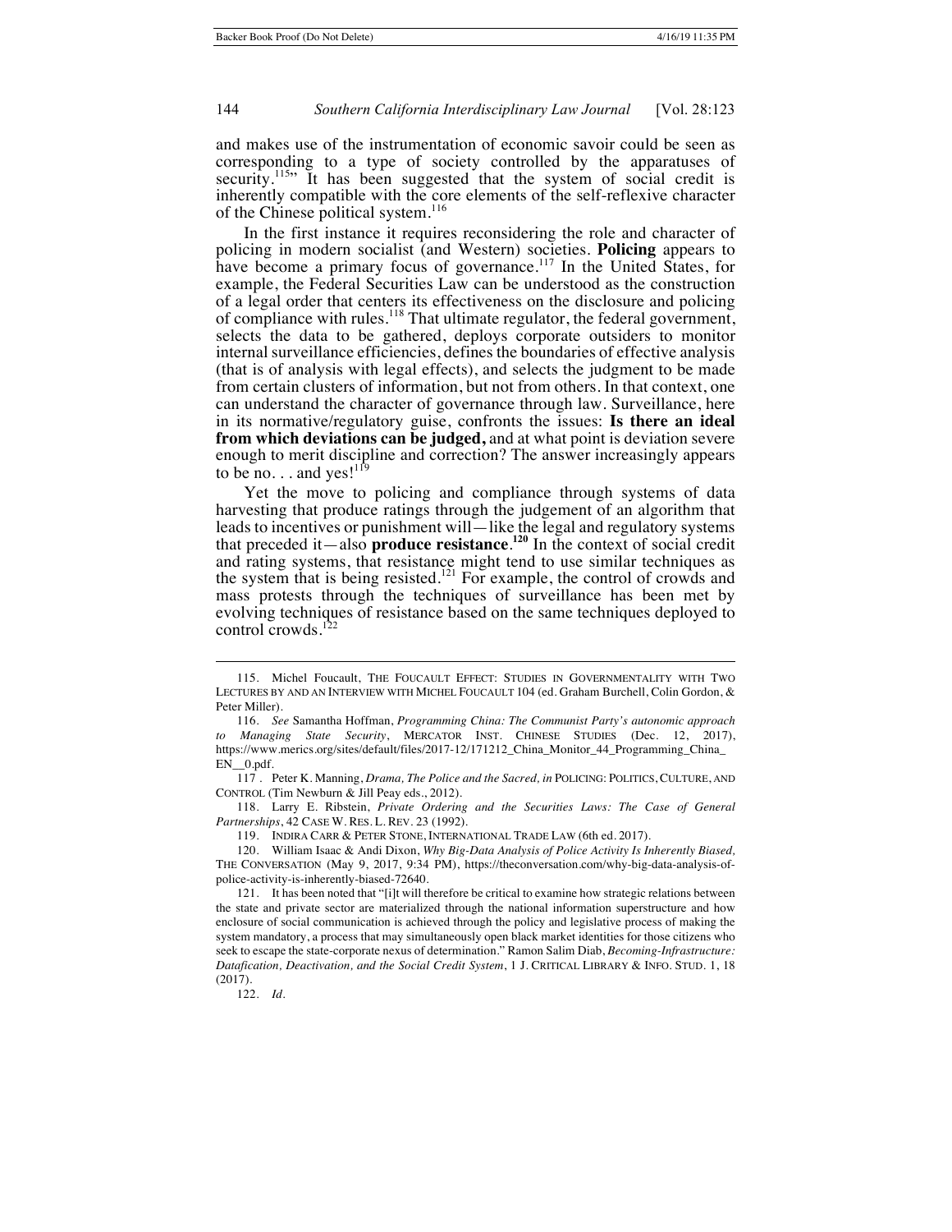and makes use of the instrumentation of economic savoir could be seen as corresponding to a type of society controlled by the apparatuses of security.[115]" It has been suggested that the system of social credit is inherently compatible with the core elements of the self-reflexive character of the Chinese political system.[116]

In the first instance it requires reconsidering the role and character of policing in modern socialist (and Western) societies. **Policing** appears to have become a primary focus of governance.[117] In the United States, for example, the Federal Securities Law can be understood as the construction of a legal order that centers its effectiveness on the disclosure and policing of compliance with rules.[118] That ultimate regulator, the federal government, selects the data to be gathered, deploys corporate outsiders to monitor internal surveillance efficiencies, defines the boundaries of effective analysis (that is of analysis with legal effects), and selects the judgment to be made from certain clusters of information, but not from others. In that context, one can understand the character of governance through law. Surveillance, here in its normative/regulatory guise, confronts the issues: **Is there an ideal from which deviations can be judged,** and at what point is deviation severe enough to merit discipline and correction? The answer increasingly appears to be no. . . and yes![119]

Yet the move to policing and compliance through systems of data harvesting that produce ratings through the judgement of an algorithm that leads to incentives or punishment will—like the legal and regulatory systems that preceded it—also **produce resistance**.[120] In the context of social credit and rating systems, that resistance might tend to use similar techniques as the system that is being resisted.[121] For example, the control of crowds and mass protests through the techniques of surveillance has been met by evolving techniques of resistance based on the same techniques deployed to control crowds.[122]

---

115. Michel Foucault, THE FOUCAULT EFFECT: STUDIES IN GOVERNMENTALITY WITH TWO LECTURES BY AND AN INTERVIEW WITH MICHEL FOUCAULT 104 (ed. Graham Burchell, Colin Gordon, & Peter Miller).

116. *See* Samantha Hoffman, *Programming China: The Communist Party's autonomic approach to Managing State Security*, MERCATOR INST. CHINESE STUDIES (Dec. 12, 2017), https://www.merics.org/sites/default/files/2017-12/171212_China_Monitor_44_Programming_China_EN__0.pdf.

117. Peter K. Manning, *Drama, The Police and the Sacred*, *in* POLICING: POLITICS, CULTURE, AND CONTROL (Tim Newburn & Jill Peay eds., 2012).

118. Larry E. Ribstein, *Private Ordering and the Securities Laws: The Case of General Partnerships*, 42 CASE W. RES. L. REV. 23 (1992).

119. INDIRA CARR & PETER STONE, INTERNATIONAL TRADE LAW (6th ed. 2017).

120. William Isaac & Andi Dixon, *Why Big-Data Analysis of Police Activity Is Inherently Biased,* THE CONVERSATION (May 9, 2017, 9:34 PM), https://theconversation.com/why-big-data-analysis-of-police-activity-is-inherently-biased-72640.

121. It has been noted that "[i]t will therefore be critical to examine how strategic relations between the state and private sector are materialized through the national information superstructure and how enclosure of social communication is achieved through the policy and legislative process of making the system mandatory, a process that may simultaneously open black market identities for those citizens who seek to escape the state-corporate nexus of determination." Ramon Salim Diab, *Becoming-Infrastructure: Datafication, Deactivation, and the Social Credit System*, 1 J. CRITICAL LIBRARY & INFO. STUD. 1, 18 (2017).

122. *Id.*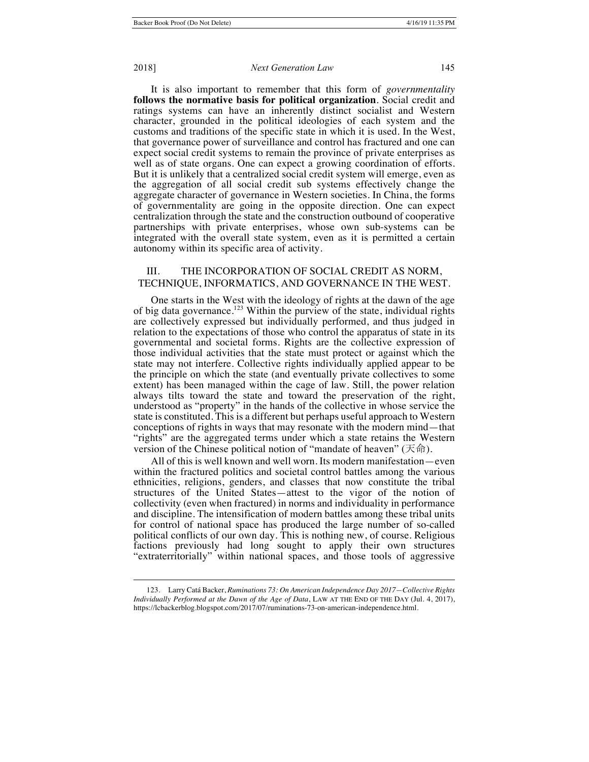It is also important to remember that this form of *governmentality* **follows the normative basis for political organization**. Social credit and ratings systems can have an inherently distinct socialist and Western character, grounded in the political ideologies of each system and the customs and traditions of the specific state in which it is used. In the West, that governance power of surveillance and control has fractured and one can expect social credit systems to remain the province of private enterprises as well as of state organs. One can expect a growing coordination of efforts. But it is unlikely that a centralized social credit system will emerge, even as the aggregation of all social credit sub systems effectively change the aggregate character of governance in Western societies. In China, the forms of governmentality are going in the opposite direction. One can expect centralization through the state and the construction outbound of cooperative partnerships with private enterprises, whose own sub-systems can be integrated with the overall state system, even as it is permitted a certain autonomy within its specific area of activity.

## III. THE INCORPORATION OF SOCIAL CREDIT AS NORM, TECHNIQUE, INFORMATICS, AND GOVERNANCE IN THE WEST.

One starts in the West with the ideology of rights at the dawn of the age of big data governance.[123] Within the purview of the state, individual rights are collectively expressed but individually performed, and thus judged in relation to the expectations of those who control the apparatus of state in its governmental and societal forms. Rights are the collective expression of those individual activities that the state must protect or against which the state may not interfere. Collective rights individually applied appear to be the principle on which the state (and eventually private collectives to some extent) has been managed within the cage of law. Still, the power relation always tilts toward the state and toward the preservation of the right, understood as "property" in the hands of the collective in whose service the state is constituted. This is a different but perhaps useful approach to Western conceptions of rights in ways that may resonate with the modern mind—that "rights" are the aggregated terms under which a state retains the Western version of the Chinese political notion of "mandate of heaven" (天命).

All of this is well known and well worn. Its modern manifestation—even within the fractured politics and societal control battles among the various ethnicities, religions, genders, and classes that now constitute the tribal structures of the United States—attest to the vigor of the notion of collectivity (even when fractured) in norms and individuality in performance and discipline. The intensification of modern battles among these tribal units for control of national space has produced the large number of so-called political conflicts of our own day. This is nothing new, of course. Religious factions previously had long sought to apply their own structures "extraterritorially" within national spaces, and those tools of aggressive

123. Larry Catá Backer, *Ruminations 73: On American Independence Day 2017—Collective Rights Individually Performed at the Dawn of the Age of Data*, LAW AT THE END OF THE DAY (Jul. 4, 2017), https://lcbackerblog.blogspot.com/2017/07/ruminations-73-on-american-independence.html.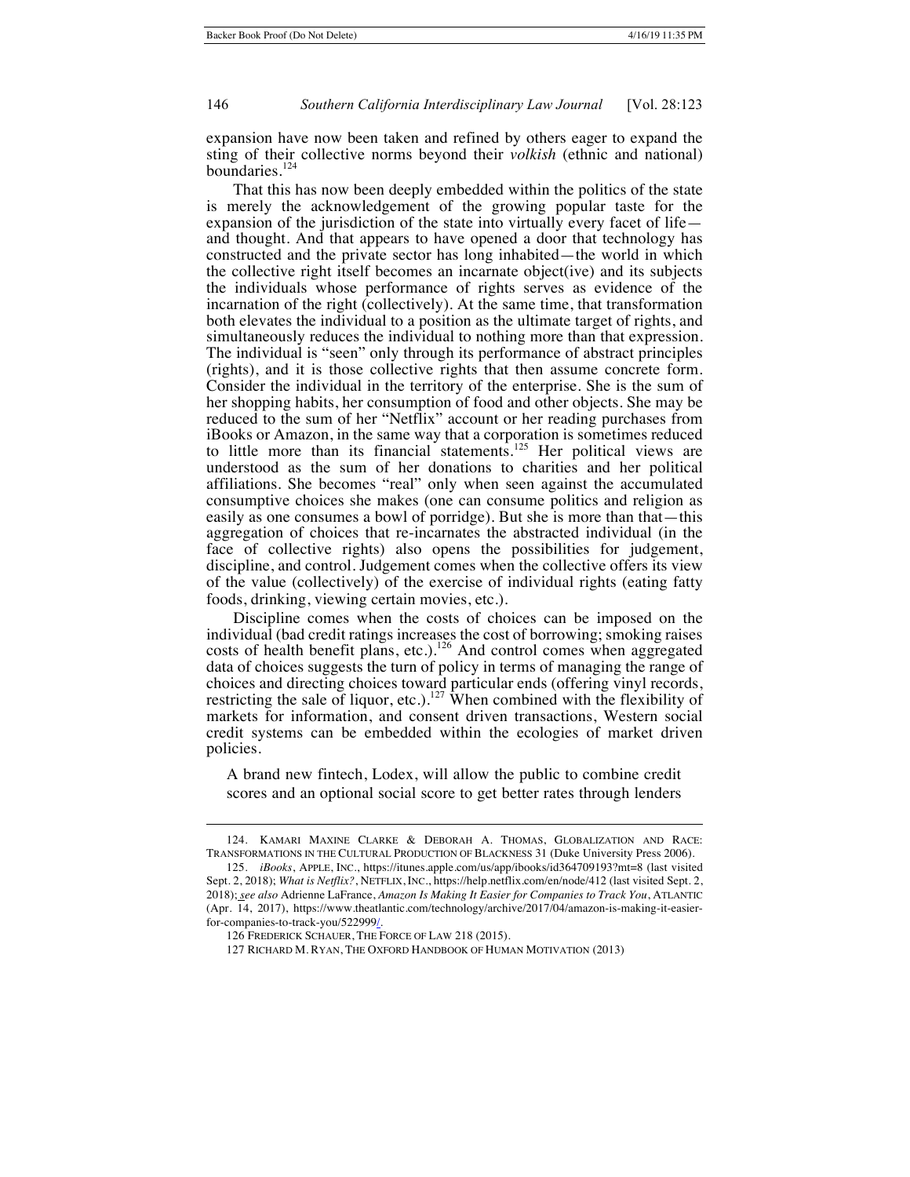expansion have now been taken and refined by others eager to expand the sting of their collective norms beyond their *volkish* (ethnic and national) boundaries.[124]

That this has now been deeply embedded within the politics of the state is merely the acknowledgement of the growing popular taste for the expansion of the jurisdiction of the state into virtually every facet of life—and thought. And that appears to have opened a door that technology has constructed and the private sector has long inhabited—the world in which the collective right itself becomes an incarnate object(ive) and its subjects the individuals whose performance of rights serves as evidence of the incarnation of the right (collectively). At the same time, that transformation both elevates the individual to a position as the ultimate target of rights, and simultaneously reduces the individual to nothing more than that expression. The individual is "seen" only through its performance of abstract principles (rights), and it is those collective rights that then assume concrete form. Consider the individual in the territory of the enterprise. She is the sum of her shopping habits, her consumption of food and other objects. She may be reduced to the sum of her "Netflix" account or her reading purchases from iBooks or Amazon, in the same way that a corporation is sometimes reduced to little more than its financial statements.[125] Her political views are understood as the sum of her donations to charities and her political affiliations. She becomes "real" only when seen against the accumulated consumptive choices she makes (one can consume politics and religion as easily as one consumes a bowl of porridge). But she is more than that—this aggregation of choices that re-incarnates the abstracted individual (in the face of collective rights) also opens the possibilities for judgement, discipline, and control. Judgement comes when the collective offers its view of the value (collectively) of the exercise of individual rights (eating fatty foods, drinking, viewing certain movies, etc.).

Discipline comes when the costs of choices can be imposed on the individual (bad credit ratings increases the cost of borrowing; smoking raises costs of health benefit plans, etc.).[126] And control comes when aggregated data of choices suggests the turn of policy in terms of managing the range of choices and directing choices toward particular ends (offering vinyl records, restricting the sale of liquor, etc.).[127] When combined with the flexibility of markets for information, and consent driven transactions, Western social credit systems can be embedded within the ecologies of market driven policies.

> A brand new fintech, Lodex, will allow the public to combine credit scores and an optional social score to get better rates through lenders

---

124. KAMARI MAXINE CLARKE & DEBORAH A. THOMAS, GLOBALIZATION AND RACE: TRANSFORMATIONS IN THE CULTURAL PRODUCTION OF BLACKNESS 31 (Duke University Press 2006).

125. *iBooks*, APPLE, INC., https://itunes.apple.com/us/app/ibooks/id364709193?mt=8 (last visited Sept. 2, 2018); *What is Netflix?*, NETFLIX, INC., https://help.netflix.com/en/node/412 (last visited Sept. 2, 2018); *see also* Adrienne LaFrance, *Amazon Is Making It Easier for Companies to Track You*, ATLANTIC (Apr. 14, 2017), https://www.theatlantic.com/technology/archive/2017/04/amazon-is-making-it-easier-for-companies-to-track-you/522999/.

126 FREDERICK SCHAUER, THE FORCE OF LAW 218 (2015).

127 RICHARD M. RYAN, THE OXFORD HANDBOOK OF HUMAN MOTIVATION (2013)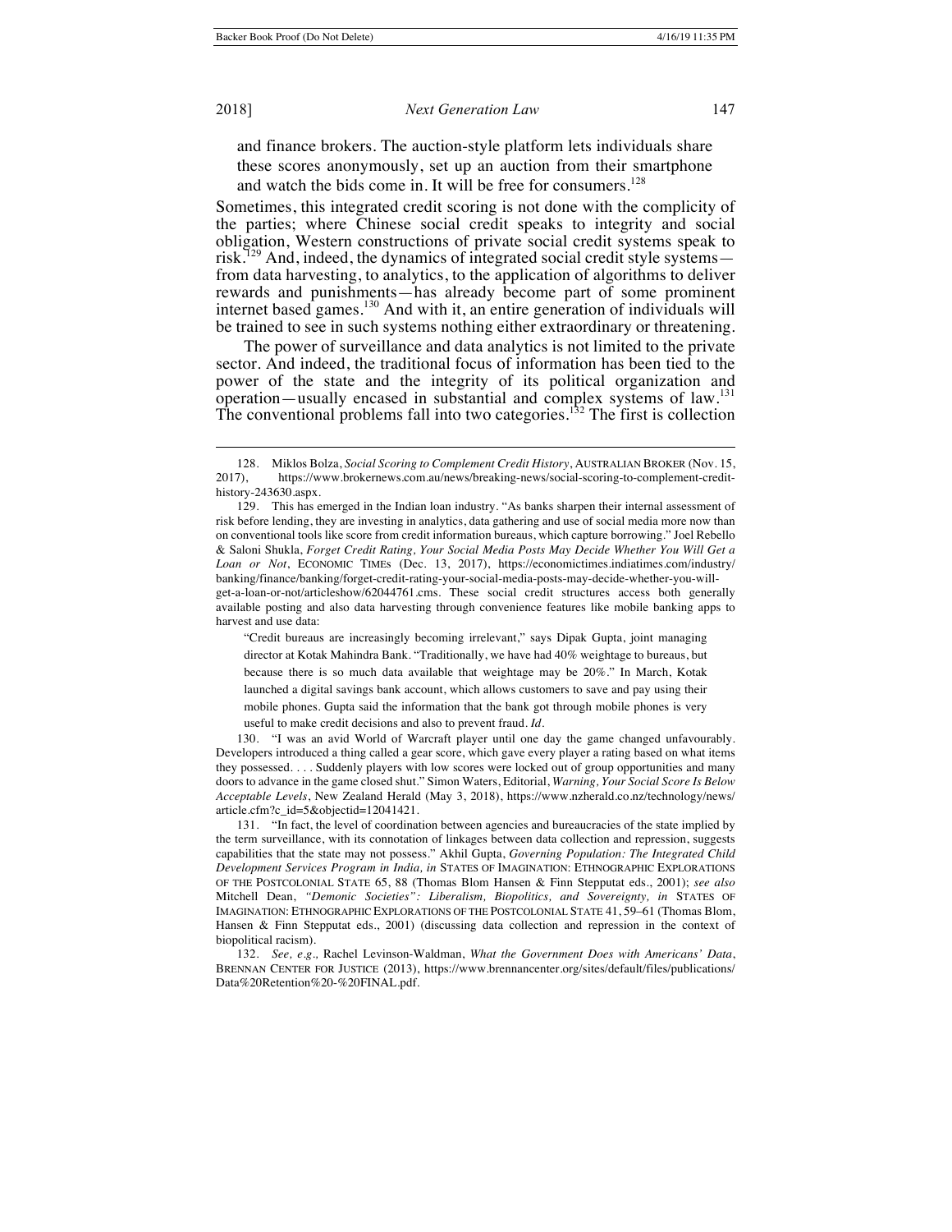> and finance brokers. The auction-style platform lets individuals share these scores anonymously, set up an auction from their smartphone and watch the bids come in. It will be free for consumers.[128]

Sometimes, this integrated credit scoring is not done with the complicity of the parties; where Chinese social credit speaks to integrity and social obligation, Western constructions of private social credit systems speak to risk.[129] And, indeed, the dynamics of integrated social credit style systems—from data harvesting, to analytics, to the application of algorithms to deliver rewards and punishments—has already become part of some prominent internet based games.[130] And with it, an entire generation of individuals will be trained to see in such systems nothing either extraordinary or threatening.

The power of surveillance and data analytics is not limited to the private sector. And indeed, the traditional focus of information has been tied to the power of the state and the integrity of its political organization and operation—usually encased in substantial and complex systems of law.[131] The conventional problems fall into two categories.[132] The first is collection

---

128. Miklos Bolza, *Social Scoring to Complement Credit History*, AUSTRALIAN BROKER (Nov. 15, 2017), https://www.brokernews.com.au/news/breaking-news/social-scoring-to-complement-credit-history-243630.aspx.

129. This has emerged in the Indian loan industry. "As banks sharpen their internal assessment of risk before lending, they are investing in analytics, data gathering and use of social media more now than on conventional tools like score from credit information bureaus, which capture borrowing." Joel Rebello & Saloni Shukla, *Forget Credit Rating, Your Social Media Posts May Decide Whether You Will Get a Loan or Not*, ECONOMIC TIMES (Dec. 13, 2017), https://economictimes.indiatimes.com/industry/banking/finance/banking/forget-credit-rating-your-social-media-posts-may-decide-whether-you-will-get-a-loan-or-not/articleshow/62044761.cms. These social credit structures access both generally available posting and also data harvesting through convenience features like mobile banking apps to harvest and use data:

> "Credit bureaus are increasingly becoming irrelevant," says Dipak Gupta, joint managing director at Kotak Mahindra Bank. "Traditionally, we have had 40% weightage to bureaus, but because there is so much data available that weightage may be 20%." In March, Kotak launched a digital savings bank account, which allows customers to save and pay using their mobile phones. Gupta said the information that the bank got through mobile phones is very useful to make credit decisions and also to prevent fraud. *Id*.

130. "I was an avid World of Warcraft player until one day the game changed unfavourably. Developers introduced a thing called a gear score, which gave every player a rating based on what items they possessed. . . . Suddenly players with low scores were locked out of group opportunities and many doors to advance in the game closed shut." Simon Waters, Editorial, *Warning, Your Social Score Is Below Acceptable Levels*, New Zealand Herald (May 3, 2018), https://www.nzherald.co.nz/technology/news/article.cfm?c_id=5&objectid=12041421.

131. "In fact, the level of coordination between agencies and bureaucracies of the state implied by the term surveillance, with its connotation of linkages between data collection and repression, suggests capabilities that the state may not possess." Akhil Gupta, *Governing Population: The Integrated Child Development Services Program in India, in* STATES OF IMAGINATION: ETHNOGRAPHIC EXPLORATIONS OF THE POSTCOLONIAL STATE 65, 88 (Thomas Blom Hansen & Finn Stepputat eds., 2001); *see also* Mitchell Dean, *"Demonic Societies": Liberalism, Biopolitics, and Sovereignty, in* STATES OF IMAGINATION: ETHNOGRAPHIC EXPLORATIONS OF THE POSTCOLONIAL STATE 41, 59–61 (Thomas Blom, Hansen & Finn Stepputat eds., 2001) (discussing data collection and repression in the context of biopolitical racism).

132. *See, e.g.,* Rachel Levinson-Waldman, *What the Government Does with Americans' Data*, BRENNAN CENTER FOR JUSTICE (2013), https://www.brennancenter.org/sites/default/files/publications/Data%20Retention%20-%20FINAL.pdf.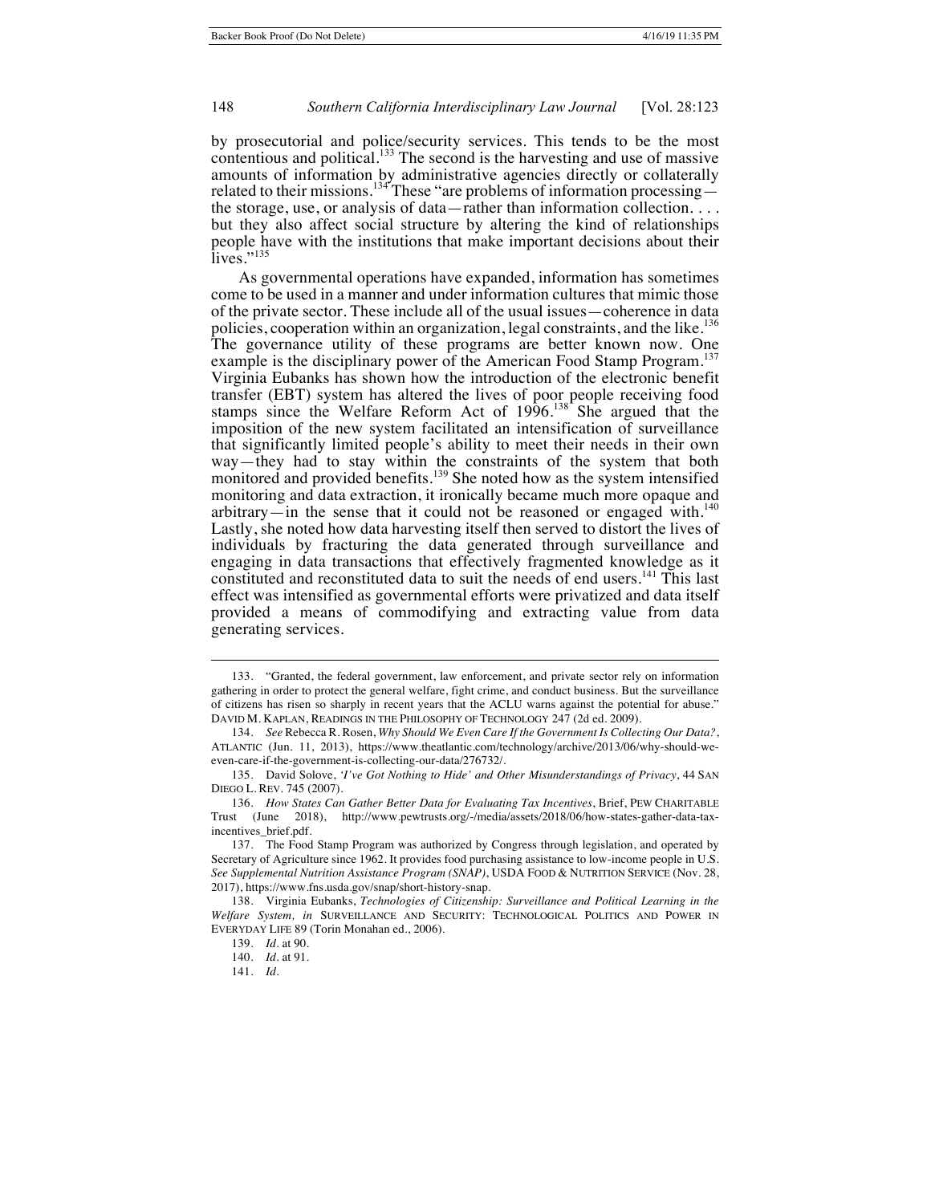by prosecutorial and police/security services. This tends to be the most contentious and political.[133] The second is the harvesting and use of massive amounts of information by administrative agencies directly or collaterally related to their missions.[134] These "are problems of information processing—the storage, use, or analysis of data—rather than information collection. . . . but they also affect social structure by altering the kind of relationships people have with the institutions that make important decisions about their lives."[135]

As governmental operations have expanded, information has sometimes come to be used in a manner and under information cultures that mimic those of the private sector. These include all of the usual issues—coherence in data policies, cooperation within an organization, legal constraints, and the like.[136] The governance utility of these programs are better known now. One example is the disciplinary power of the American Food Stamp Program.[137] Virginia Eubanks has shown how the introduction of the electronic benefit transfer (EBT) system has altered the lives of poor people receiving food stamps since the Welfare Reform Act of 1996.[138] She argued that the imposition of the new system facilitated an intensification of surveillance that significantly limited people's ability to meet their needs in their own way—they had to stay within the constraints of the system that both monitored and provided benefits.[139] She noted how as the system intensified monitoring and data extraction, it ironically became much more opaque and arbitrary—in the sense that it could not be reasoned or engaged with.[140] Lastly, she noted how data harvesting itself then served to distort the lives of individuals by fracturing the data generated through surveillance and engaging in data transactions that effectively fragmented knowledge as it constituted and reconstituted data to suit the needs of end users.[141] This last effect was intensified as governmental efforts were privatized and data itself provided a means of commodifying and extracting value from data generating services.

---

133. "Granted, the federal government, law enforcement, and private sector rely on information gathering in order to protect the general welfare, fight crime, and conduct business. But the surveillance of citizens has risen so sharply in recent years that the ACLU warns against the potential for abuse." DAVID M. KAPLAN, READINGS IN THE PHILOSOPHY OF TECHNOLOGY 247 (2d ed. 2009).

134. *See* Rebecca R. Rosen, *Why Should We Even Care If the Government Is Collecting Our Data?*, ATLANTIC (Jun. 11, 2013), https://www.theatlantic.com/technology/archive/2013/06/why-should-we-even-care-if-the-government-is-collecting-our-data/276732/.

135. David Solove, *'I've Got Nothing to Hide' and Other Misunderstandings of Privacy*, 44 SAN DIEGO L. REV. 745 (2007).

136. *How States Can Gather Better Data for Evaluating Tax Incentives*, Brief, PEW CHARITABLE Trust (June 2018), http://www.pewtrusts.org/-/media/assets/2018/06/how-states-gather-data-tax-incentives_brief.pdf.

137. The Food Stamp Program was authorized by Congress through legislation, and operated by Secretary of Agriculture since 1962. It provides food purchasing assistance to low-income people in U.S. *See Supplemental Nutrition Assistance Program (SNAP)*, USDA FOOD & NUTRITION SERVICE (Nov. 28, 2017), https://www.fns.usda.gov/snap/short-history-snap.

138. Virginia Eubanks, *Technologies of Citizenship: Surveillance and Political Learning in the Welfare System, in* SURVEILLANCE AND SECURITY: TECHNOLOGICAL POLITICS AND POWER IN EVERYDAY LIFE 89 (Torin Monahan ed., 2006).

139. *Id.* at 90.

140. *Id.* at 91.

141. *Id.*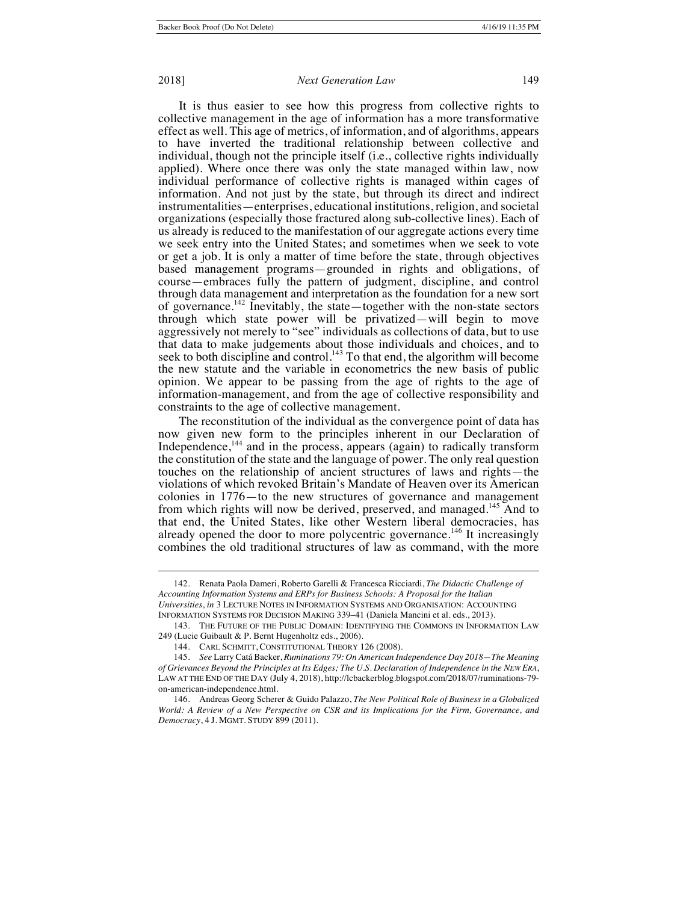It is thus easier to see how this progress from collective rights to collective management in the age of information has a more transformative effect as well. This age of metrics, of information, and of algorithms, appears to have inverted the traditional relationship between collective and individual, though not the principle itself (i.e., collective rights individually applied). Where once there was only the state managed within law, now individual performance of collective rights is managed within cages of information. And not just by the state, but through its direct and indirect instrumentalities—enterprises, educational institutions, religion, and societal organizations (especially those fractured along sub-collective lines). Each of us already is reduced to the manifestation of our aggregate actions every time we seek entry into the United States; and sometimes when we seek to vote or get a job. It is only a matter of time before the state, through objectives based management programs—grounded in rights and obligations, of course—embraces fully the pattern of judgment, discipline, and control through data management and interpretation as the foundation for a new sort of governance.[142] Inevitably, the state—together with the non-state sectors through which state power will be privatized—will begin to move aggressively not merely to "see" individuals as collections of data, but to use that data to make judgements about those individuals and choices, and to seek to both discipline and control.[143] To that end, the algorithm will become the new statute and the variable in econometrics the new basis of public opinion. We appear to be passing from the age of rights to the age of information-management, and from the age of collective responsibility and constraints to the age of collective management.

The reconstitution of the individual as the convergence point of data has now given new form to the principles inherent in our Declaration of Independence,[144] and in the process, appears (again) to radically transform the constitution of the state and the language of power. The only real question touches on the relationship of ancient structures of laws and rights—the violations of which revoked Britain's Mandate of Heaven over its American colonies in 1776—to the new structures of governance and management from which rights will now be derived, preserved, and managed.[145] And to that end, the United States, like other Western liberal democracies, has already opened the door to more polycentric governance.[146] It increasingly combines the old traditional structures of law as command, with the more

---

142. Renata Paola Dameri, Roberto Garelli & Francesca Ricciardi, *The Didactic Challenge of Accounting Information Systems and ERPs for Business Schools: A Proposal for the Italian Universities*, *in* 3 LECTURE NOTES IN INFORMATION SYSTEMS AND ORGANISATION: ACCOUNTING INFORMATION SYSTEMS FOR DECISION MAKING 339–41 (Daniela Mancini et al. eds., 2013).

143. THE FUTURE OF THE PUBLIC DOMAIN: IDENTIFYING THE COMMONS IN INFORMATION LAW 249 (Lucie Guibault & P. Bernt Hugenholtz eds., 2006).

144. CARL SCHMITT, CONSTITUTIONAL THEORY 126 (2008).

145. *See* Larry Catá Backer, *Ruminations 79: On American Independence Day 2018—The Meaning of Grievances Beyond the Principles at Its Edges; The U.S. Declaration of Independence in the NEW ERA*, LAW AT THE END OF THE DAY (July 4, 2018), http://lcbackerblog.blogspot.com/2018/07/ruminations-79-on-american-independence.html.

146. Andreas Georg Scherer & Guido Palazzo, *The New Political Role of Business in a Globalized World: A Review of a New Perspective on CSR and its Implications for the Firm, Governance, and Democracy*, 4 J. MGMT. STUDY 899 (2011).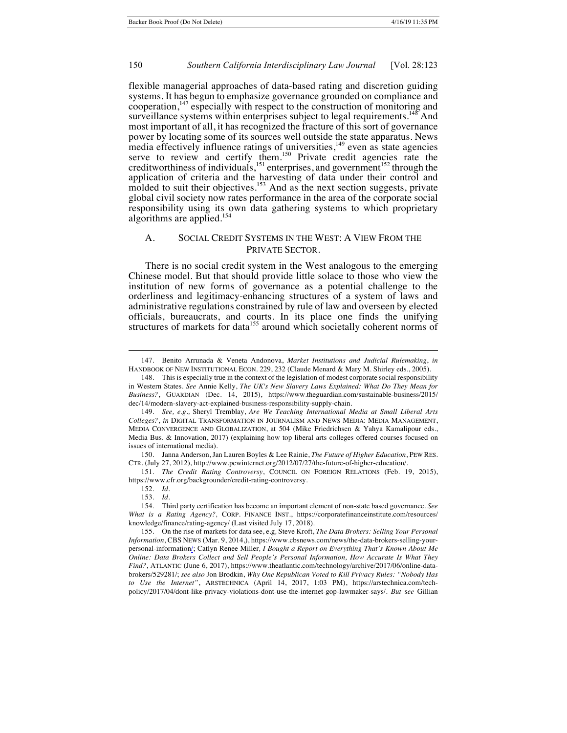flexible managerial approaches of data-based rating and discretion guiding systems. It has begun to emphasize governance grounded on compliance and cooperation,[147] especially with respect to the construction of monitoring and surveillance systems within enterprises subject to legal requirements.[148] And most important of all, it has recognized the fracture of this sort of governance power by locating some of its sources well outside the state apparatus. News media effectively influence ratings of universities,[149] even as state agencies serve to review and certify them.[150] Private credit agencies rate the creditworthiness of individuals,[151] enterprises, and government[152] through the application of criteria and the harvesting of data under their control and molded to suit their objectives.[153] And as the next section suggests, private global civil society now rates performance in the area of the corporate social responsibility using its own data gathering systems to which proprietary algorithms are applied.[154]

## A. SOCIAL CREDIT SYSTEMS IN THE WEST: A VIEW FROM THE PRIVATE SECTOR.

There is no social credit system in the West analogous to the emerging Chinese model. But that should provide little solace to those who view the institution of new forms of governance as a potential challenge to the orderliness and legitimacy-enhancing structures of a system of laws and administrative regulations constrained by rule of law and overseen by elected officials, bureaucrats, and courts. In its place one finds the unifying structures of markets for data[155] around which societally coherent norms of

---

147. Benito Arrunada & Veneta Andonova, *Market Institutions and Judicial Rulemaking*, *in* HANDBOOK OF NEW INSTITUTIONAL ECON. 229, 232 (Claude Menard & Mary M. Shirley eds., 2005).

148. This is especially true in the context of the legislation of modest corporate social responsibility in Western States. *See* Annie Kelly, *The UK's New Slavery Laws Explained: What Do They Mean for Business?*, GUARDIAN (Dec. 14, 2015), https://www.theguardian.com/sustainable-business/2015/dec/14/modern-slavery-act-explained-business-responsibility-supply-chain.

149. *See, e.g.*, Sheryl Tremblay, *Are We Teaching International Media at Small Liberal Arts Colleges?*, *in* DIGITAL TRANSFORMATION IN JOURNALISM AND NEWS MEDIA: MEDIA MANAGEMENT, MEDIA CONVERGENCE AND GLOBALIZATION, at 504 (Mike Friedrichsen & Yahya Kamalipour eds., Media Bus. & Innovation, 2017) (explaining how top liberal arts colleges offered courses focused on issues of international media).

150. Janna Anderson, Jan Lauren Boyles & Lee Rainie, *The Future of Higher Education*, PEW RES. CTR. (July 27, 2012), http://www.pewinternet.org/2012/07/27/the-future-of-higher-education/.

151. *The Credit Rating Controversy*, COUNCIL ON FOREIGN RELATIONS (Feb. 19, 2015), https://www.cfr.org/backgrounder/credit-rating-controversy.

152. *Id.*

153. *Id.*

154. Third party certification has become an important element of non-state based governance. *See What is a Rating Agency?,* CORP. FINANCE INST., https://corporatefinanceinstitute.com/resources/knowledge/finance/rating-agency/ (Last visited July 17, 2018).

155. On the rise of markets for data see, e.g*,* Steve Kroft, *The Data Brokers: Selling Your Personal Information*, CBS NEWS (Mar. 9, 2014,), https://www.cbsnews.com/news/the-data-brokers-selling-your-personal-information/; Catlyn Renee Miller*, I Bought a Report on Everything That's Known About Me Online: Data Brokers Collect and Sell People's Personal Information, How Accurate Is What They Find?*, ATLANTIC (June 6, 2017), https://www.theatlantic.com/technology/archive/2017/06/online-data-brokers/529281/; *see also* Jon Brodkin, *Why One Republican Voted to Kill Privacy Rules: "Nobody Has to Use the Internet"*, ARSTECHNICA (April 14, 2017, 1:03 PM), https://arstechnica.com/tech-policy/2017/04/dont-like-privacy-violations-dont-use-the-internet-gop-lawmaker-says/. *But* s*ee* Gillian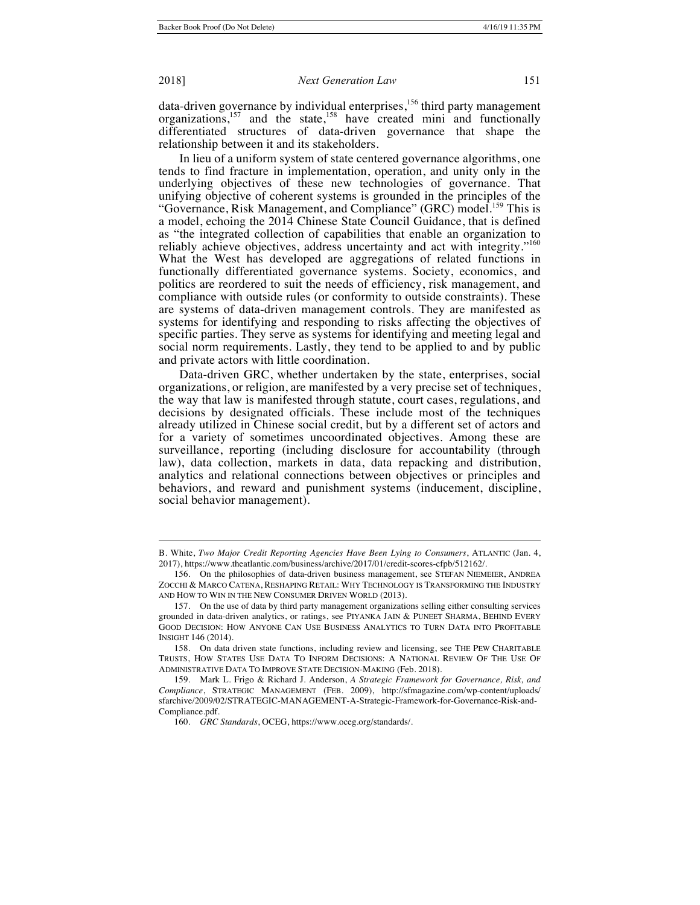data-driven governance by individual enterprises,[156] third party management organizations,[157] and the state,[158] have created mini and functionally differentiated structures of data-driven governance that shape the relationship between it and its stakeholders.

In lieu of a uniform system of state centered governance algorithms, one tends to find fracture in implementation, operation, and unity only in the underlying objectives of these new technologies of governance. That unifying objective of coherent systems is grounded in the principles of the "Governance, Risk Management, and Compliance" (GRC) model.[159] This is a model, echoing the 2014 Chinese State Council Guidance, that is defined as "the integrated collection of capabilities that enable an organization to reliably achieve objectives, address uncertainty and act with integrity."[160] What the West has developed are aggregations of related functions in functionally differentiated governance systems. Society, economics, and politics are reordered to suit the needs of efficiency, risk management, and compliance with outside rules (or conformity to outside constraints). These are systems of data-driven management controls. They are manifested as systems for identifying and responding to risks affecting the objectives of specific parties. They serve as systems for identifying and meeting legal and social norm requirements. Lastly, they tend to be applied to and by public and private actors with little coordination.

Data-driven GRC, whether undertaken by the state, enterprises, social organizations, or religion, are manifested by a very precise set of techniques, the way that law is manifested through statute, court cases, regulations, and decisions by designated officials. These include most of the techniques already utilized in Chinese social credit, but by a different set of actors and for a variety of sometimes uncoordinated objectives. Among these are surveillance, reporting (including disclosure for accountability (through law), data collection, markets in data, data repacking and distribution, analytics and relational connections between objectives or principles and behaviors, and reward and punishment systems (inducement, discipline, social behavior management).

---

B. White, *Two Major Credit Reporting Agencies Have Been Lying to Consumers*, ATLANTIC (Jan. 4, 2017), https://www.theatlantic.com/business/archive/2017/01/credit-scores-cfpb/512162/.

156. On the philosophies of data-driven business management, see STEFAN NIEMEIER, ANDREA ZOCCHI & MARCO CATENA, RESHAPING RETAIL: WHY TECHNOLOGY IS TRANSFORMING THE INDUSTRY AND HOW TO WIN IN THE NEW CONSUMER DRIVEN WORLD (2013).

157. On the use of data by third party management organizations selling either consulting services grounded in data-driven analytics, or ratings, see PIYANKA JAIN & PUNEET SHARMA, BEHIND EVERY GOOD DECISION: HOW ANYONE CAN USE BUSINESS ANALYTICS TO TURN DATA INTO PROFITABLE INSIGHT 146 (2014).

158. On data driven state functions, including review and licensing, see THE PEW CHARITABLE TRUSTS, HOW STATES USE DATA TO INFORM DECISIONS: A NATIONAL REVIEW OF THE USE OF ADMINISTRATIVE DATA TO IMPROVE STATE DECISION-MAKING (Feb. 2018).

159. Mark L. Frigo & Richard J. Anderson, *A Strategic Framework for Governance, Risk, and Compliance*, STRATEGIC MANAGEMENT (FEB. 2009), http://sfmagazine.com/wp-content/uploads/sfarchive/2009/02/STRATEGIC-MANAGEMENT-A-Strategic-Framework-for-Governance-Risk-and-Compliance.pdf.

160. *GRC Standards*, OCEG, https://www.oceg.org/standards/.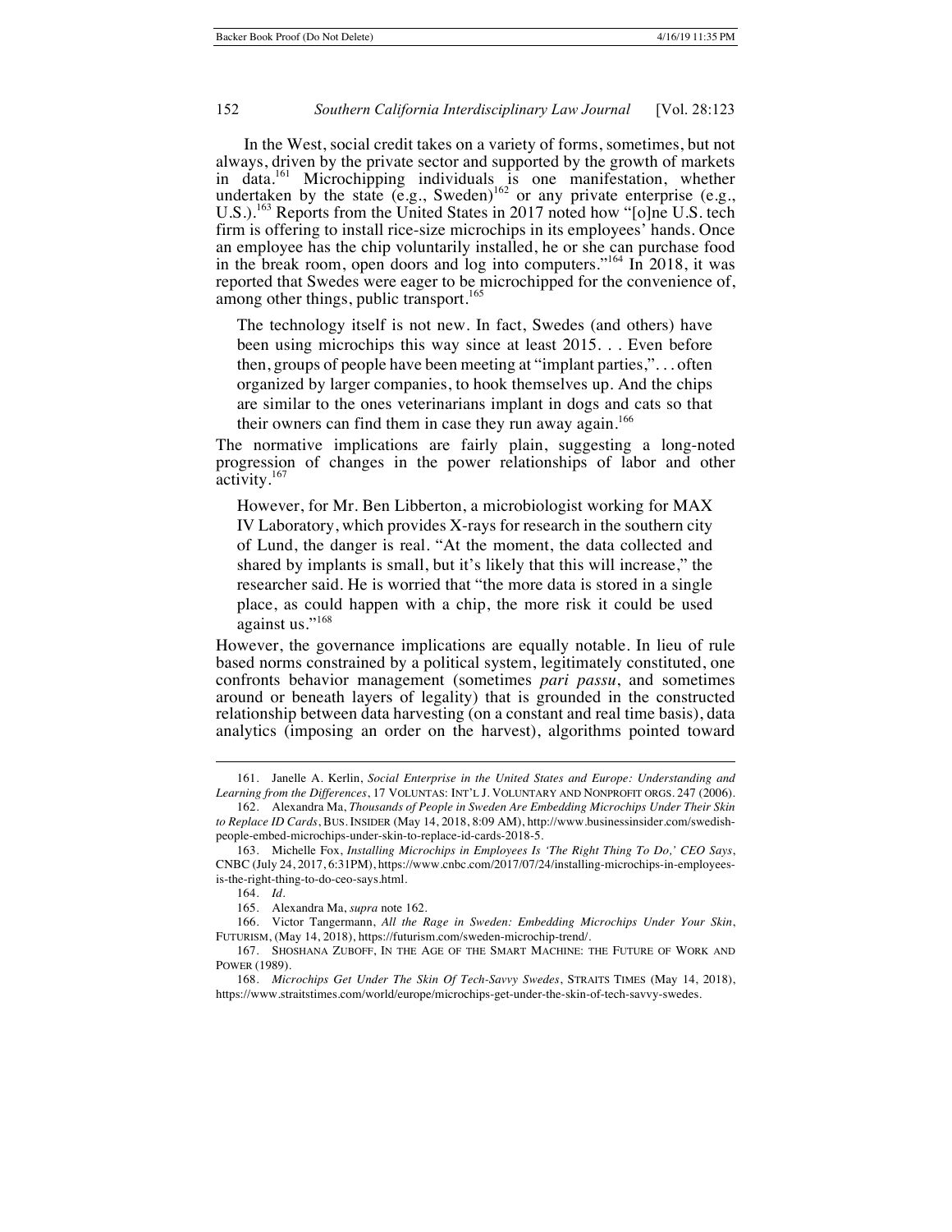In the West, social credit takes on a variety of forms, sometimes, but not always, driven by the private sector and supported by the growth of markets in data.[161] Microchipping individuals is one manifestation, whether undertaken by the state (e.g., Sweden)[162] or any private enterprise (e.g., U.S.).[163] Reports from the United States in 2017 noted how "[o]ne U.S. tech firm is offering to install rice-size microchips in its employees' hands. Once an employee has the chip voluntarily installed, he or she can purchase food in the break room, open doors and log into computers."[164] In 2018, it was reported that Swedes were eager to be microchipped for the convenience of, among other things, public transport.[165]

> The technology itself is not new. In fact, Swedes (and others) have been using microchips this way since at least 2015. . . Even before then, groups of people have been meeting at "implant parties,". . . often organized by larger companies, to hook themselves up. And the chips are similar to the ones veterinarians implant in dogs and cats so that their owners can find them in case they run away again.[166]

The normative implications are fairly plain, suggesting a long-noted progression of changes in the power relationships of labor and other activity.[167]

> However, for Mr. Ben Libberton, a microbiologist working for MAX IV Laboratory, which provides X-rays for research in the southern city of Lund, the danger is real. "At the moment, the data collected and shared by implants is small, but it's likely that this will increase," the researcher said. He is worried that "the more data is stored in a single place, as could happen with a chip, the more risk it could be used against us."[168]

However, the governance implications are equally notable. In lieu of rule based norms constrained by a political system, legitimately constituted, one confronts behavior management (sometimes *pari passu*, and sometimes around or beneath layers of legality) that is grounded in the constructed relationship between data harvesting (on a constant and real time basis), data analytics (imposing an order on the harvest), algorithms pointed toward

---

161. Janelle A. Kerlin, *Social Enterprise in the United States and Europe: Understanding and Learning from the Differences*, 17 VOLUNTAS: INT'L J. VOLUNTARY AND NONPROFIT ORGS. 247 (2006).

162. Alexandra Ma, *Thousands of People in Sweden Are Embedding Microchips Under Their Skin to Replace ID Cards*, BUS. INSIDER (May 14, 2018, 8:09 AM), http://www.businessinsider.com/swedish-people-embed-microchips-under-skin-to-replace-id-cards-2018-5.

163. Michelle Fox, *Installing Microchips in Employees Is 'The Right Thing To Do,' CEO Says*, CNBC (July 24, 2017, 6:31PM), https://www.cnbc.com/2017/07/24/installing-microchips-in-employees-is-the-right-thing-to-do-ceo-says.html.

164. *Id.*

165. Alexandra Ma, *supra* note 162.

166. Victor Tangermann, *All the Rage in Sweden: Embedding Microchips Under Your Skin*, FUTURISM, (May 14, 2018), https://futurism.com/sweden-microchip-trend/.

167. SHOSHANA ZUBOFF, IN THE AGE OF THE SMART MACHINE: THE FUTURE OF WORK AND POWER (1989).

168. *Microchips Get Under The Skin Of Tech-Savvy Swedes*, STRAITS TIMES (May 14, 2018), https://www.straitstimes.com/world/europe/microchips-get-under-the-skin-of-tech-savvy-swedes.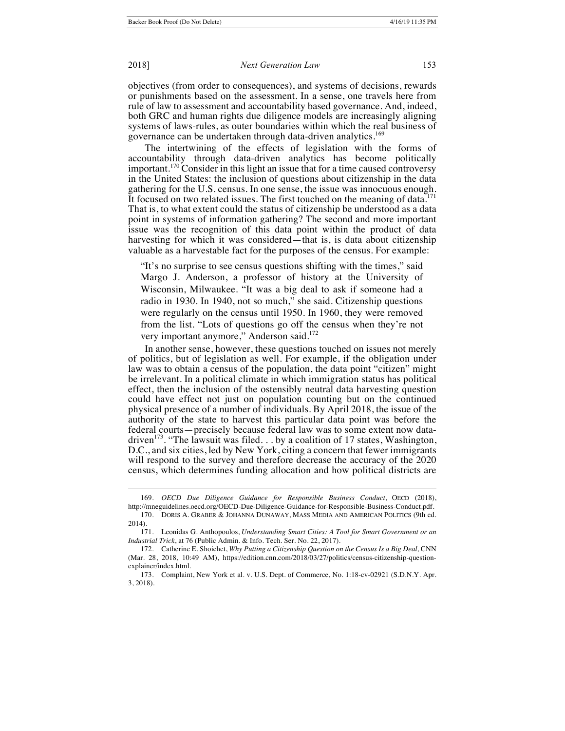objectives (from order to consequences), and systems of decisions, rewards or punishments based on the assessment. In a sense, one travels here from rule of law to assessment and accountability based governance. And, indeed, both GRC and human rights due diligence models are increasingly aligning systems of laws-rules, as outer boundaries within which the real business of governance can be undertaken through data-driven analytics.[169]

The intertwining of the effects of legislation with the forms of accountability through data-driven analytics has become politically important.[170] Consider in this light an issue that for a time caused controversy in the United States: the inclusion of questions about citizenship in the data gathering for the U.S. census. In one sense, the issue was innocuous enough. It focused on two related issues. The first touched on the meaning of data.[171] That is, to what extent could the status of citizenship be understood as a data point in systems of information gathering? The second and more important issue was the recognition of this data point within the product of data harvesting for which it was considered—that is, is data about citizenship valuable as a harvestable fact for the purposes of the census. For example:

> "It's no surprise to see census questions shifting with the times," said Margo J. Anderson, a professor of history at the University of Wisconsin, Milwaukee. "It was a big deal to ask if someone had a radio in 1930. In 1940, not so much," she said. Citizenship questions were regularly on the census until 1950. In 1960, they were removed from the list. "Lots of questions go off the census when they're not very important anymore," Anderson said.[172]

In another sense, however, these questions touched on issues not merely of politics, but of legislation as well. For example, if the obligation under law was to obtain a census of the population, the data point "citizen" might be irrelevant. In a political climate in which immigration status has political effect, then the inclusion of the ostensibly neutral data harvesting question could have effect not just on population counting but on the continued physical presence of a number of individuals. By April 2018, the issue of the authority of the state to harvest this particular data point was before the federal courts—precisely because federal law was to some extent now data-driven[173]. "The lawsuit was filed. . . by a coalition of 17 states, Washington, D.C., and six cities, led by New York, citing a concern that fewer immigrants will respond to the survey and therefore decrease the accuracy of the 2020 census, which determines funding allocation and how political districts are

---

169. *OECD Due Diligence Guidance for Responsible Business Conduct*, OECD (2018), http://mneguidelines.oecd.org/OECD-Due-Diligence-Guidance-for-Responsible-Business-Conduct.pdf.

170. DORIS A. GRABER & JOHANNA DUNAWAY, MASS MEDIA AND AMERICAN POLITICS (9th ed. 2014).

171. Leonidas G. Anthopoulos, *Understanding Smart Cities: A Tool for Smart Government or an Industrial Trick*, at 76 (Public Admin. & Info. Tech. Ser. No. 22, 2017).

172. Catherine E. Shoichet, *Why Putting a Citizenship Question on the Census Is a Big Deal*, CNN (Mar. 28, 2018, 10:49 AM), https://edition.cnn.com/2018/03/27/politics/census-citizenship-question-explainer/index.html.

173. Complaint, New York et al. v. U.S. Dept. of Commerce, No. 1:18-cv-02921 (S.D.N.Y. Apr. 3, 2018).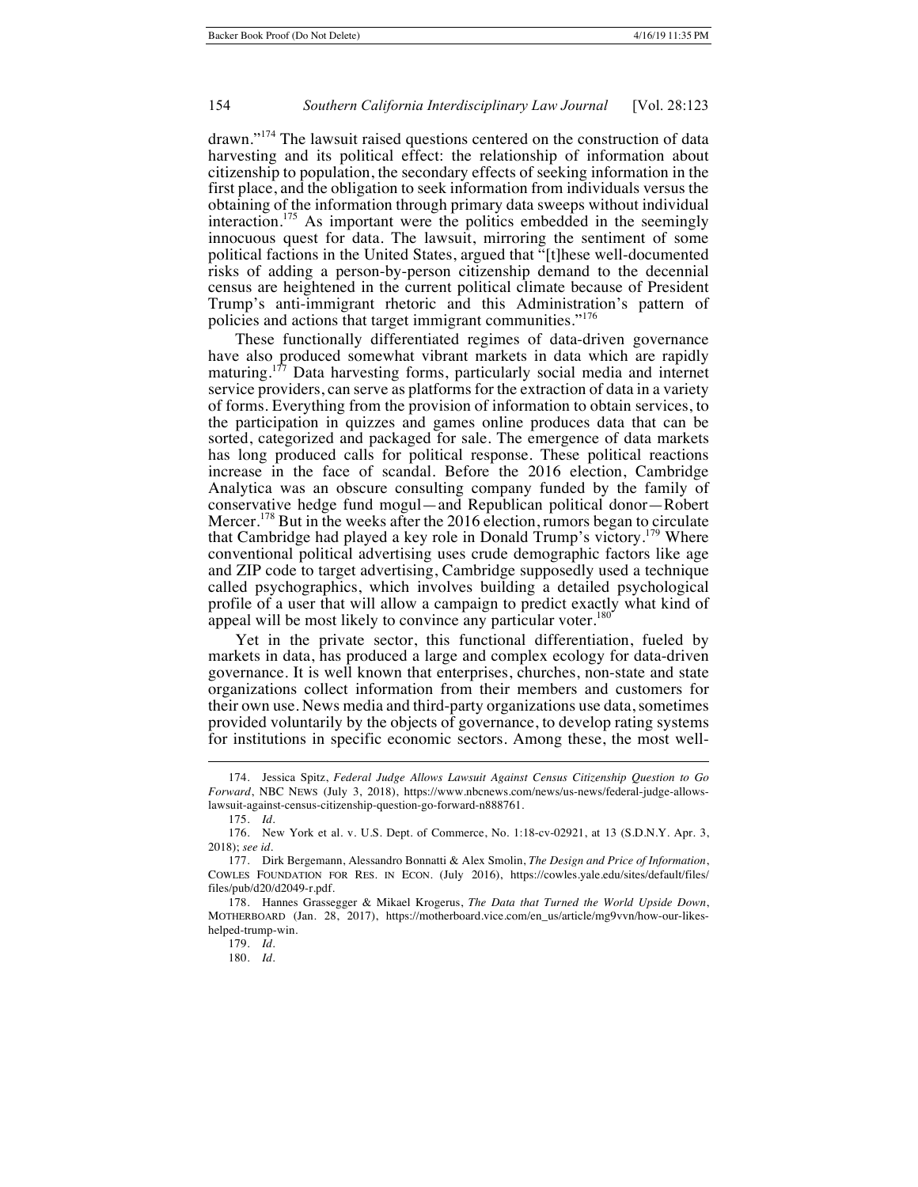drawn."[174] The lawsuit raised questions centered on the construction of data harvesting and its political effect: the relationship of information about citizenship to population, the secondary effects of seeking information in the first place, and the obligation to seek information from individuals versus the obtaining of the information through primary data sweeps without individual interaction.[175] As important were the politics embedded in the seemingly innocuous quest for data. The lawsuit, mirroring the sentiment of some political factions in the United States, argued that "[t]hese well-documented risks of adding a person-by-person citizenship demand to the decennial census are heightened in the current political climate because of President Trump's anti-immigrant rhetoric and this Administration's pattern of policies and actions that target immigrant communities."[176]

These functionally differentiated regimes of data-driven governance have also produced somewhat vibrant markets in data which are rapidly maturing.[177] Data harvesting forms, particularly social media and internet service providers, can serve as platforms for the extraction of data in a variety of forms. Everything from the provision of information to obtain services, to the participation in quizzes and games online produces data that can be sorted, categorized and packaged for sale. The emergence of data markets has long produced calls for political response. These political reactions increase in the face of scandal. Before the 2016 election, Cambridge Analytica was an obscure consulting company funded by the family of conservative hedge fund mogul—and Republican political donor—Robert Mercer.[178] But in the weeks after the 2016 election, rumors began to circulate that Cambridge had played a key role in Donald Trump's victory.[179] Where conventional political advertising uses crude demographic factors like age and ZIP code to target advertising, Cambridge supposedly used a technique called psychographics, which involves building a detailed psychological profile of a user that will allow a campaign to predict exactly what kind of appeal will be most likely to convince any particular voter.[180]

Yet in the private sector, this functional differentiation, fueled by markets in data, has produced a large and complex ecology for data-driven governance. It is well known that enterprises, churches, non-state and state organizations collect information from their members and customers for their own use. News media and third-party organizations use data, sometimes provided voluntarily by the objects of governance, to develop rating systems for institutions in specific economic sectors. Among these, the most well-

---

174. Jessica Spitz, *Federal Judge Allows Lawsuit Against Census Citizenship Question to Go Forward*, NBC NEWS (July 3, 2018), https://www.nbcnews.com/news/us-news/federal-judge-allows-lawsuit-against-census-citizenship-question-go-forward-n888761.

175. *Id.*

176. New York et al. v. U.S. Dept. of Commerce, No. 1:18-cv-02921, at 13 (S.D.N.Y. Apr. 3, 2018); *see id.*

177. Dirk Bergemann, Alessandro Bonnatti & Alex Smolin, *The Design and Price of Information*, COWLES FOUNDATION FOR RES. IN ECON. (July 2016), https://cowles.yale.edu/sites/default/files/files/pub/d20/d2049-r.pdf.

178. Hannes Grassegger & Mikael Krogerus, *The Data that Turned the World Upside Down*, MOTHERBOARD (Jan. 28, 2017), https://motherboard.vice.com/en_us/article/mg9vvn/how-our-likes-helped-trump-win.

179. *Id.*

180. *Id.*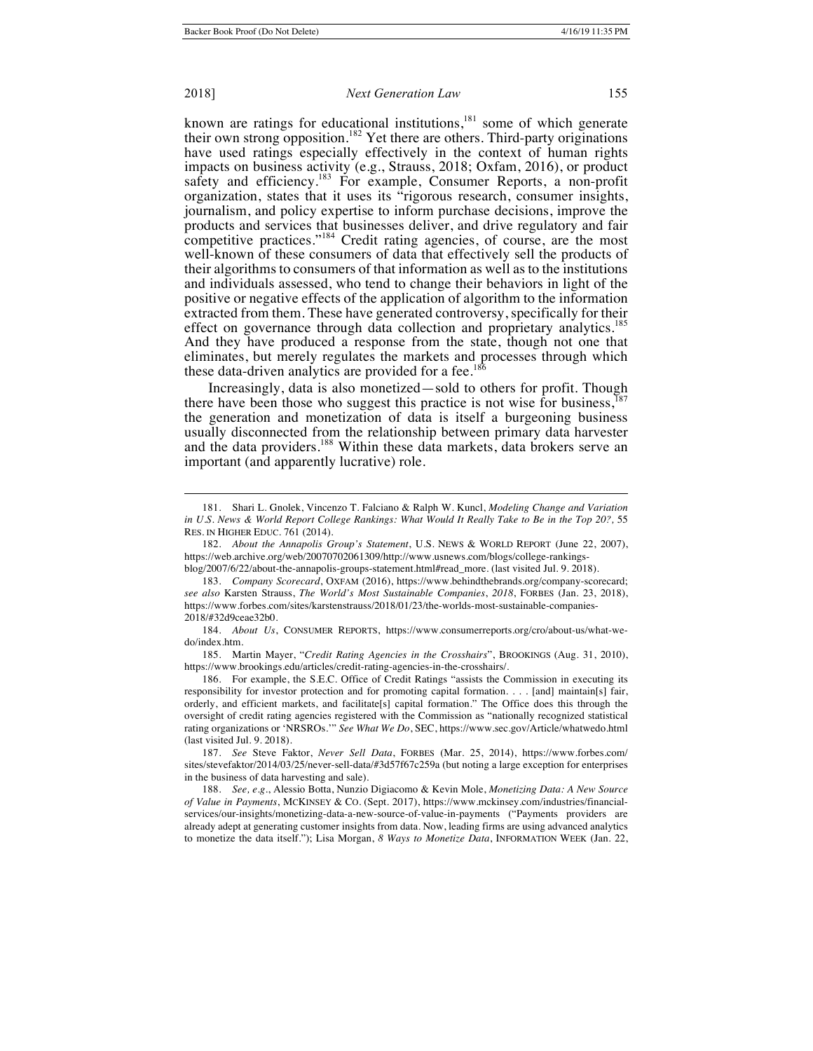known are ratings for educational institutions,[181] some of which generate their own strong opposition.[182] Yet there are others. Third-party originations have used ratings especially effectively in the context of human rights impacts on business activity (e.g., Strauss, 2018; Oxfam, 2016), or product safety and efficiency.[183] For example, Consumer Reports, a non-profit organization, states that it uses its "rigorous research, consumer insights, journalism, and policy expertise to inform purchase decisions, improve the products and services that businesses deliver, and drive regulatory and fair competitive practices."[184] Credit rating agencies, of course, are the most well-known of these consumers of data that effectively sell the products of their algorithms to consumers of that information as well as to the institutions and individuals assessed, who tend to change their behaviors in light of the positive or negative effects of the application of algorithm to the information extracted from them. These have generated controversy, specifically for their effect on governance through data collection and proprietary analytics.[185] And they have produced a response from the state, though not one that eliminates, but merely regulates the markets and processes through which these data-driven analytics are provided for a fee.[186]

Increasingly, data is also monetized—sold to others for profit. Though there have been those who suggest this practice is not wise for business,[187] the generation and monetization of data is itself a burgeoning business usually disconnected from the relationship between primary data harvester and the data providers.[188] Within these data markets, data brokers serve an important (and apparently lucrative) role.

---

181. Shari L. Gnolek, Vincenzo T. Falciano & Ralph W. Kuncl, *Modeling Change and Variation in U.S. News & World Report College Rankings: What Would It Really Take to Be in the Top 20?,* 55 RES. IN HIGHER EDUC. 761 (2014).

182. *About the Annapolis Group's Statement*, U.S. NEWS & WORLD REPORT (June 22, 2007), https://web.archive.org/web/20070702061309/http://www.usnews.com/blogs/college-rankings-blog/2007/6/22/about-the-annapolis-groups-statement.html#read_more. (last visited Jul. 9. 2018).

183. *Company Scorecard*, OXFAM (2016), https://www.behindthebrands.org/company-scorecard; *see also* Karsten Strauss, *The World's Most Sustainable Companies*, *2018*, FORBES (Jan. 23, 2018), https://www.forbes.com/sites/karstenstrauss/2018/01/23/the-worlds-most-sustainable-companies-2018/#32d9ceae32b0.

184. *About Us*, CONSUMER REPORTS, https://www.consumerreports.org/cro/about-us/what-we-do/index.htm.

185. Martin Mayer, "*Credit Rating Agencies in the Crosshairs*", BROOKINGS (Aug. 31, 2010), https://www.brookings.edu/articles/credit-rating-agencies-in-the-crosshairs/.

186. For example, the S.E.C. Office of Credit Ratings "assists the Commission in executing its responsibility for investor protection and for promoting capital formation. . . . [and] maintain[s] fair, orderly, and efficient markets, and facilitate[s] capital formation." The Office does this through the oversight of credit rating agencies registered with the Commission as "nationally recognized statistical rating organizations or 'NRSROs.'" *See What We Do*, SEC, https://www.sec.gov/Article/whatwedo.html (last visited Jul. 9. 2018).

187. *See* Steve Faktor, *Never Sell Data*, FORBES (Mar. 25, 2014), https://www.forbes.com/sites/stevefaktor/2014/03/25/never-sell-data/#3d57f67c259a (but noting a large exception for enterprises in the business of data harvesting and sale).

188. *See, e.g.*, Alessio Botta, Nunzio Digiacomo & Kevin Mole, *Monetizing Data: A New Source of Value in Payments*, MCKINSEY & CO. (Sept. 2017), https://www.mckinsey.com/industries/financial-services/our-insights/monetizing-data-a-new-source-of-value-in-payments ("Payments providers are already adept at generating customer insights from data. Now, leading firms are using advanced analytics to monetize the data itself."); Lisa Morgan, *8 Ways to Monetize Data*, INFORMATION WEEK (Jan. 22,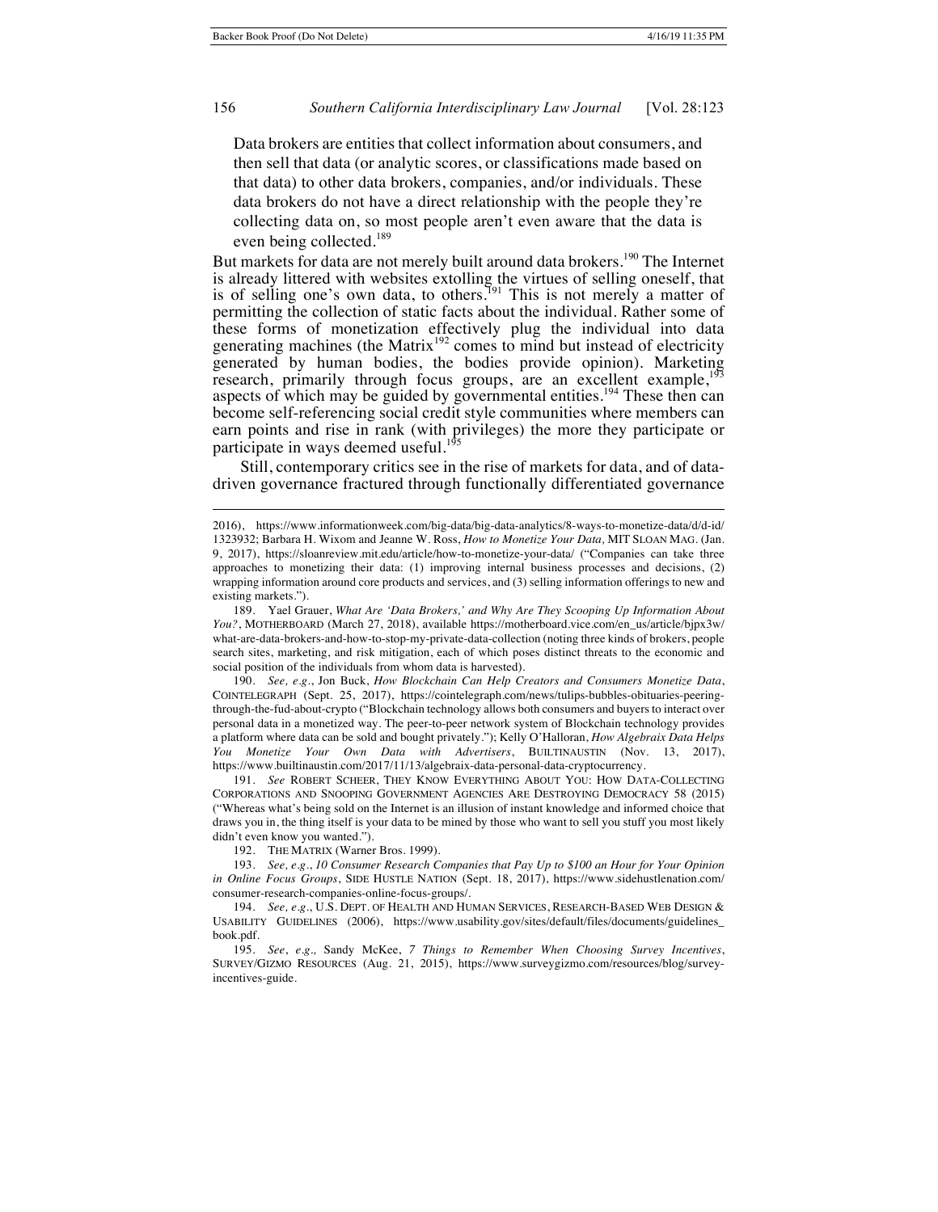> Data brokers are entities that collect information about consumers, and then sell that data (or analytic scores, or classifications made based on that data) to other data brokers, companies, and/or individuals. These data brokers do not have a direct relationship with the people they're collecting data on, so most people aren't even aware that the data is even being collected.[189]

But markets for data are not merely built around data brokers.[190] The Internet is already littered with websites extolling the virtues of selling oneself, that is of selling one's own data, to others.[191] This is not merely a matter of permitting the collection of static facts about the individual. Rather some of these forms of monetization effectively plug the individual into data generating machines (the Matrix[192] comes to mind but instead of electricity generated by human bodies, the bodies provide opinion). Marketing research, primarily through focus groups, are an excellent example,[193] aspects of which may be guided by governmental entities.[194] These then can become self-referencing social credit style communities where members can earn points and rise in rank (with privileges) the more they participate or participate in ways deemed useful.[195]

Still, contemporary critics see in the rise of markets for data, and of data-driven governance fractured through functionally differentiated governance

---

2016), https://www.informationweek.com/big-data/big-data-analytics/8-ways-to-monetize-data/d/d-id/1323932; Barbara H. Wixom and Jeanne W. Ross, *How to Monetize Your Data,* MIT SLOAN MAG. (Jan. 9, 2017), https://sloanreview.mit.edu/article/how-to-monetize-your-data/ ("Companies can take three approaches to monetizing their data: (1) improving internal business processes and decisions, (2) wrapping information around core products and services, and (3) selling information offerings to new and existing markets.").

189. Yael Grauer, *What Are 'Data Brokers,' and Why Are They Scooping Up Information About You?*, MOTHERBOARD (March 27, 2018), available https://motherboard.vice.com/en_us/article/bjpx3w/what-are-data-brokers-and-how-to-stop-my-private-data-collection (noting three kinds of brokers, people search sites, marketing, and risk mitigation, each of which poses distinct threats to the economic and social position of the individuals from whom data is harvested).

190. *See, e.g.*, Jon Buck, *How Blockchain Can Help Creators and Consumers Monetize Data*, COINTELEGRAPH (Sept. 25, 2017), https://cointelegraph.com/news/tulips-bubbles-obituaries-peering-through-the-fud-about-crypto ("Blockchain technology allows both consumers and buyers to interact over personal data in a monetized way. The peer-to-peer network system of Blockchain technology provides a platform where data can be sold and bought privately."); Kelly O'Halloran, *How Algebraix Data Helps You Monetize Your Own Data with Advertisers*, BUILTINAUSTIN (Nov. 13, 2017), https://www.builtinaustin.com/2017/11/13/algebraix-data-personal-data-cryptocurrency.

191. *See* ROBERT SCHEER, THEY KNOW EVERYTHING ABOUT YOU: HOW DATA-COLLECTING CORPORATIONS AND SNOOPING GOVERNMENT AGENCIES ARE DESTROYING DEMOCRACY 58 (2015) ("Whereas what's being sold on the Internet is an illusion of instant knowledge and informed choice that draws you in, the thing itself is your data to be mined by those who want to sell you stuff you most likely didn't even know you wanted.").

192. THE MATRIX (Warner Bros. 1999).

193. *See, e.g.*, *10 Consumer Research Companies that Pay Up to $100 an Hour for Your Opinion in Online Focus Groups*, SIDE HUSTLE NATION (Sept. 18, 2017), https://www.sidehustlenation.com/consumer-research-companies-online-focus-groups/.

194. *See, e.g.*, U.S. DEPT. OF HEALTH AND HUMAN SERVICES, RESEARCH-BASED WEB DESIGN & USABILITY GUIDELINES (2006), https://www.usability.gov/sites/default/files/documents/guidelines_book.pdf.

195. *See*, *e.g.,* Sandy McKee, *7 Things to Remember When Choosing Survey Incentives*, SURVEY/GIZMO RESOURCES (Aug. 21, 2015), https://www.surveygizmo.com/resources/blog/survey-incentives-guide.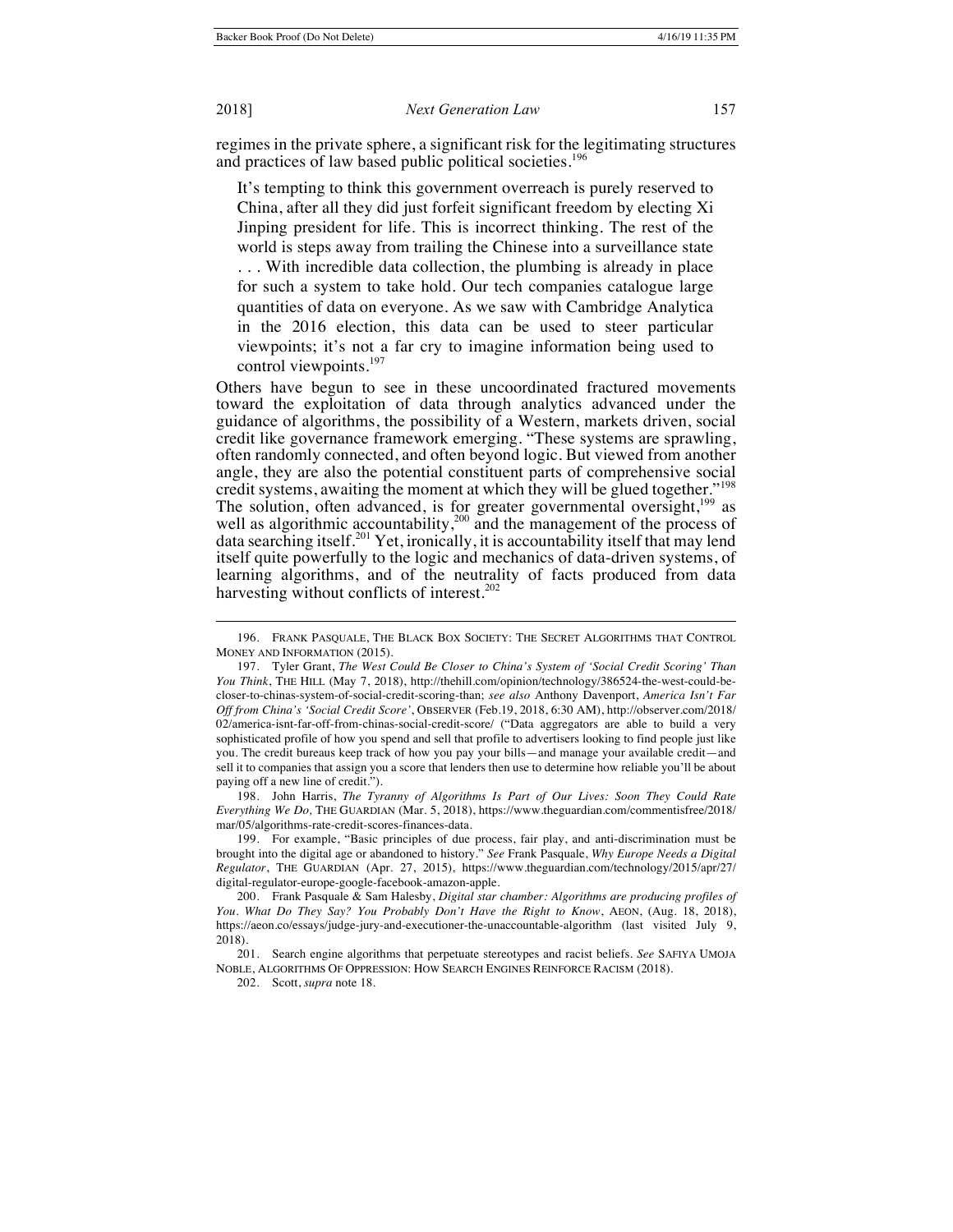regimes in the private sphere, a significant risk for the legitimating structures and practices of law based public political societies.[196]

> It's tempting to think this government overreach is purely reserved to China, after all they did just forfeit significant freedom by electing Xi Jinping president for life. This is incorrect thinking. The rest of the world is steps away from trailing the Chinese into a surveillance state . . . With incredible data collection, the plumbing is already in place for such a system to take hold. Our tech companies catalogue large quantities of data on everyone. As we saw with Cambridge Analytica in the 2016 election, this data can be used to steer particular viewpoints; it's not a far cry to imagine information being used to control viewpoints.[197]

Others have begun to see in these uncoordinated fractured movements toward the exploitation of data through analytics advanced under the guidance of algorithms, the possibility of a Western, markets driven, social credit like governance framework emerging. "These systems are sprawling, often randomly connected, and often beyond logic. But viewed from another angle, they are also the potential constituent parts of comprehensive social credit systems, awaiting the moment at which they will be glued together."[198] The solution, often advanced, is for greater governmental oversight,[199] as well as algorithmic accountability,[200] and the management of the process of data searching itself.[201] Yet, ironically, it is accountability itself that may lend itself quite powerfully to the logic and mechanics of data-driven systems, of learning algorithms, and of the neutrality of facts produced from data harvesting without conflicts of interest.[202]

---

196. FRANK PASQUALE, THE BLACK BOX SOCIETY: THE SECRET ALGORITHMS THAT CONTROL MONEY AND INFORMATION (2015).

197. Tyler Grant, *The West Could Be Closer to China's System of 'Social Credit Scoring' Than You Think*, THE HILL (May 7, 2018), http://thehill.com/opinion/technology/386524-the-west-could-be-closer-to-chinas-system-of-social-credit-scoring-than; *see also* Anthony Davenport, *America Isn't Far Off from China's 'Social Credit Score'*, OBSERVER (Feb.19, 2018, 6:30 AM), http://observer.com/2018/02/america-isnt-far-off-from-chinas-social-credit-score/ ("Data aggregators are able to build a very sophisticated profile of how you spend and sell that profile to advertisers looking to find people just like you. The credit bureaus keep track of how you pay your bills—and manage your available credit—and sell it to companies that assign you a score that lenders then use to determine how reliable you'll be about paying off a new line of credit.").

198. John Harris, *The Tyranny of Algorithms Is Part of Our Lives: Soon They Could Rate Everything We Do,* THE GUARDIAN (Mar. 5, 2018), https://www.theguardian.com/commentisfree/2018/mar/05/algorithms-rate-credit-scores-finances-data.

199. For example, "Basic principles of due process, fair play, and anti-discrimination must be brought into the digital age or abandoned to history." *See* Frank Pasquale, *Why Europe Needs a Digital Regulator*, THE GUARDIAN (Apr. 27, 2015), https://www.theguardian.com/technology/2015/apr/27/digital-regulator-europe-google-facebook-amazon-apple.

200. Frank Pasquale & Sam Halesby, *Digital star chamber: Algorithms are producing profiles of You. What Do They Say? You Probably Don't Have the Right to Know*, AEON, (Aug. 18, 2018), https://aeon.co/essays/judge-jury-and-executioner-the-unaccountable-algorithm (last visited July 9, 2018).

201. Search engine algorithms that perpetuate stereotypes and racist beliefs. *See* SAFIYA UMOJA NOBLE, ALGORITHMS OF OPPRESSION: HOW SEARCH ENGINES REINFORCE RACISM (2018).

202. Scott, *supra* note 18.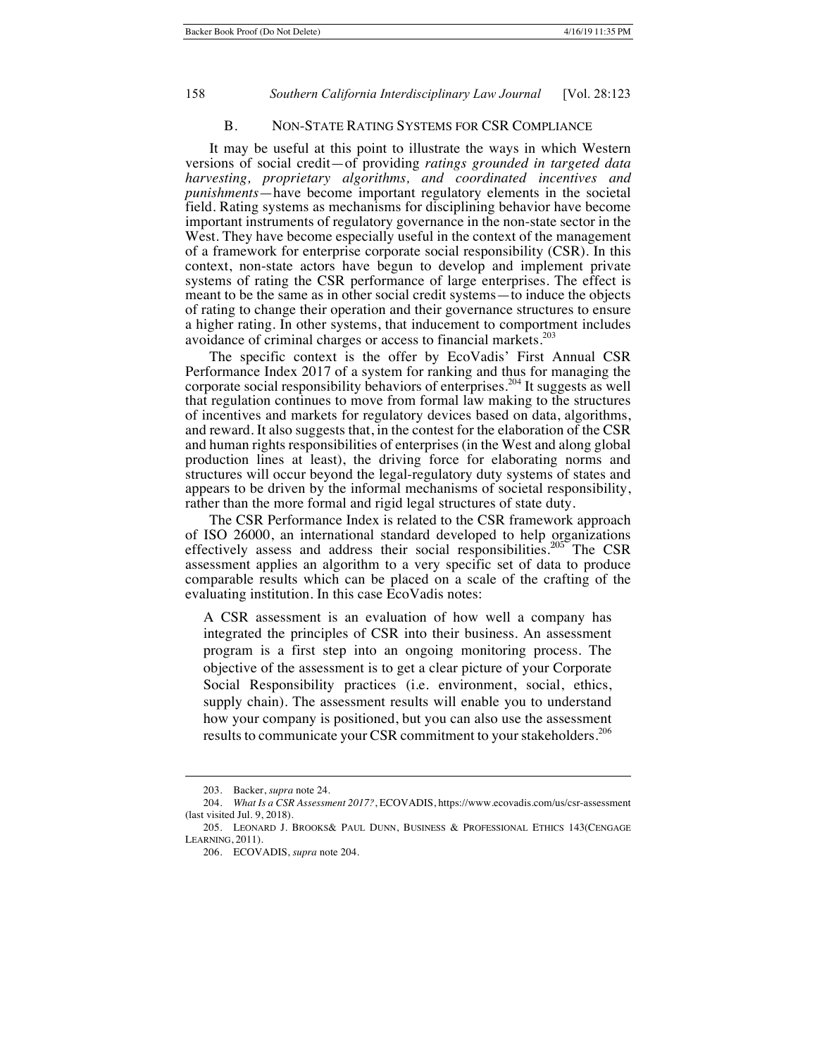### B. NON-STATE RATING SYSTEMS FOR CSR COMPLIANCE

It may be useful at this point to illustrate the ways in which Western versions of social credit—of providing *ratings grounded in targeted data harvesting, proprietary algorithms, and coordinated incentives and punishments*—have become important regulatory elements in the societal field. Rating systems as mechanisms for disciplining behavior have become important instruments of regulatory governance in the non-state sector in the West. They have become especially useful in the context of the management of a framework for enterprise corporate social responsibility (CSR). In this context, non-state actors have begun to develop and implement private systems of rating the CSR performance of large enterprises. The effect is meant to be the same as in other social credit systems—to induce the objects of rating to change their operation and their governance structures to ensure a higher rating. In other systems, that inducement to comportment includes avoidance of criminal charges or access to financial markets.[203]

The specific context is the offer by EcoVadis' First Annual CSR Performance Index 2017 of a system for ranking and thus for managing the corporate social responsibility behaviors of enterprises.[204] It suggests as well that regulation continues to move from formal law making to the structures of incentives and markets for regulatory devices based on data, algorithms, and reward. It also suggests that, in the contest for the elaboration of the CSR and human rights responsibilities of enterprises (in the West and along global production lines at least), the driving force for elaborating norms and structures will occur beyond the legal-regulatory duty systems of states and appears to be driven by the informal mechanisms of societal responsibility, rather than the more formal and rigid legal structures of state duty.

The CSR Performance Index is related to the CSR framework approach of ISO 26000, an international standard developed to help organizations effectively assess and address their social responsibilities.[205] The CSR assessment applies an algorithm to a very specific set of data to produce comparable results which can be placed on a scale of the crafting of the evaluating institution. In this case EcoVadis notes:

> A CSR assessment is an evaluation of how well a company has integrated the principles of CSR into their business. An assessment program is a first step into an ongoing monitoring process. The objective of the assessment is to get a clear picture of your Corporate Social Responsibility practices (i.e. environment, social, ethics, supply chain). The assessment results will enable you to understand how your company is positioned, but you can also use the assessment results to communicate your CSR commitment to your stakeholders.[206]

---

203. Backer, *supra* note 24.

204. *What Is a CSR Assessment 2017?*, ECOVADIS, https://www.ecovadis.com/us/csr-assessment (last visited Jul. 9, 2018).

205. LEONARD J. BROOKS& PAUL DUNN, BUSINESS & PROFESSIONAL ETHICS 143(CENGAGE LEARNING, 2011).

206. ECOVADIS, *supra* note 204.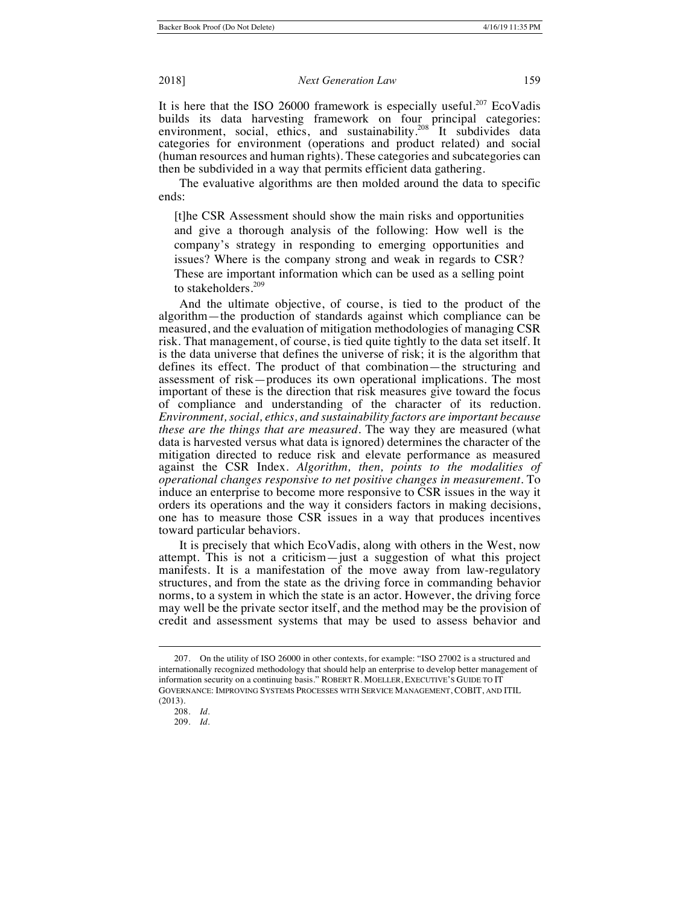It is here that the ISO 26000 framework is especially useful.[207] EcoVadis builds its data harvesting framework on four principal categories: environment, social, ethics, and sustainability.[208] It subdivides data categories for environment (operations and product related) and social (human resources and human rights). These categories and subcategories can then be subdivided in a way that permits efficient data gathering.

The evaluative algorithms are then molded around the data to specific ends:

> [t]he CSR Assessment should show the main risks and opportunities and give a thorough analysis of the following: How well is the company's strategy in responding to emerging opportunities and issues? Where is the company strong and weak in regards to CSR? These are important information which can be used as a selling point to stakeholders.[209]

And the ultimate objective, of course, is tied to the product of the algorithm—the production of standards against which compliance can be measured, and the evaluation of mitigation methodologies of managing CSR risk. That management, of course, is tied quite tightly to the data set itself. It is the data universe that defines the universe of risk; it is the algorithm that defines its effect. The product of that combination—the structuring and assessment of risk—produces its own operational implications. The most important of these is the direction that risk measures give toward the focus of compliance and understanding of the character of its reduction. *Environment, social, ethics, and sustainability factors are important because these are the things that are measured.* The way they are measured (what data is harvested versus what data is ignored) determines the character of the mitigation directed to reduce risk and elevate performance as measured against the CSR Index. *Algorithm, then, points to the modalities of operational changes responsive to net positive changes in measurement.* To induce an enterprise to become more responsive to CSR issues in the way it orders its operations and the way it considers factors in making decisions, one has to measure those CSR issues in a way that produces incentives toward particular behaviors.

It is precisely that which EcoVadis, along with others in the West, now attempt. This is not a criticism—just a suggestion of what this project manifests. It is a manifestation of the move away from law-regulatory structures, and from the state as the driving force in commanding behavior norms, to a system in which the state is an actor. However, the driving force may well be the private sector itself, and the method may be the provision of credit and assessment systems that may be used to assess behavior and

---

207. On the utility of ISO 26000 in other contexts, for example: "ISO 27002 is a structured and internationally recognized methodology that should help an enterprise to develop better management of information security on a continuing basis." ROBERT R. MOELLER, EXECUTIVE'S GUIDE TO IT GOVERNANCE: IMPROVING SYSTEMS PROCESSES WITH SERVICE MANAGEMENT, COBIT, AND ITIL (2013).

208. *Id.*

209. *Id.*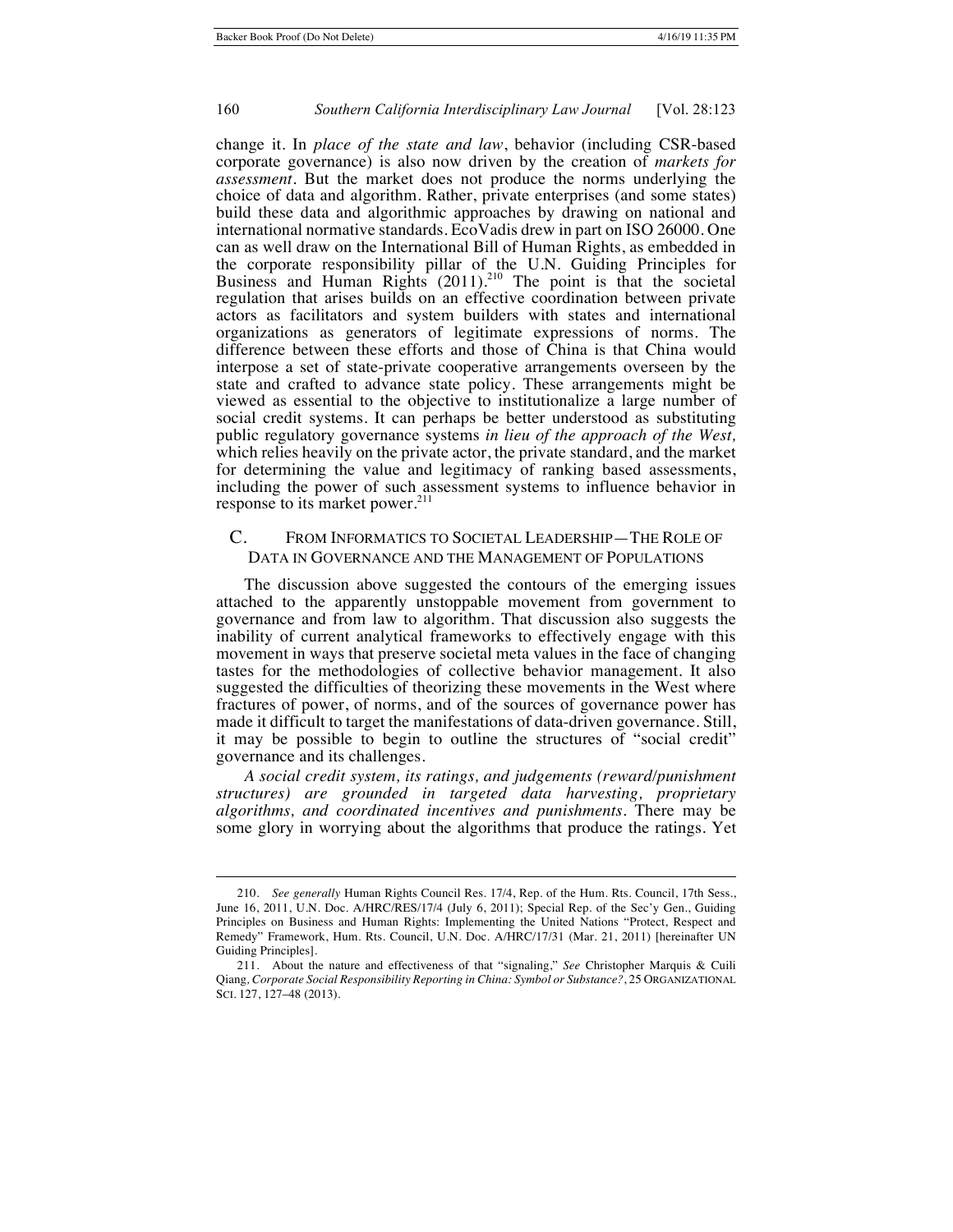change it. In *place of the state and law*, behavior (including CSR-based corporate governance) is also now driven by the creation of *markets for assessment*. But the market does not produce the norms underlying the choice of data and algorithm. Rather, private enterprises (and some states) build these data and algorithmic approaches by drawing on national and international normative standards. EcoVadis drew in part on ISO 26000. One can as well draw on the International Bill of Human Rights, as embedded in the corporate responsibility pillar of the U.N. Guiding Principles for Business and Human Rights (2011).[210] The point is that the societal regulation that arises builds on an effective coordination between private actors as facilitators and system builders with states and international organizations as generators of legitimate expressions of norms. The difference between these efforts and those of China is that China would interpose a set of state-private cooperative arrangements overseen by the state and crafted to advance state policy. These arrangements might be viewed as essential to the objective to institutionalize a large number of social credit systems. It can perhaps be better understood as substituting public regulatory governance systems *in lieu of the approach of the West,* which relies heavily on the private actor, the private standard, and the market for determining the value and legitimacy of ranking based assessments, including the power of such assessment systems to influence behavior in response to its market power.[211]

## C. From Informatics to Societal Leadership—The Role of Data in Governance and the Management of Populations

The discussion above suggested the contours of the emerging issues attached to the apparently unstoppable movement from government to governance and from law to algorithm. That discussion also suggests the inability of current analytical frameworks to effectively engage with this movement in ways that preserve societal meta values in the face of changing tastes for the methodologies of collective behavior management. It also suggested the difficulties of theorizing these movements in the West where fractures of power, of norms, and of the sources of governance power has made it difficult to target the manifestations of data-driven governance. Still, it may be possible to begin to outline the structures of "social credit" governance and its challenges.

*A social credit system, its ratings, and judgements (reward/punishment structures) are grounded in targeted data harvesting, proprietary algorithms, and coordinated incentives and punishments*. There may be some glory in worrying about the algorithms that produce the ratings. Yet

---

210. *See generally* Human Rights Council Res. 17/4, Rep. of the Hum. Rts. Council, 17th Sess., June 16, 2011, U.N. Doc. A/HRC/RES/17/4 (July 6, 2011); Special Rep. of the Sec'y Gen., Guiding Principles on Business and Human Rights: Implementing the United Nations "Protect, Respect and Remedy" Framework, Hum. Rts. Council, U.N. Doc. A/HRC/17/31 (Mar. 21, 2011) [hereinafter UN Guiding Principles].

211. About the nature and effectiveness of that "signaling," *See* Christopher Marquis & Cuili Qiang, *Corporate Social Responsibility Reporting in China: Symbol or Substance?*, 25 ORGANIZATIONAL SCI. 127, 127–48 (2013).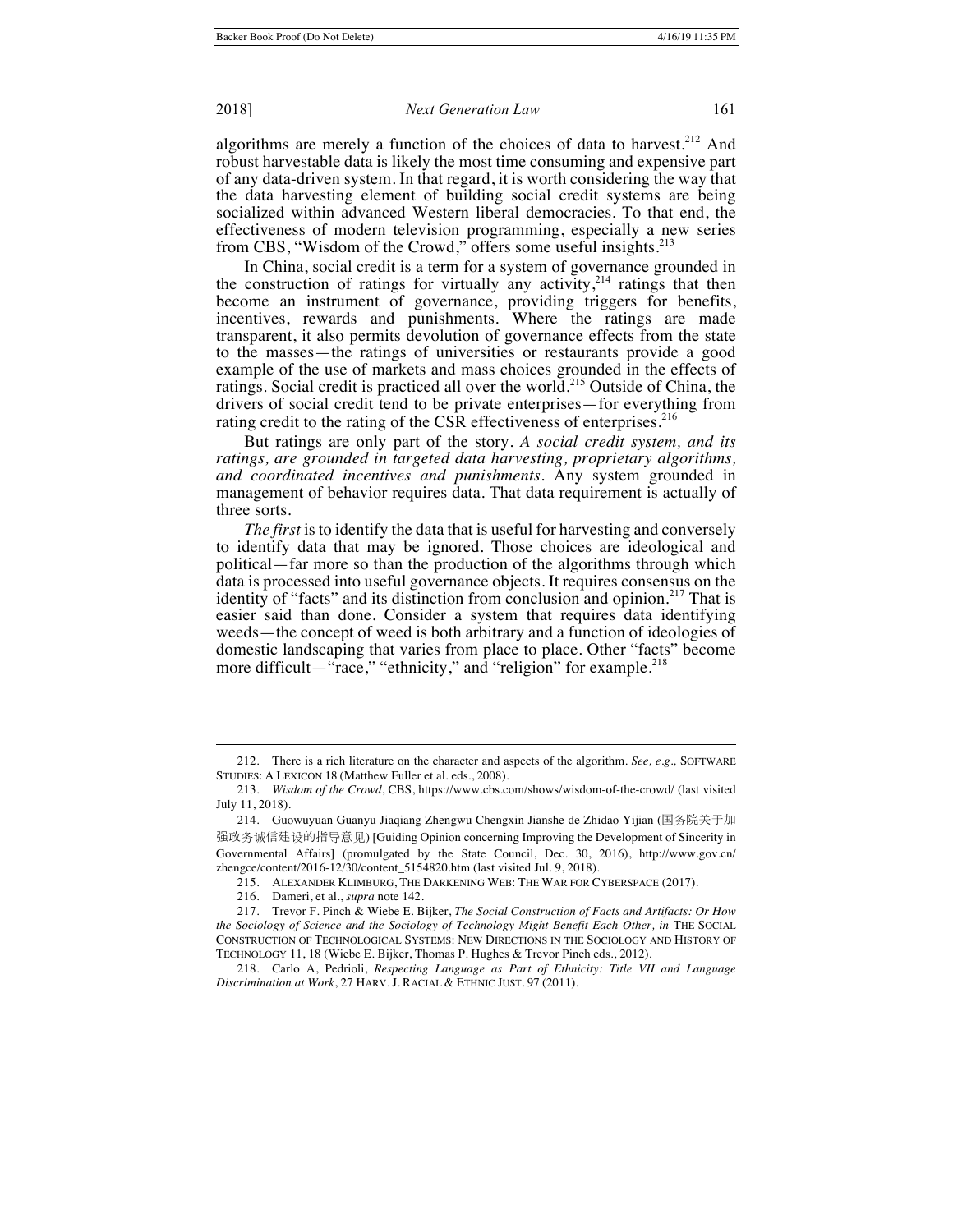algorithms are merely a function of the choices of data to harvest.[212] And robust harvestable data is likely the most time consuming and expensive part of any data-driven system. In that regard, it is worth considering the way that the data harvesting element of building social credit systems are being socialized within advanced Western liberal democracies. To that end, the effectiveness of modern television programming, especially a new series from CBS, "Wisdom of the Crowd," offers some useful insights.[213]

In China, social credit is a term for a system of governance grounded in the construction of ratings for virtually any activity,[214] ratings that then become an instrument of governance, providing triggers for benefits, incentives, rewards and punishments. Where the ratings are made transparent, it also permits devolution of governance effects from the state to the masses—the ratings of universities or restaurants provide a good example of the use of markets and mass choices grounded in the effects of ratings. Social credit is practiced all over the world.[215] Outside of China, the drivers of social credit tend to be private enterprises—for everything from rating credit to the rating of the CSR effectiveness of enterprises.[216]

But ratings are only part of the story. *A social credit system, and its ratings, are grounded in targeted data harvesting, proprietary algorithms, and coordinated incentives and punishments.* Any system grounded in management of behavior requires data. That data requirement is actually of three sorts.

*The first* is to identify the data that is useful for harvesting and conversely to identify data that may be ignored. Those choices are ideological and political—far more so than the production of the algorithms through which data is processed into useful governance objects. It requires consensus on the identity of "facts" and its distinction from conclusion and opinion.[217] That is easier said than done. Consider a system that requires data identifying weeds—the concept of weed is both arbitrary and a function of ideologies of domestic landscaping that varies from place to place. Other "facts" become more difficult—"race," "ethnicity," and "religion" for example.[218]

---

212. There is a rich literature on the character and aspects of the algorithm. *See, e.g.,* SOFTWARE STUDIES: A LEXICON 18 (Matthew Fuller et al. eds., 2008).

213. *Wisdom of the Crowd*, CBS, https://www.cbs.com/shows/wisdom-of-the-crowd/ (last visited July 11, 2018).

214. Guowuyuan Guanyu Jiaqiang Zhengwu Chengxin Jianshe de Zhidao Yijian (国务院关于加强政务诚信建设的指导意见) [Guiding Opinion concerning Improving the Development of Sincerity in Governmental Affairs] (promulgated by the State Council, Dec. 30, 2016), http://www.gov.cn/zhengce/content/2016-12/30/content_5154820.htm (last visited Jul. 9, 2018).

215. ALEXANDER KLIMBURG, THE DARKENING WEB: THE WAR FOR CYBERSPACE (2017).

216. Dameri, et al., *supra* note 142.

217. Trevor F. Pinch & Wiebe E. Bijker, *The Social Construction of Facts and Artifacts: Or How the Sociology of Science and the Sociology of Technology Might Benefit Each Other, in* THE SOCIAL CONSTRUCTION OF TECHNOLOGICAL SYSTEMS: NEW DIRECTIONS IN THE SOCIOLOGY AND HISTORY OF TECHNOLOGY 11, 18 (Wiebe E. Bijker, Thomas P. Hughes & Trevor Pinch eds., 2012).

218. Carlo A, Pedrioli, *Respecting Language as Part of Ethnicity: Title VII and Language Discrimination at Work*, 27 HARV. J. RACIAL & ETHNIC JUST. 97 (2011).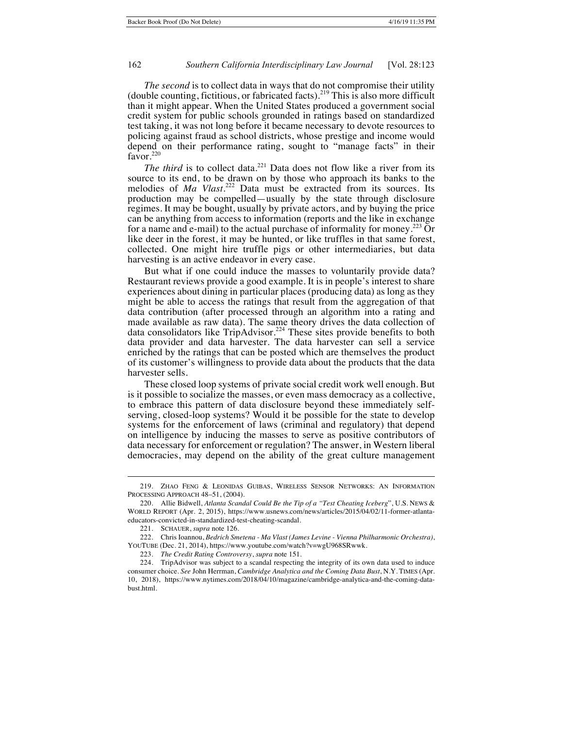*The second* is to collect data in ways that do not compromise their utility (double counting, fictitious, or fabricated facts).[219] This is also more difficult than it might appear. When the United States produced a government social credit system for public schools grounded in ratings based on standardized test taking, it was not long before it became necessary to devote resources to policing against fraud as school districts, whose prestige and income would depend on their performance rating, sought to "manage facts" in their favor.[220]

*The third* is to collect data.[221] Data does not flow like a river from its source to its end, to be drawn on by those who approach its banks to the melodies of *Ma Vlast*.[222] Data must be extracted from its sources. Its production may be compelled—usually by the state through disclosure regimes. It may be bought, usually by private actors, and by buying the price can be anything from access to information (reports and the like in exchange for a name and e-mail) to the actual purchase of informality for money.[223] Or like deer in the forest, it may be hunted, or like truffles in that same forest, collected. One might hire truffle pigs or other intermediaries, but data harvesting is an active endeavor in every case.

But what if one could induce the masses to voluntarily provide data? Restaurant reviews provide a good example. It is in people's interest to share experiences about dining in particular places (producing data) as long as they might be able to access the ratings that result from the aggregation of that data contribution (after processed through an algorithm into a rating and made available as raw data). The same theory drives the data collection of data consolidators like TripAdvisor.[224] These sites provide benefits to both data provider and data harvester. The data harvester can sell a service enriched by the ratings that can be posted which are themselves the product of its customer's willingness to provide data about the products that the data harvester sells.

These closed loop systems of private social credit work well enough. But is it possible to socialize the masses, or even mass democracy as a collective, to embrace this pattern of data disclosure beyond these immediately self-serving, closed-loop systems? Would it be possible for the state to develop systems for the enforcement of laws (criminal and regulatory) that depend on intelligence by inducing the masses to serve as positive contributors of data necessary for enforcement or regulation? The answer, in Western liberal democracies, may depend on the ability of the great culture management

---

219. ZHAO FENG & LEONIDAS GUIBAS, WIRELESS SENSOR NETWORKS: AN INFORMATION PROCESSING APPROACH 48–51, (2004).

220. Allie Bidwell, *Atlanta Scandal Could Be the Tip of a "Test Cheating Iceberg"*, U.S. NEWS & WORLD REPORT (Apr. 2, 2015), https://www.usnews.com/news/articles/2015/04/02/11-former-atlanta-educators-convicted-in-standardized-test-cheating-scandal.

221. SCHAUER, *supra* note 126.

222. Chris Ioannou, *Bedrich Smetena - Ma Vlast (James Levine - Vienna Philharmonic Orchestra)*, YOUTUBE (Dec. 21, 2014), https://www.youtube.com/watch?v=wgU968SRwwk.

223. *The Credit Rating Controversy*, *supra* note 151.

224. TripAdvisor was subject to a scandal respecting the integrity of its own data used to induce consumer choice. *See* John Herrman, *Cambridge Analytica and the Coming Data Bust*, N.Y. TIMES (Apr. 10, 2018), https://www.nytimes.com/2018/04/10/magazine/cambridge-analytica-and-the-coming-data-bust.html.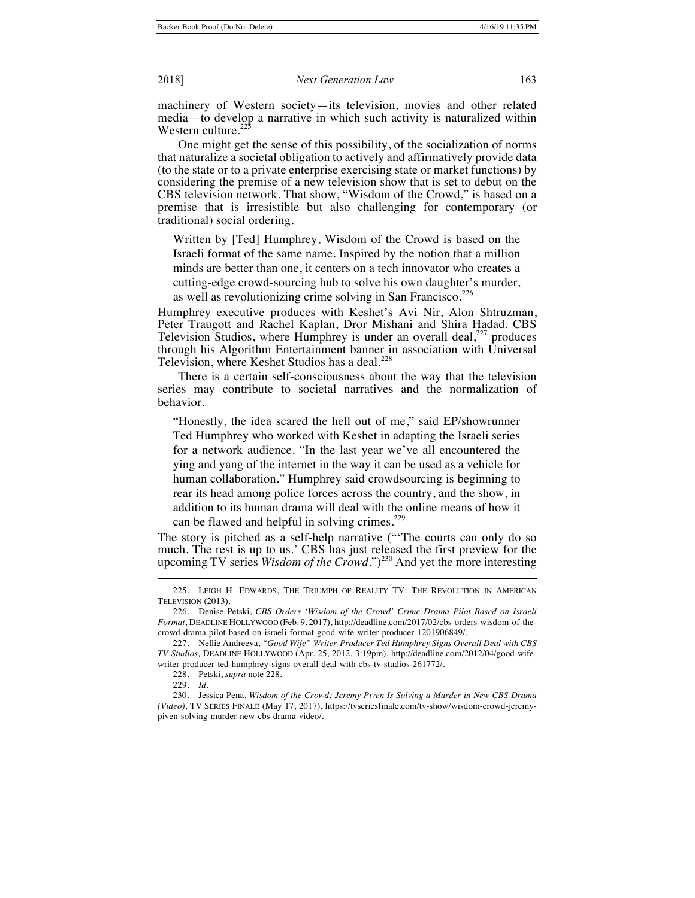machinery of Western society—its television, movies and other related media—to develop a narrative in which such activity is naturalized within Western culture.[225]

One might get the sense of this possibility, of the socialization of norms that naturalize a societal obligation to actively and affirmatively provide data (to the state or to a private enterprise exercising state or market functions) by considering the premise of a new television show that is set to debut on the CBS television network. That show, "Wisdom of the Crowd," is based on a premise that is irresistible but also challenging for contemporary (or traditional) social ordering.

> Written by [Ted] Humphrey, Wisdom of the Crowd is based on the Israeli format of the same name. Inspired by the notion that a million minds are better than one, it centers on a tech innovator who creates a cutting-edge crowd-sourcing hub to solve his own daughter's murder, as well as revolutionizing crime solving in San Francisco.[226]

Humphrey executive produces with Keshet's Avi Nir, Alon Shtruzman, Peter Traugott and Rachel Kaplan, Dror Mishani and Shira Hadad. CBS Television Studios, where Humphrey is under an overall deal,[227] produces through his Algorithm Entertainment banner in association with Universal Television, where Keshet Studios has a deal.[228]

There is a certain self-consciousness about the way that the television series may contribute to societal narratives and the normalization of behavior.

> "Honestly, the idea scared the hell out of me," said EP/showrunner Ted Humphrey who worked with Keshet in adapting the Israeli series for a network audience. "In the last year we've all encountered the ying and yang of the internet in the way it can be used as a vehicle for human collaboration." Humphrey said crowdsourcing is beginning to rear its head among police forces across the country, and the show, in addition to its human drama will deal with the online means of how it can be flawed and helpful in solving crimes.[229]

The story is pitched as a self-help narrative ("'The courts can only do so much. The rest is up to us.' CBS has just released the first preview for the upcoming TV series *Wisdom of the Crowd*.")[230] And yet the more interesting

---

225. LEIGH H. EDWARDS, THE TRIUMPH OF REALITY TV: THE REVOLUTION IN AMERICAN TELEVISION (2013).

226. Denise Petski, *CBS Orders 'Wisdom of the Crowd' Crime Drama Pilot Based on Israeli Format*, DEADLINE HOLLYWOOD (Feb. 9, 2017), http://deadline.com/2017/02/cbs-orders-wisdom-of-the-crowd-drama-pilot-based-on-israeli-format-good-wife-writer-producer-1201906849/.

227. Nellie Andreeva, *"Good Wife" Writer-Producer Ted Humphrey Signs Overall Deal with CBS TV Studios,* DEADLINE HOLLYWOOD (Apr. 25, 2012, 3:19pm), http://deadline.com/2012/04/good-wife-writer-producer-ted-humphrey-signs-overall-deal-with-cbs-tv-studios-261772/.

228. Petski, *supra* note 228.

229. *Id.*

230. Jessica Pena, *Wisdom of the Crowd: Jeremy Piven Is Solving a Murder in New CBS Drama (Video)*, TV SERIES FINALE (May 17, 2017), https://tvseriesfinale.com/tv-show/wisdom-crowd-jeremy-piven-solving-murder-new-cbs-drama-video/.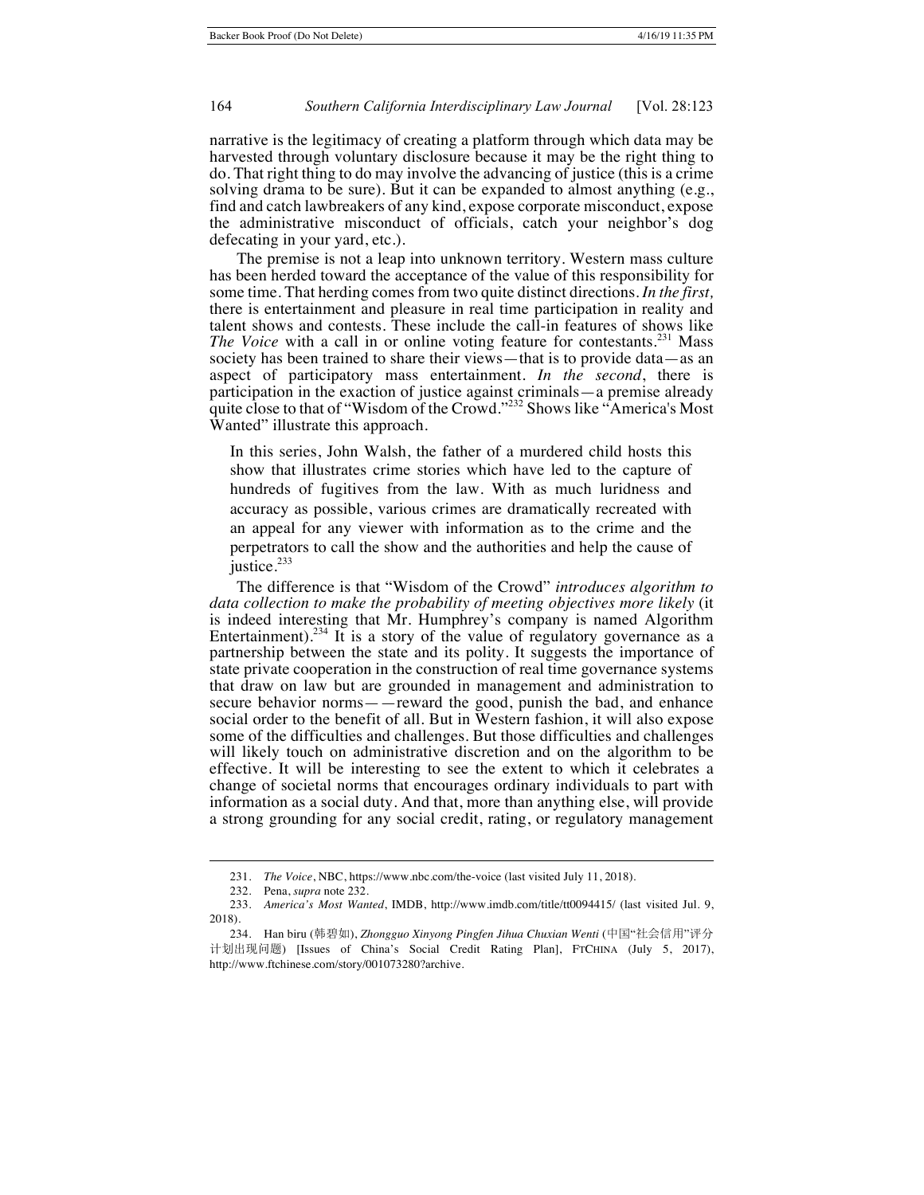narrative is the legitimacy of creating a platform through which data may be harvested through voluntary disclosure because it may be the right thing to do. That right thing to do may involve the advancing of justice (this is a crime solving drama to be sure). But it can be expanded to almost anything (e.g., find and catch lawbreakers of any kind, expose corporate misconduct, expose the administrative misconduct of officials, catch your neighbor's dog defecating in your yard, etc.).

The premise is not a leap into unknown territory. Western mass culture has been herded toward the acceptance of the value of this responsibility for some time. That herding comes from two quite distinct directions. *In the first,* there is entertainment and pleasure in real time participation in reality and talent shows and contests. These include the call-in features of shows like *The Voice* with a call in or online voting feature for contestants.[231] Mass society has been trained to share their views—that is to provide data—as an aspect of participatory mass entertainment. *In the second*, there is participation in the exaction of justice against criminals—a premise already quite close to that of "Wisdom of the Crowd."[232] Shows like "America's Most Wanted" illustrate this approach.

> In this series, John Walsh, the father of a murdered child hosts this show that illustrates crime stories which have led to the capture of hundreds of fugitives from the law. With as much luridness and accuracy as possible, various crimes are dramatically recreated with an appeal for any viewer with information as to the crime and the perpetrators to call the show and the authorities and help the cause of justice.[233]

The difference is that "Wisdom of the Crowd" *introduces algorithm to data collection to make the probability of meeting objectives more likely* (it is indeed interesting that Mr. Humphrey's company is named Algorithm Entertainment).[234] It is a story of the value of regulatory governance as a partnership between the state and its polity. It suggests the importance of state private cooperation in the construction of real time governance systems that draw on law but are grounded in management and administration to secure behavior norms——reward the good, punish the bad, and enhance social order to the benefit of all. But in Western fashion, it will also expose some of the difficulties and challenges. But those difficulties and challenges will likely touch on administrative discretion and on the algorithm to be effective. It will be interesting to see the extent to which it celebrates a change of societal norms that encourages ordinary individuals to part with information as a social duty. And that, more than anything else, will provide a strong grounding for any social credit, rating, or regulatory management

---

231. *The Voice*, NBC, https://www.nbc.com/the-voice (last visited July 11, 2018).

232. Pena, *supra* note 232.

233. *America's Most Wanted*, IMDB, http://www.imdb.com/title/tt0094415/ (last visited Jul. 9, 2018).

234. Han biru (韩碧如), *Zhongguo Xinyong Pingfen Jihua Chuxian Wenti* (中国"社会信用"评分计划出现问题) [Issues of China's Social Credit Rating Plan], FTCHINA (July 5, 2017), http://www.ftchinese.com/story/001073280?archive.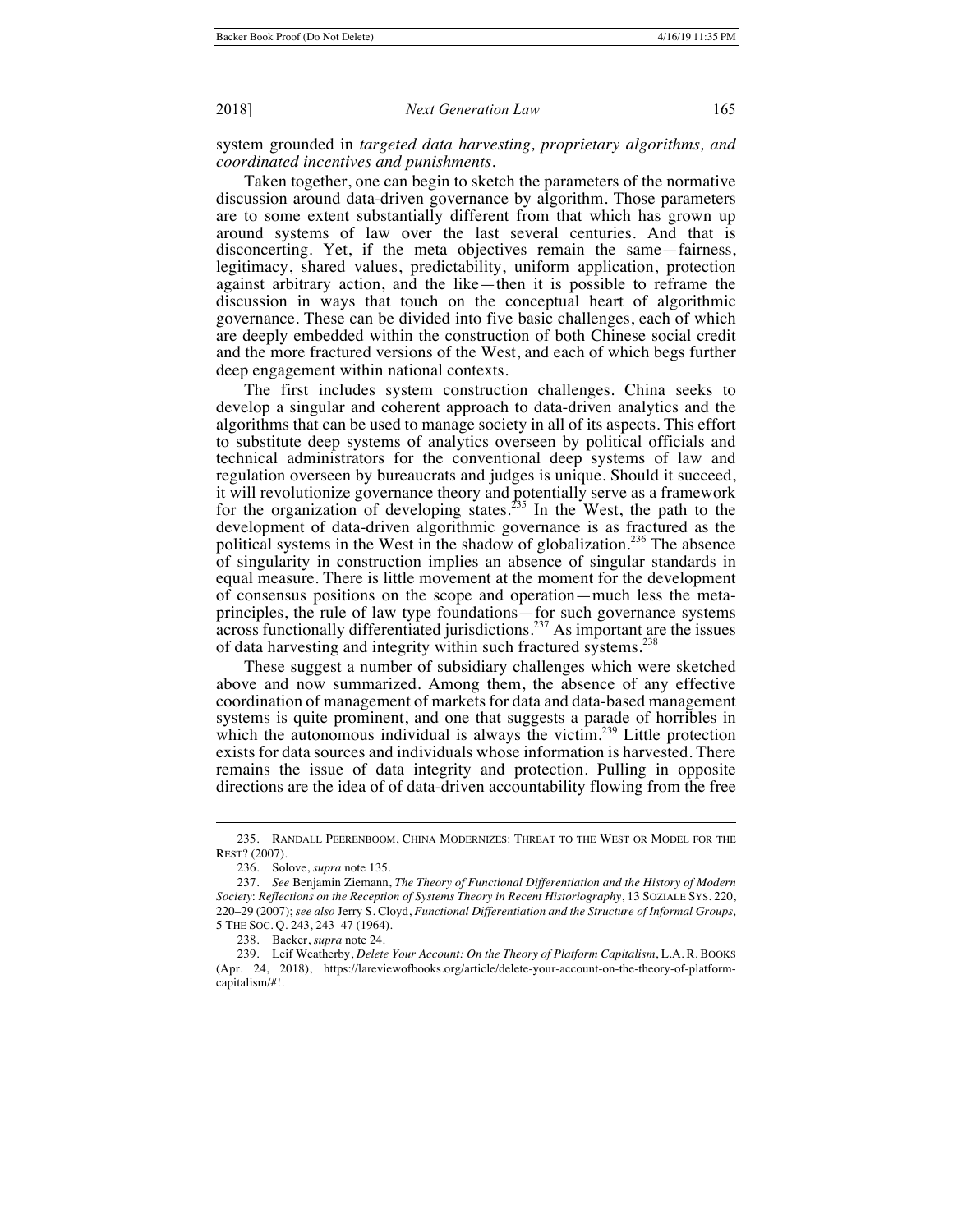system grounded in *targeted data harvesting, proprietary algorithms, and coordinated incentives and punishments*.

Taken together, one can begin to sketch the parameters of the normative discussion around data-driven governance by algorithm. Those parameters are to some extent substantially different from that which has grown up around systems of law over the last several centuries. And that is disconcerting. Yet, if the meta objectives remain the same—fairness, legitimacy, shared values, predictability, uniform application, protection against arbitrary action, and the like—then it is possible to reframe the discussion in ways that touch on the conceptual heart of algorithmic governance. These can be divided into five basic challenges, each of which are deeply embedded within the construction of both Chinese social credit and the more fractured versions of the West, and each of which begs further deep engagement within national contexts.

The first includes system construction challenges. China seeks to develop a singular and coherent approach to data-driven analytics and the algorithms that can be used to manage society in all of its aspects. This effort to substitute deep systems of analytics overseen by political officials and technical administrators for the conventional deep systems of law and regulation overseen by bureaucrats and judges is unique. Should it succeed, it will revolutionize governance theory and potentially serve as a framework for the organization of developing states.[235] In the West, the path to the development of data-driven algorithmic governance is as fractured as the political systems in the West in the shadow of globalization.[236] The absence of singularity in construction implies an absence of singular standards in equal measure. There is little movement at the moment for the development of consensus positions on the scope and operation—much less the meta-principles, the rule of law type foundations—for such governance systems across functionally differentiated jurisdictions.[237] As important are the issues of data harvesting and integrity within such fractured systems.[238]

These suggest a number of subsidiary challenges which were sketched above and now summarized. Among them, the absence of any effective coordination of management of markets for data and data-based management systems is quite prominent, and one that suggests a parade of horribles in which the autonomous individual is always the victim.[239] Little protection exists for data sources and individuals whose information is harvested. There remains the issue of data integrity and protection. Pulling in opposite directions are the idea of of data-driven accountability flowing from the free

---

235. Randall Peerenboom, China Modernizes: Threat to the West or Model for the Rest? (2007).

236. Solove, *supra* note 135.

237. *See* Benjamin Ziemann, *The Theory of Functional Differentiation and the History of Modern Society: Reflections on the Reception of Systems Theory in Recent Historiography*, 13 Soziale Sys. 220, 220–29 (2007); *see also* Jerry S. Cloyd, *Functional Differentiation and the Structure of Informal Groups,* 5 The Soc. Q. 243, 243–47 (1964).

238. Backer, *supra* note 24.

239. Leif Weatherby, *Delete Your Account: On the Theory of Platform Capitalism*, L.A. R. Books (Apr. 24, 2018), https://lareviewofbooks.org/article/delete-your-account-on-the-theory-of-platform-capitalism/#!.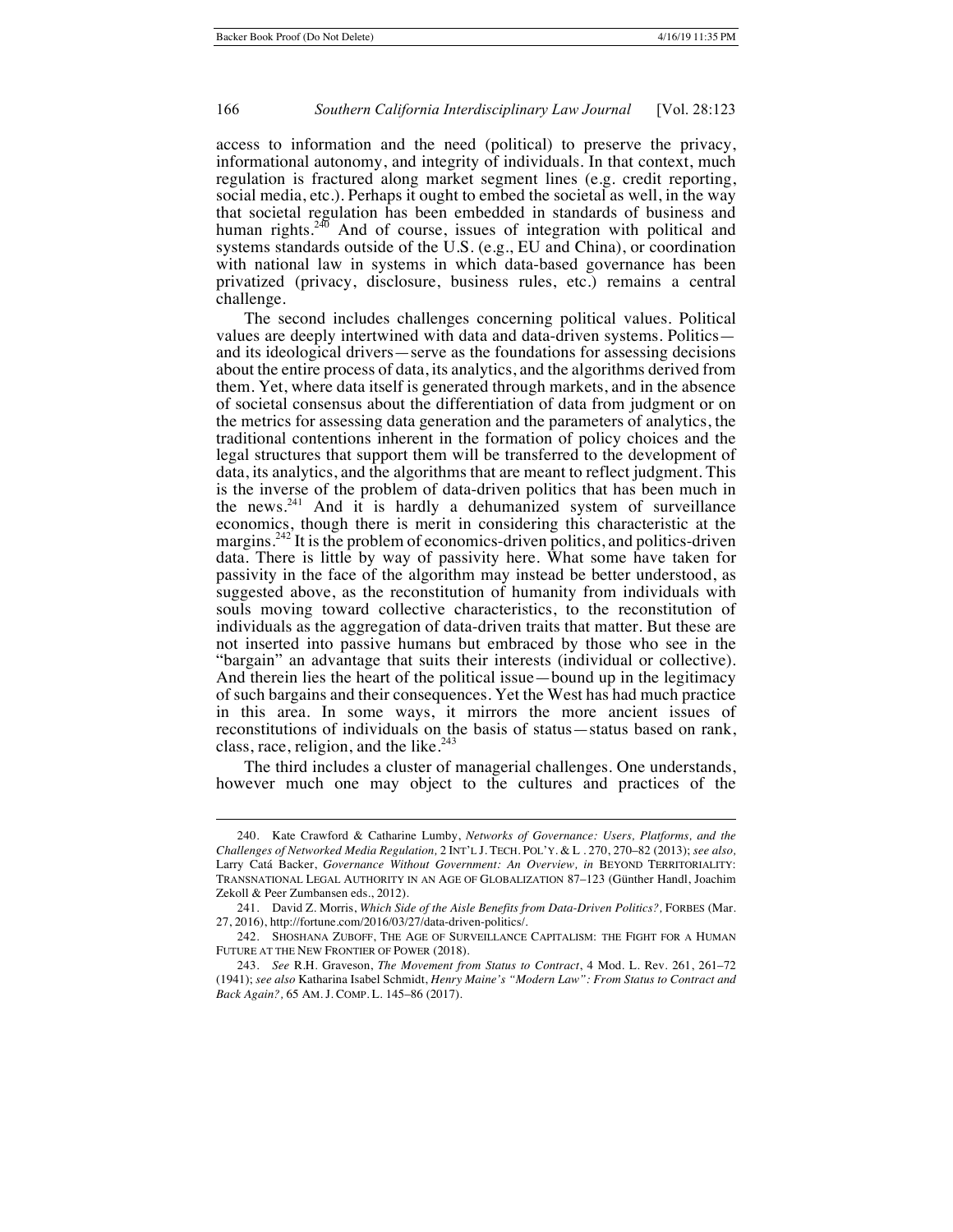access to information and the need (political) to preserve the privacy, informational autonomy, and integrity of individuals. In that context, much regulation is fractured along market segment lines (e.g. credit reporting, social media, etc.). Perhaps it ought to embed the societal as well, in the way that societal regulation has been embedded in standards of business and human rights.[240] And of course, issues of integration with political and systems standards outside of the U.S. (e.g., EU and China), or coordination with national law in systems in which data-based governance has been privatized (privacy, disclosure, business rules, etc.) remains a central challenge.

The second includes challenges concerning political values. Political values are deeply intertwined with data and data-driven systems. Politics—and its ideological drivers—serve as the foundations for assessing decisions about the entire process of data, its analytics, and the algorithms derived from them. Yet, where data itself is generated through markets, and in the absence of societal consensus about the differentiation of data from judgment or on the metrics for assessing data generation and the parameters of analytics, the traditional contentions inherent in the formation of policy choices and the legal structures that support them will be transferred to the development of data, its analytics, and the algorithms that are meant to reflect judgment. This is the inverse of the problem of data-driven politics that has been much in the news.[241] And it is hardly a dehumanized system of surveillance economics, though there is merit in considering this characteristic at the margins.[242] It is the problem of economics-driven politics, and politics-driven data. There is little by way of passivity here. What some have taken for passivity in the face of the algorithm may instead be better understood, as suggested above, as the reconstitution of humanity from individuals with souls moving toward collective characteristics, to the reconstitution of individuals as the aggregation of data-driven traits that matter. But these are not inserted into passive humans but embraced by those who see in the "bargain" an advantage that suits their interests (individual or collective). And therein lies the heart of the political issue—bound up in the legitimacy of such bargains and their consequences. Yet the West has had much practice in this area. In some ways, it mirrors the more ancient issues of reconstitutions of individuals on the basis of status—status based on rank, class, race, religion, and the like.[243]

The third includes a cluster of managerial challenges. One understands, however much one may object to the cultures and practices of the

---

240. Kate Crawford & Catharine Lumby, *Networks of Governance: Users, Platforms, and the Challenges of Networked Media Regulation,* 2 INT'L J. TECH. POL'Y. & L . 270, 270–82 (2013); *see also,* Larry Catá Backer, *Governance Without Government: An Overview, in* BEYOND TERRITORIALITY: TRANSNATIONAL LEGAL AUTHORITY IN AN AGE OF GLOBALIZATION 87–123 (Günther Handl, Joachim Zekoll & Peer Zumbansen eds., 2012).

241. David Z. Morris, *Which Side of the Aisle Benefits from Data-Driven Politics?,* FORBES (Mar. 27, 2016), http://fortune.com/2016/03/27/data-driven-politics/.

242. SHOSHANA ZUBOFF, THE AGE OF SURVEILLANCE CAPITALISM: THE FIGHT FOR A HUMAN FUTURE AT THE NEW FRONTIER OF POWER (2018).

243. *See* R.H. Graveson, *The Movement from Status to Contract*, 4 Mod. L. Rev. 261, 261–72 (1941); *see also* Katharina Isabel Schmidt, *Henry Maine's "Modern Law": From Status to Contract and Back Again?*, 65 AM. J. COMP. L. 145–86 (2017).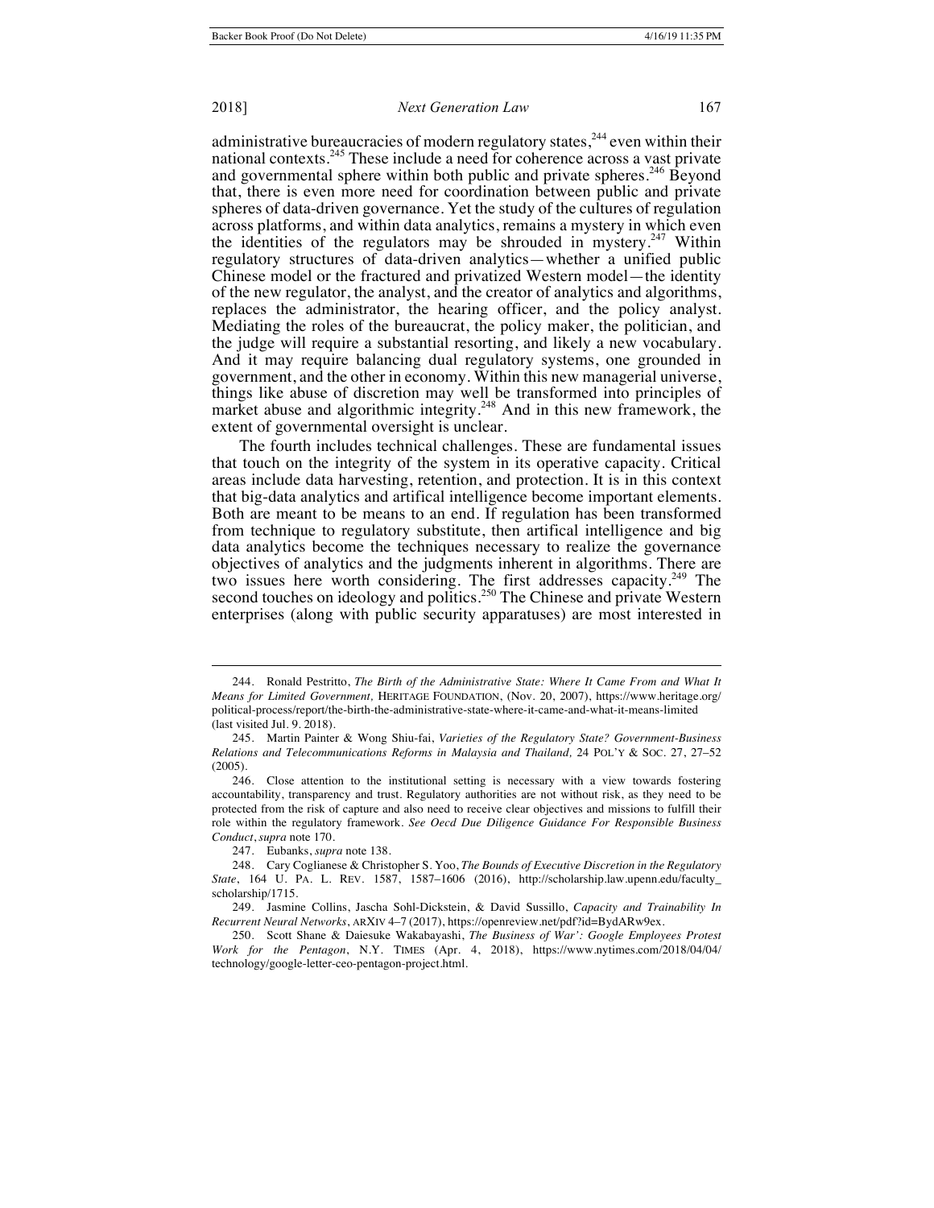administrative bureaucracies of modern regulatory states,[244] even within their national contexts.[245] These include a need for coherence across a vast private and governmental sphere within both public and private spheres.[246] Beyond that, there is even more need for coordination between public and private spheres of data-driven governance. Yet the study of the cultures of regulation across platforms, and within data analytics, remains a mystery in which even the identities of the regulators may be shrouded in mystery.[247] Within regulatory structures of data-driven analytics—whether a unified public Chinese model or the fractured and privatized Western model—the identity of the new regulator, the analyst, and the creator of analytics and algorithms, replaces the administrator, the hearing officer, and the policy analyst. Mediating the roles of the bureaucrat, the policy maker, the politician, and the judge will require a substantial resorting, and likely a new vocabulary. And it may require balancing dual regulatory systems, one grounded in government, and the other in economy. Within this new managerial universe, things like abuse of discretion may well be transformed into principles of market abuse and algorithmic integrity.[248] And in this new framework, the extent of governmental oversight is unclear.

The fourth includes technical challenges. These are fundamental issues that touch on the integrity of the system in its operative capacity. Critical areas include data harvesting, retention, and protection. It is in this context that big-data analytics and artifical intelligence become important elements. Both are meant to be means to an end. If regulation has been transformed from technique to regulatory substitute, then artifical intelligence and big data analytics become the techniques necessary to realize the governance objectives of analytics and the judgments inherent in algorithms. There are two issues here worth considering. The first addresses capacity.[249] The second touches on ideology and politics.[250] The Chinese and private Western enterprises (along with public security apparatuses) are most interested in

---

244. Ronald Pestritto, *The Birth of the Administrative State: Where It Came From and What It Means for Limited Government,* HERITAGE FOUNDATION, (Nov. 20, 2007), https://www.heritage.org/political-process/report/the-birth-the-administrative-state-where-it-came-and-what-it-means-limited (last visited Jul. 9. 2018).

245. Martin Painter & Wong Shiu-fai, *Varieties of the Regulatory State? Government-Business Relations and Telecommunications Reforms in Malaysia and Thailand,* 24 POL'Y & SOC. 27, 27–52 (2005).

246. Close attention to the institutional setting is necessary with a view towards fostering accountability, transparency and trust. Regulatory authorities are not without risk, as they need to be protected from the risk of capture and also need to receive clear objectives and missions to fulfill their role within the regulatory framework. *See Oecd Due Diligence Guidance For Responsible Business Conduct*, *supra* note 170.

247. Eubanks, *supra* note 138.

248. Cary Coglianese & Christopher S. Yoo, *The Bounds of Executive Discretion in the Regulatory State*, 164 U. PA. L. REV. 1587, 1587–1606 (2016), http://scholarship.law.upenn.edu/faculty_scholarship/1715.

249. Jasmine Collins, Jascha Sohl-Dickstein, & David Sussillo, *Capacity and Trainability In Recurrent Neural Networks*, ARXIV 4–7 (2017), https://openreview.net/pdf?id=BydARw9ex.

250. Scott Shane & Daiesuke Wakabayashi, *The Business of War': Google Employees Protest Work for the Pentagon*, N.Y. TIMES (Apr. 4, 2018), https://www.nytimes.com/2018/04/04/technology/google-letter-ceo-pentagon-project.html.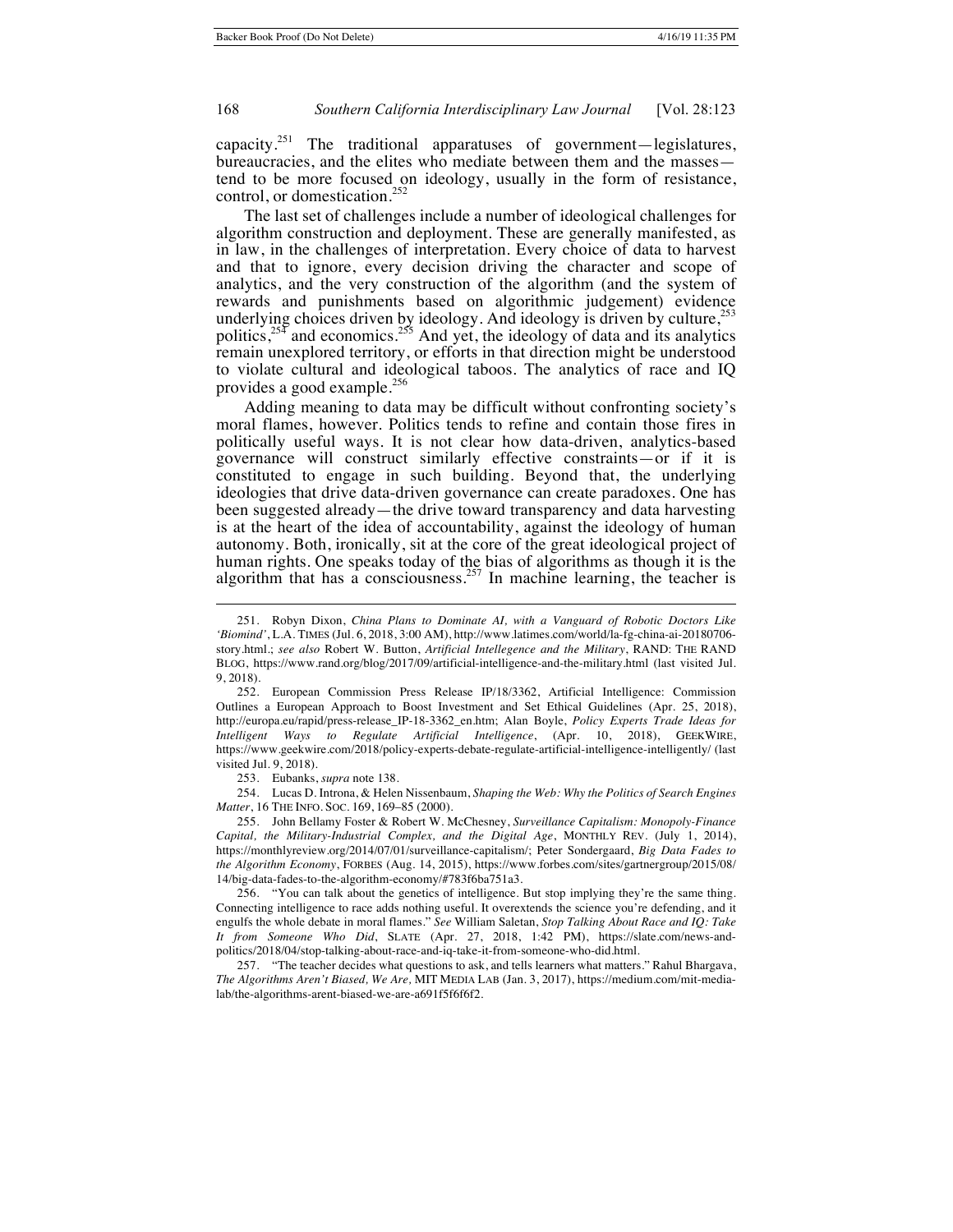capacity.[251] The traditional apparatuses of government—legislatures, bureaucracies, and the elites who mediate between them and the masses—tend to be more focused on ideology, usually in the form of resistance, control, or domestication.[252]

The last set of challenges include a number of ideological challenges for algorithm construction and deployment. These are generally manifested, as in law, in the challenges of interpretation. Every choice of data to harvest and that to ignore, every decision driving the character and scope of analytics, and the very construction of the algorithm (and the system of rewards and punishments based on algorithmic judgement) evidence underlying choices driven by ideology. And ideology is driven by culture,[253] politics,[254] and economics.[255] And yet, the ideology of data and its analytics remain unexplored territory, or efforts in that direction might be understood to violate cultural and ideological taboos. The analytics of race and IQ provides a good example.[256]

Adding meaning to data may be difficult without confronting society's moral flames, however. Politics tends to refine and contain those fires in politically useful ways. It is not clear how data-driven, analytics-based governance will construct similarly effective constraints—or if it is constituted to engage in such building. Beyond that, the underlying ideologies that drive data-driven governance can create paradoxes. One has been suggested already—the drive toward transparency and data harvesting is at the heart of the idea of accountability, against the ideology of human autonomy. Both, ironically, sit at the core of the great ideological project of human rights. One speaks today of the bias of algorithms as though it is the algorithm that has a consciousness.[257] In machine learning, the teacher is

---

251. Robyn Dixon, *China Plans to Dominate AI, with a Vanguard of Robotic Doctors Like 'Biomind'*, L.A. TIMES (Jul. 6, 2018, 3:00 AM), http://www.latimes.com/world/la-fg-china-ai-20180706-story.html.; *see also* Robert W. Button, *Artificial Intellegence and the Military*, RAND: THE RAND BLOG, https://www.rand.org/blog/2017/09/artificial-intelligence-and-the-military.html (last visited Jul. 9, 2018).

252. European Commission Press Release IP/18/3362, Artificial Intelligence: Commission Outlines a European Approach to Boost Investment and Set Ethical Guidelines (Apr. 25, 2018), http://europa.eu/rapid/press-release_IP-18-3362_en.htm; Alan Boyle, *Policy Experts Trade Ideas for Intelligent Ways to Regulate Artificial Intelligence*, (Apr. 10, 2018), GEEKWIRE, https://www.geekwire.com/2018/policy-experts-debate-regulate-artificial-intelligence-intelligently/ (last visited Jul. 9, 2018).

253. Eubanks, *supra* note 138.

254. Lucas D. Introna, & Helen Nissenbaum, *Shaping the Web: Why the Politics of Search Engines Matter*, 16 THE INFO. SOC. 169, 169–85 (2000).

255. John Bellamy Foster & Robert W. McChesney, *Surveillance Capitalism: Monopoly-Finance Capital, the Military-Industrial Complex, and the Digital Age*, MONTHLY REV. (July 1, 2014), https://monthlyreview.org/2014/07/01/surveillance-capitalism/; Peter Sondergaard, *Big Data Fades to the Algorithm Economy*, FORBES (Aug. 14, 2015), https://www.forbes.com/sites/gartnergroup/2015/08/14/big-data-fades-to-the-algorithm-economy/#783f6ba751a3.

256. "You can talk about the genetics of intelligence. But stop implying they're the same thing. Connecting intelligence to race adds nothing useful. It overextends the science you're defending, and it engulfs the whole debate in moral flames." *See* William Saletan, *Stop Talking About Race and IQ: Take It from Someone Who Did*, SLATE (Apr. 27, 2018, 1:42 PM), https://slate.com/news-and-politics/2018/04/stop-talking-about-race-and-iq-take-it-from-someone-who-did.html.

257. "The teacher decides what questions to ask, and tells learners what matters." Rahul Bhargava, *The Algorithms Aren't Biased, We Are,* MIT MEDIA LAB (Jan. 3, 2017), https://medium.com/mit-media-lab/the-algorithms-arent-biased-we-are-a691f5f6f6f2.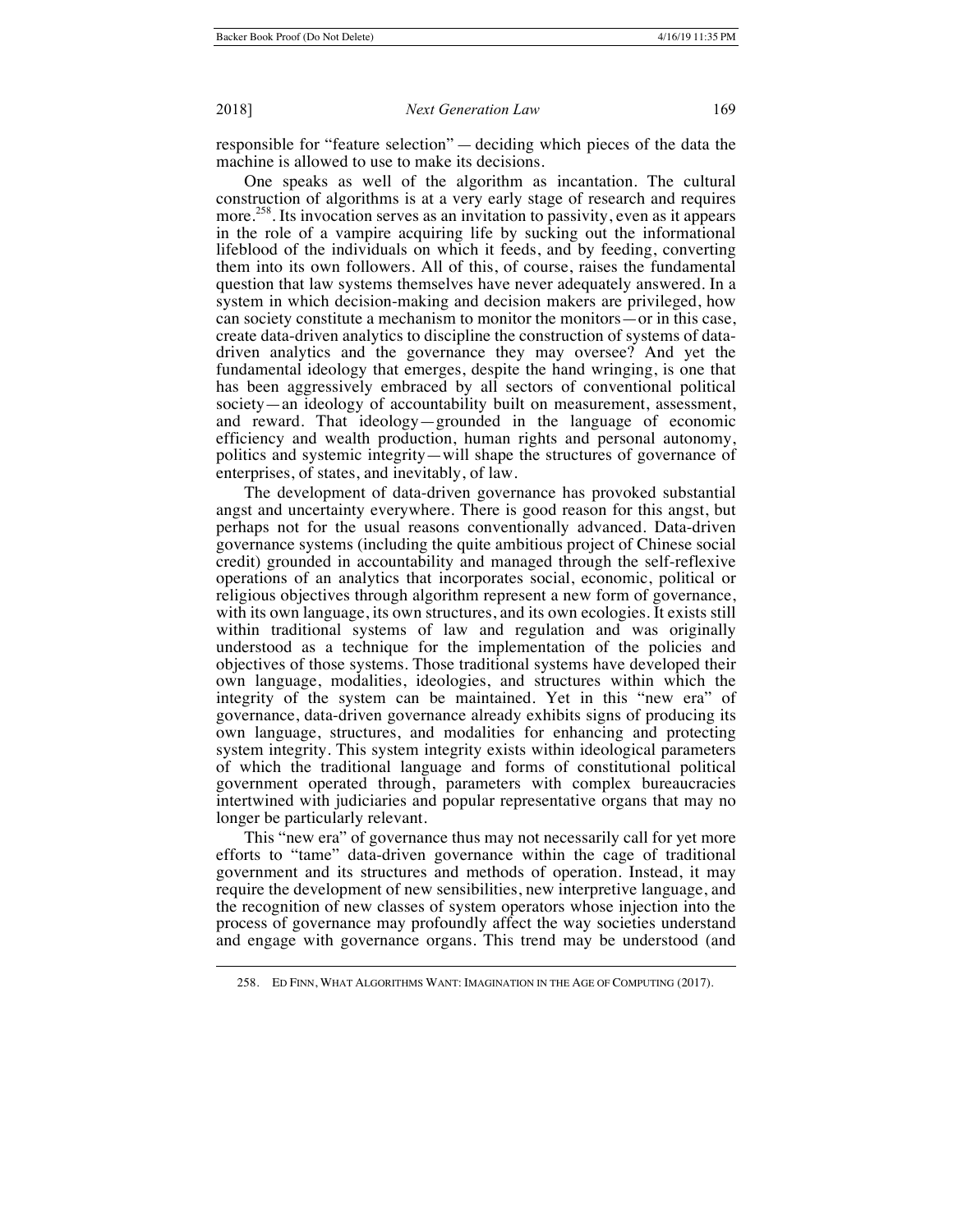responsible for "feature selection" — deciding which pieces of the data the machine is allowed to use to make its decisions.

One speaks as well of the algorithm as incantation. The cultural construction of algorithms is at a very early stage of research and requires more.[258]. Its invocation serves as an invitation to passivity, even as it appears in the role of a vampire acquiring life by sucking out the informational lifeblood of the individuals on which it feeds, and by feeding, converting them into its own followers. All of this, of course, raises the fundamental question that law systems themselves have never adequately answered. In a system in which decision-making and decision makers are privileged, how can society constitute a mechanism to monitor the monitors—or in this case, create data-driven analytics to discipline the construction of systems of data-driven analytics and the governance they may oversee? And yet the fundamental ideology that emerges, despite the hand wringing, is one that has been aggressively embraced by all sectors of conventional political society—an ideology of accountability built on measurement, assessment, and reward. That ideology—grounded in the language of economic efficiency and wealth production, human rights and personal autonomy, politics and systemic integrity—will shape the structures of governance of enterprises, of states, and inevitably, of law.

The development of data-driven governance has provoked substantial angst and uncertainty everywhere. There is good reason for this angst, but perhaps not for the usual reasons conventionally advanced. Data-driven governance systems (including the quite ambitious project of Chinese social credit) grounded in accountability and managed through the self-reflexive operations of an analytics that incorporates social, economic, political or religious objectives through algorithm represent a new form of governance, with its own language, its own structures, and its own ecologies. It exists still within traditional systems of law and regulation and was originally understood as a technique for the implementation of the policies and objectives of those systems. Those traditional systems have developed their own language, modalities, ideologies, and structures within which the integrity of the system can be maintained. Yet in this "new era" of governance, data-driven governance already exhibits signs of producing its own language, structures, and modalities for enhancing and protecting system integrity. This system integrity exists within ideological parameters of which the traditional language and forms of constitutional political government operated through, parameters with complex bureaucracies intertwined with judiciaries and popular representative organs that may no longer be particularly relevant.

This "new era" of governance thus may not necessarily call for yet more efforts to "tame" data-driven governance within the cage of traditional government and its structures and methods of operation. Instead, it may require the development of new sensibilities, new interpretive language, and the recognition of new classes of system operators whose injection into the process of governance may profoundly affect the way societies understand and engage with governance organs. This trend may be understood (and

---

258. ED FINN, WHAT ALGORITHMS WANT: IMAGINATION IN THE AGE OF COMPUTING (2017).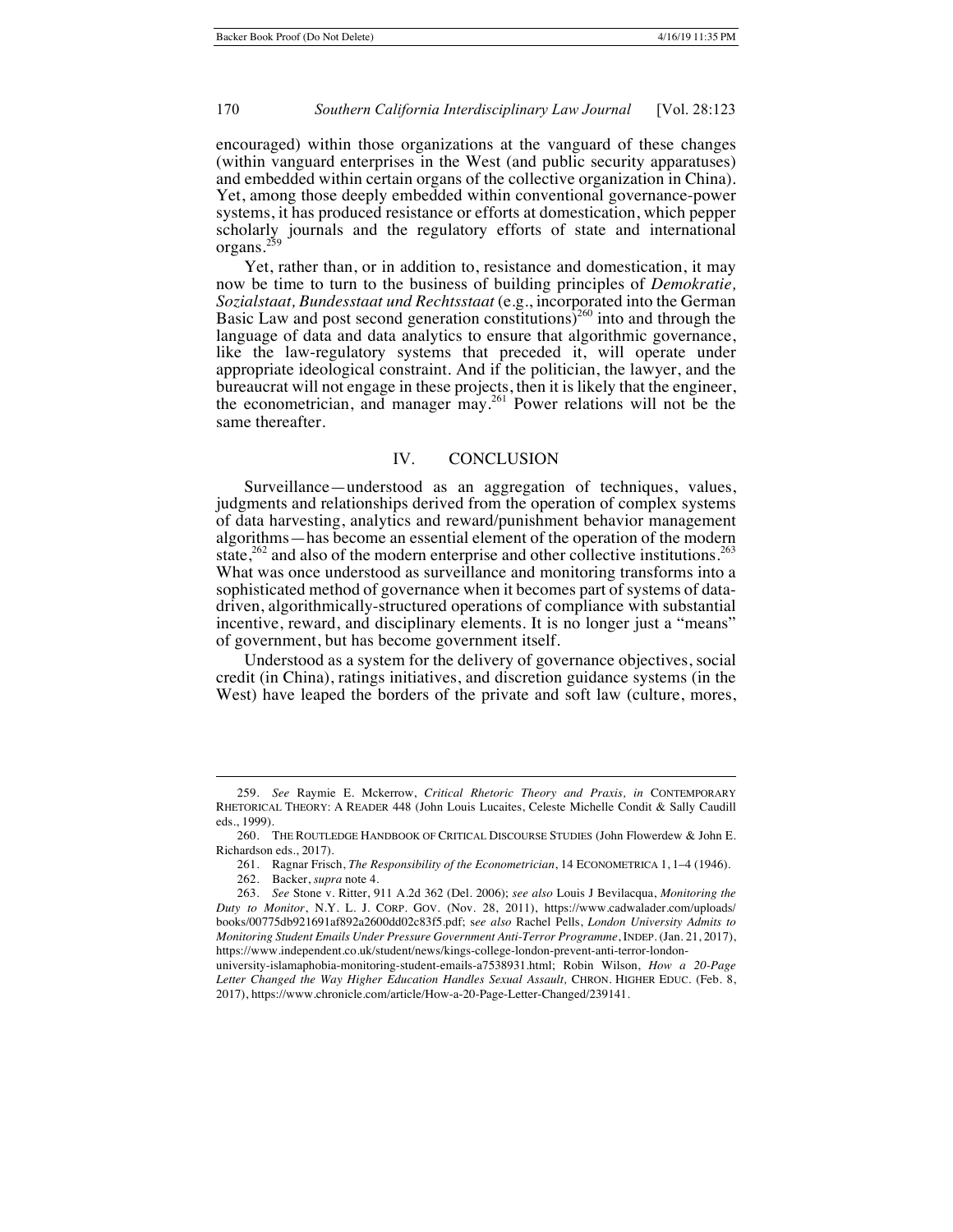encouraged) within those organizations at the vanguard of these changes (within vanguard enterprises in the West (and public security apparatuses) and embedded within certain organs of the collective organization in China). Yet, among those deeply embedded within conventional governance-power systems, it has produced resistance or efforts at domestication, which pepper scholarly journals and the regulatory efforts of state and international organs.[259]

Yet, rather than, or in addition to, resistance and domestication, it may now be time to turn to the business of building principles of *Demokratie, Sozialstaat, Bundesstaat und Rechtsstaat* (e.g., incorporated into the German Basic Law and post second generation constitutions)[260] into and through the language of data and data analytics to ensure that algorithmic governance, like the law-regulatory systems that preceded it, will operate under appropriate ideological constraint. And if the politician, the lawyer, and the bureaucrat will not engage in these projects, then it is likely that the engineer, the econometrician, and manager may.[261] Power relations will not be the same thereafter.

## IV. CONCLUSION

Surveillance—understood as an aggregation of techniques, values, judgments and relationships derived from the operation of complex systems of data harvesting, analytics and reward/punishment behavior management algorithms—has become an essential element of the operation of the modern state,[262] and also of the modern enterprise and other collective institutions.[263] What was once understood as surveillance and monitoring transforms into a sophisticated method of governance when it becomes part of systems of data-driven, algorithmically-structured operations of compliance with substantial incentive, reward, and disciplinary elements. It is no longer just a "means" of government, but has become government itself.

Understood as a system for the delivery of governance objectives, social credit (in China), ratings initiatives, and discretion guidance systems (in the West) have leaped the borders of the private and soft law (culture, mores,

---

259. *See* Raymie E. Mckerrow, *Critical Rhetoric Theory and Praxis*, *in* CONTEMPORARY RHETORICAL THEORY: A READER 448 (John Louis Lucaites, Celeste Michelle Condit & Sally Caudill eds., 1999).

260. THE ROUTLEDGE HANDBOOK OF CRITICAL DISCOURSE STUDIES (John Flowerdew & John E. Richardson eds., 2017).

261. Ragnar Frisch, *The Responsibility of the Econometrician*, 14 ECONOMETRICA 1, 1–4 (1946).

262. Backer, *supra* note 4.

263. *See* Stone v. Ritter, 911 A.2d 362 (Del. 2006); *see also* Louis J Bevilacqua, *Monitoring the Duty to Monitor*, N.Y. L. J. CORP. GOV. (Nov. 28, 2011), https://www.cadwalader.com/uploads/books/00775db921691af892a2600dd02c83f5.pdf; *see also* Rachel Pells, *London University Admits to Monitoring Student Emails Under Pressure Government Anti-Terror Programme*, INDEP. (Jan. 21, 2017), https://www.independent.co.uk/student/news/kings-college-london-prevent-anti-terror-london-university-islamaphobia-monitoring-student-emails-a7538931.html; Robin Wilson, *How a 20-Page Letter Changed the Way Higher Education Handles Sexual Assault,* CHRON. HIGHER EDUC. (Feb. 8, 2017), https://www.chronicle.com/article/How-a-20-Page-Letter-Changed/239141.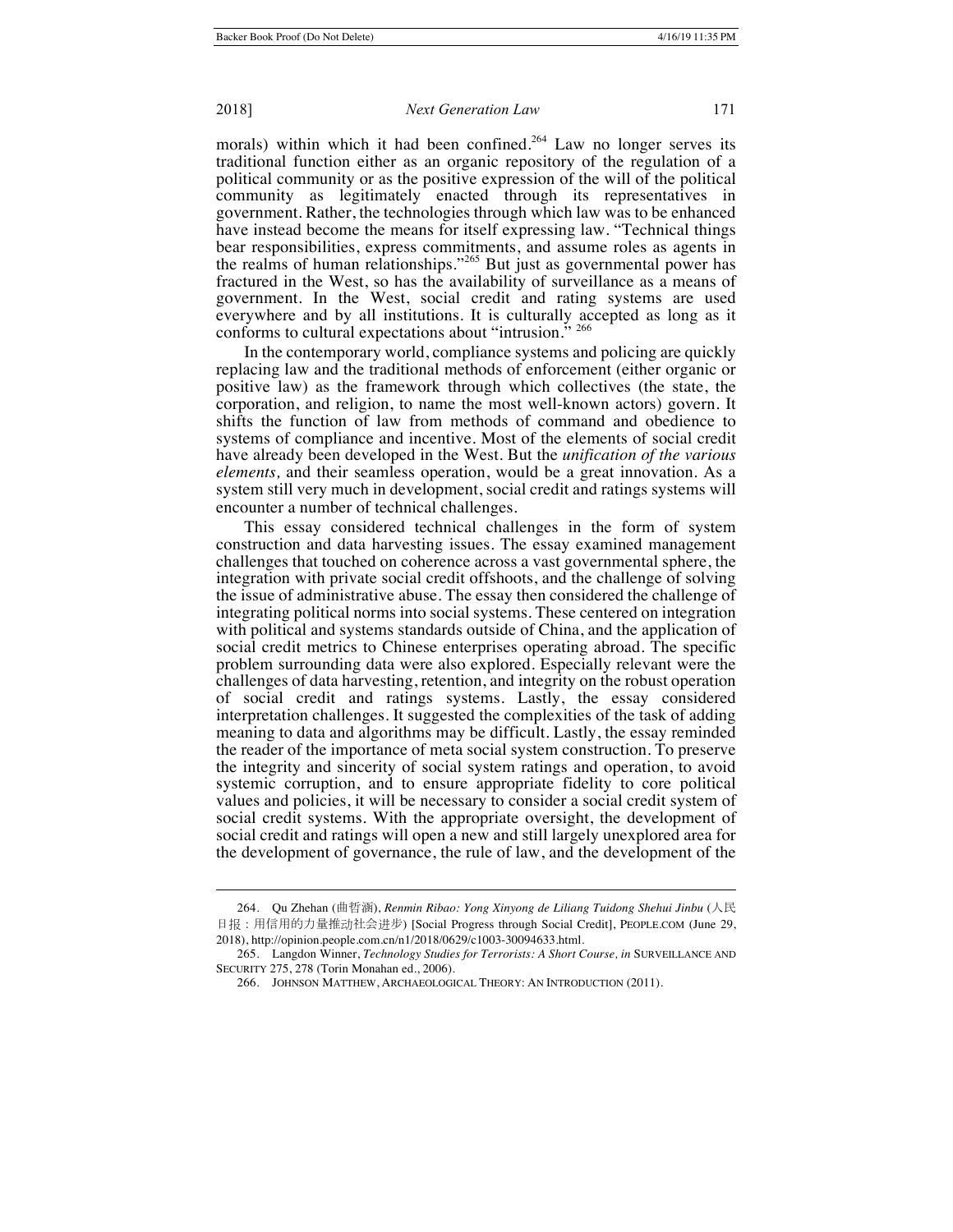morals) within which it had been confined.[264] Law no longer serves its traditional function either as an organic repository of the regulation of a political community or as the positive expression of the will of the political community as legitimately enacted through its representatives in government. Rather, the technologies through which law was to be enhanced have instead become the means for itself expressing law. "Technical things bear responsibilities, express commitments, and assume roles as agents in the realms of human relationships."[265] But just as governmental power has fractured in the West, so has the availability of surveillance as a means of government. In the West, social credit and rating systems are used everywhere and by all institutions. It is culturally accepted as long as it conforms to cultural expectations about "intrusion." [266]

In the contemporary world, compliance systems and policing are quickly replacing law and the traditional methods of enforcement (either organic or positive law) as the framework through which collectives (the state, the corporation, and religion, to name the most well-known actors) govern. It shifts the function of law from methods of command and obedience to systems of compliance and incentive. Most of the elements of social credit have already been developed in the West. But the *unification of the various elements,* and their seamless operation, would be a great innovation. As a system still very much in development, social credit and ratings systems will encounter a number of technical challenges.

This essay considered technical challenges in the form of system construction and data harvesting issues. The essay examined management challenges that touched on coherence across a vast governmental sphere, the integration with private social credit offshoots, and the challenge of solving the issue of administrative abuse. The essay then considered the challenge of integrating political norms into social systems. These centered on integration with political and systems standards outside of China, and the application of social credit metrics to Chinese enterprises operating abroad. The specific problem surrounding data were also explored. Especially relevant were the challenges of data harvesting, retention, and integrity on the robust operation of social credit and ratings systems. Lastly, the essay considered interpretation challenges. It suggested the complexities of the task of adding meaning to data and algorithms may be difficult. Lastly, the essay reminded the reader of the importance of meta social system construction. To preserve the integrity and sincerity of social system ratings and operation, to avoid systemic corruption, and to ensure appropriate fidelity to core political values and policies, it will be necessary to consider a social credit system of social credit systems. With the appropriate oversight, the development of social credit and ratings will open a new and still largely unexplored area for the development of governance, the rule of law, and the development of the

---

264. Qu Zhehan (曲哲涵), *Renmin Ribao: Yong Xinyong de Liliang Tuidong Shehui Jinbu* (人民日报：用信用的力量推动社会进步) [Social Progress through Social Credit], PEOPLE.COM (June 29, 2018), http://opinion.people.com.cn/n1/2018/0629/c1003-30094633.html.

265. Langdon Winner, *Technology Studies for Terrorists: A Short Course, in* SURVEILLANCE AND SECURITY 275, 278 (Torin Monahan ed., 2006).

266. JOHNSON MATTHEW, ARCHAEOLOGICAL THEORY: AN INTRODUCTION (2011).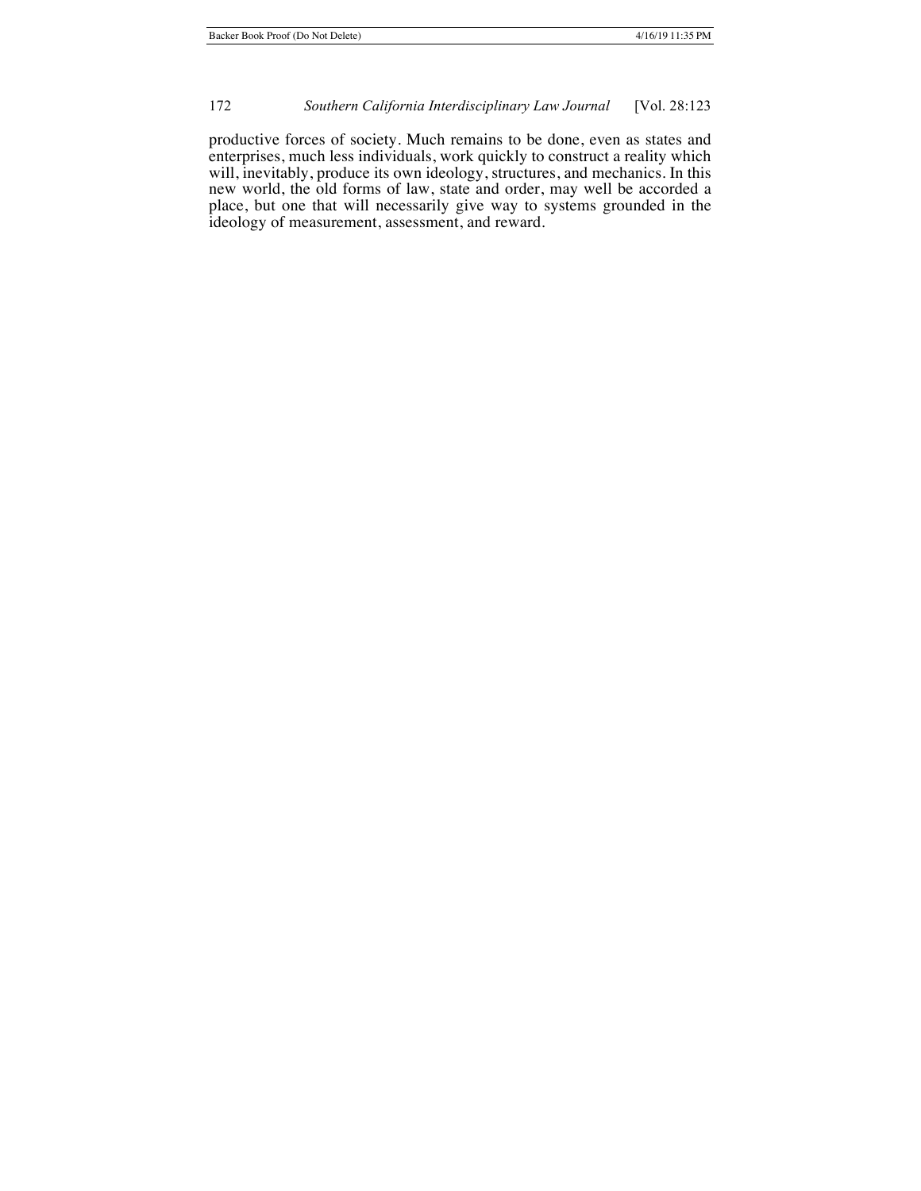productive forces of society. Much remains to be done, even as states and enterprises, much less individuals, work quickly to construct a reality which will, inevitably, produce its own ideology, structures, and mechanics. In this new world, the old forms of law, state and order, may well be accorded a place, but one that will necessarily give way to systems grounded in the ideology of measurement, assessment, and reward.